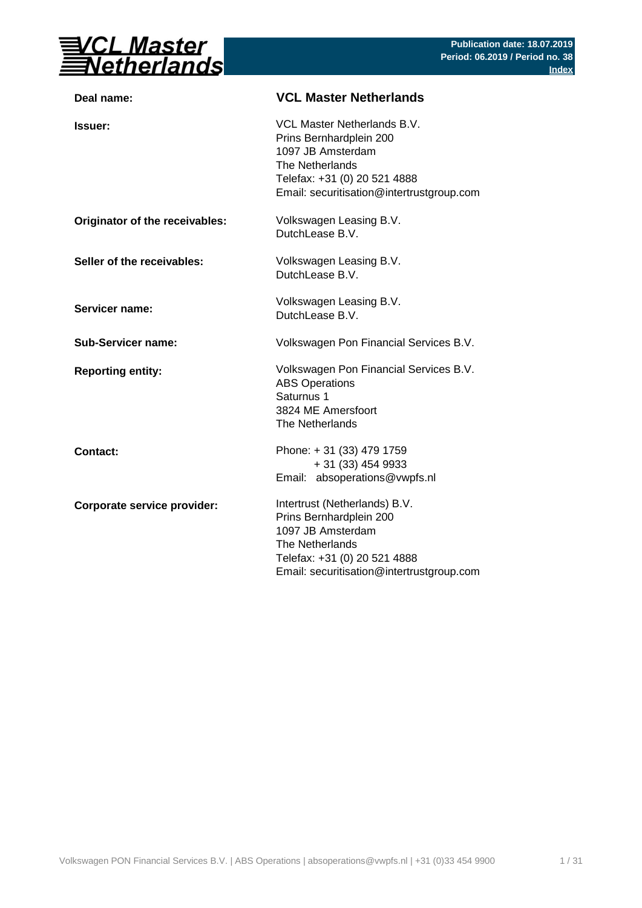**Publication date: 18.07.2019**
**Period: 06.2019 / Period no. 38**
**Index**

| | |
|---|---|
| **Deal name:** | **VCL Master Netherlands** |
| **Issuer:** | VCL Master Netherlands B.V.<br>Prins Bernhardplein 200<br>1097 JB Amsterdam<br>The Netherlands<br>Telefax: +31 (0) 20 521 4888<br>Email: securitisation@intertrustgroup.com |
| **Originator of the receivables:** | Volkswagen Leasing B.V.<br>DutchLease B.V. |
| **Seller of the receivables:** | Volkswagen Leasing B.V.<br>DutchLease B.V. |
| **Servicer name:** | Volkswagen Leasing B.V.<br>DutchLease B.V. |
| **Sub-Servicer name:** | Volkswagen Pon Financial Services B.V. |
| **Reporting entity:** | Volkswagen Pon Financial Services B.V.<br>ABS Operations<br>Saturnus 1<br>3824 ME Amersfoort<br>The Netherlands |
| **Contact:** | Phone: + 31 (33) 479 1759<br>+ 31 (33) 454 9933<br>Email: absoperations@vwpfs.nl |
| **Corporate service provider:** | Intertrust (Netherlands) B.V.<br>Prins Bernhardplein 200<br>1097 JB Amsterdam<br>The Netherlands<br>Telefax: +31 (0) 20 521 4888<br>Email: securitisation@intertrustgroup.com |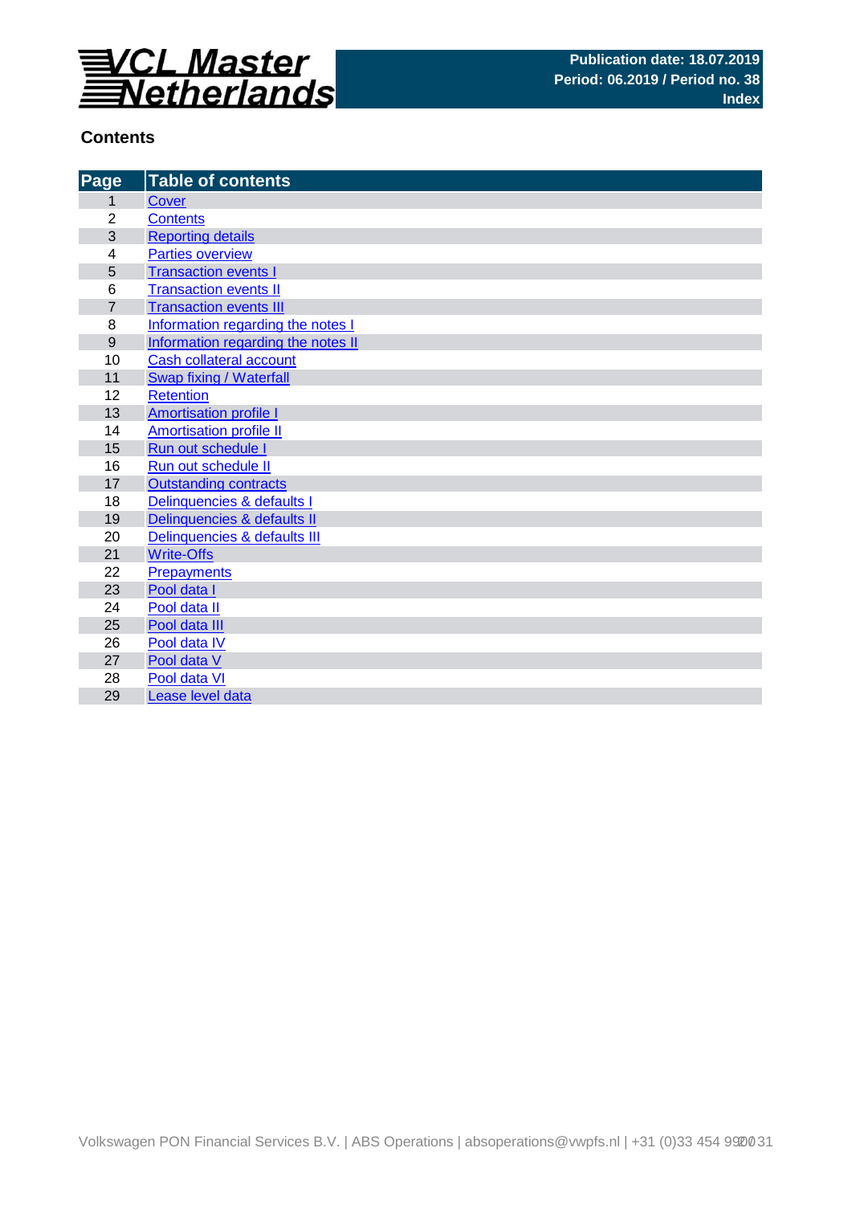VCL Master Netherlands

**Publication date: 18.07.2019**
**Period: 06.2019 / Period no. 38**
**Index**

## Contents

| Page | Table of contents |
|---|---|
| 1 | Cover |
| 2 | Contents |
| 3 | Reporting details |
| 4 | Parties overview |
| 5 | Transaction events I |
| 6 | Transaction events II |
| 7 | Transaction events III |
| 8 | Information regarding the notes I |
| 9 | Information regarding the notes II |
| 10 | Cash collateral account |
| 11 | Swap fixing / Waterfall |
| 12 | Retention |
| 13 | Amortisation profile I |
| 14 | Amortisation profile II |
| 15 | Run out schedule I |
| 16 | Run out schedule II |
| 17 | Outstanding contracts |
| 18 | Delinquencies & defaults I |
| 19 | Delinquencies & defaults II |
| 20 | Delinquencies & defaults III |
| 21 | Write-Offs |
| 22 | Prepayments |
| 23 | Pool data I |
| 24 | Pool data II |
| 25 | Pool data III |
| 26 | Pool data IV |
| 27 | Pool data V |
| 28 | Pool data VI |
| 29 | Lease level data |

Volkswagen PON Financial Services B.V. | ABS Operations | absoperations@vwpfs.nl | +31 (0)33 454 9900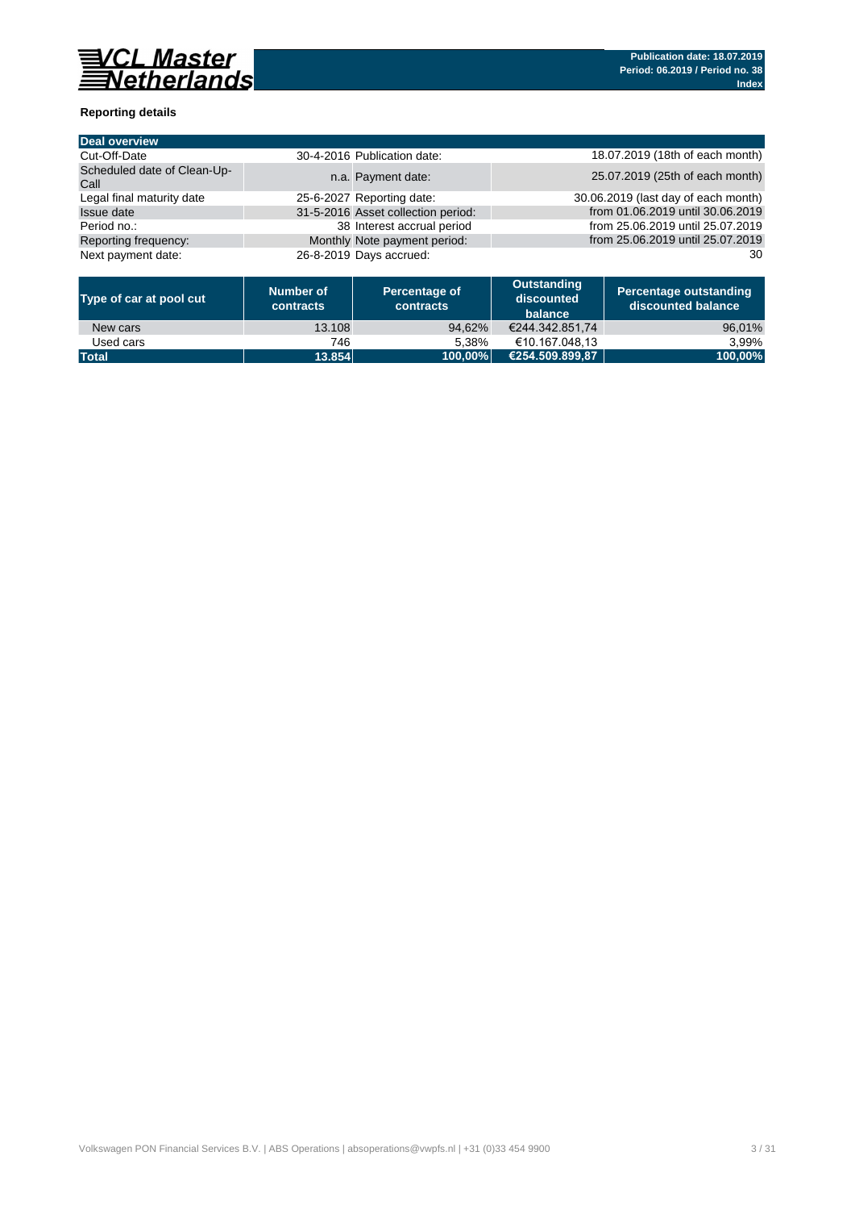**Reporting details**

| Deal overview | | | |
|---|---|---|---|
| Cut-Off-Date | 30-4-2016 | Publication date: | 18.07.2019 (18th of each month) |
| Scheduled date of Clean-Up-Call | n.a. | Payment date: | 25.07.2019 (25th of each month) |
| Legal final maturity date | 25-6-2027 | Reporting date: | 30.06.2019 (last day of each month) |
| Issue date | 31-5-2016 | Asset collection period: | from 01.06.2019 until 30.06.2019 |
| Period no.: | 38 | Interest accrual period | from 25.06.2019 until 25.07.2019 |
| Reporting frequency: | Monthly | Note payment period: | from 25.06.2019 until 25.07.2019 |
| Next payment date: | 26-8-2019 | Days accrued: | 30 |

| Type of car at pool cut | Number of contracts | Percentage of contracts | Outstanding discounted balance | Percentage outstanding discounted balance |
|---|---|---|---|---|
| New cars | 13.108 | 94,62% | €244.342.851,74 | 96,01% |
| Used cars | 746 | 5,38% | €10.167.048,13 | 3,99% |
| **Total** | **13.854** | **100,00%** | **€254.509.899,87** | **100,00%** |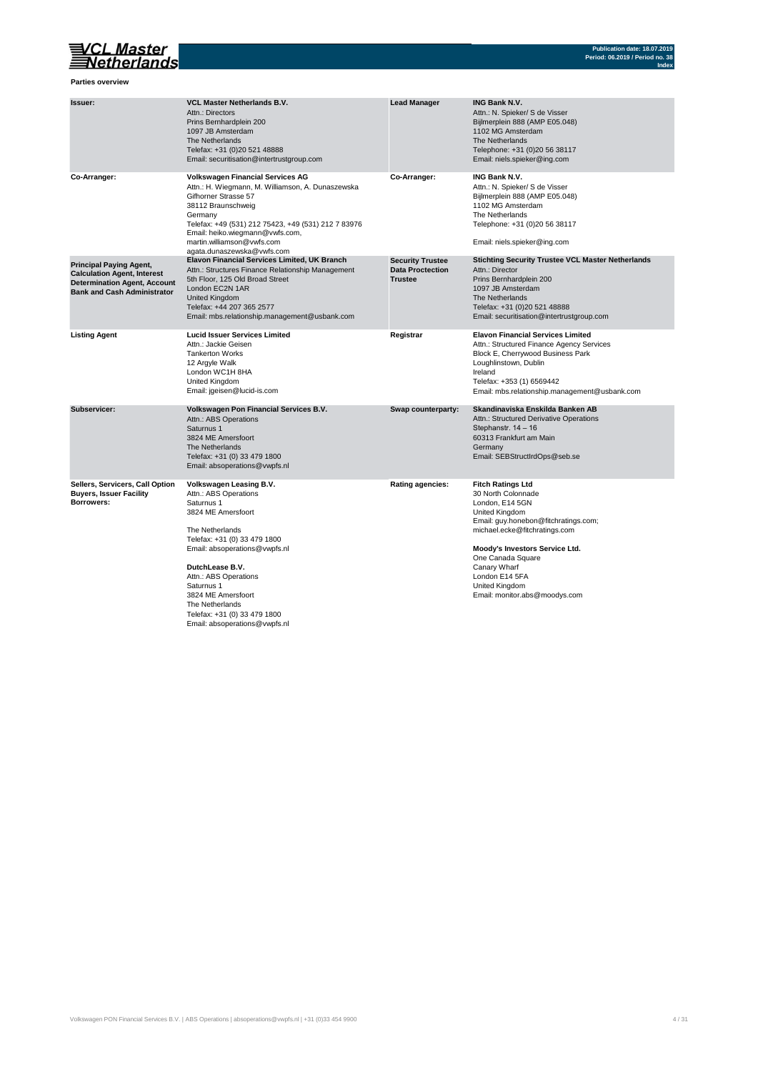**Parties overview**

| | | | |
|---|---|---|---|
| **Issuer:** | **VCL Master Netherlands B.V.**<br>Attn.: Directors<br>Prins Bernhardplein 200<br>1097 JB Amsterdam<br>The Netherlands<br>Telefax: +31 (0)20 521 48888<br>Email: securitisation@intertrustgroup.com | **Lead Manager** | **ING Bank N.V.**<br>Attn.: N. Spieker/ S de Visser<br>Bijlmerplein 888 (AMP E05.048)<br>1102 MG Amsterdam<br>The Netherlands<br>Telephone: +31 (0)20 56 38117<br>Email: niels.spieker@ing.com |
| **Co-Arranger:** | **Volkswagen Financial Services AG**<br>Attn.: H. Wiegmann, M. Williamson, A. Dunaszewska<br>Gifhorner Strasse 57<br>38112 Braunschweig<br>Germany<br>Telefax: +49 (531) 212 75423, +49 (531) 212 7 83976<br>Email: heiko.wiegmann@vwfs.com,<br>martin.williamson@vwfs.com<br>agata.dunaszewska@vwfs.com | **Co-Arranger:** | **ING Bank N.V.**<br>Attn.: N. Spieker/ S de Visser<br>Bijlmerplein 888 (AMP E05.048)<br>1102 MG Amsterdam<br>The Netherlands<br>Telephone: +31 (0)20 56 38117<br>Email: niels.spieker@ing.com |
| **Principal Paying Agent, Calculation Agent, Interest Determination Agent, Account Bank and Cash Administrator** | **Elavon Financial Services Limited, UK Branch**<br>Attn.: Structures Finance Relationship Management<br>5th Floor, 125 Old Broad Street<br>London EC2N 1AR<br>United Kingdom<br>Telefax: +44 207 365 2577<br>Email: mbs.relationship.management@usbank.com | **Security Trustee Data Proctection Trustee** | **Stichting Security Trustee VCL Master Netherlands**<br>Attn.: Director<br>Prins Bernhardplein 200<br>1097 JB Amsterdam<br>The Netherlands<br>Telefax: +31 (0)20 521 48888<br>Email: securitisation@intertrustgroup.com |
| **Listing Agent** | **Lucid Issuer Services Limited**<br>Attn.: Jackie Geisen<br>Tankerton Works<br>12 Argyle Walk<br>London WC1H 8HA<br>United Kingdom<br>Email: jgeisen@lucid-is.com | **Registrar** | **Elavon Financial Services Limited**<br>Attn.: Structured Finance Agency Services<br>Block E, Cherrywood Business Park<br>Loughlinstown, Dublin<br>Ireland<br>Telefax: +353 (1) 6569442<br>Email: mbs.relationship.management@usbank.com |
| **Subservicer:** | **Volkswagen Pon Financial Services B.V.**<br>Attn.: ABS Operations<br>Saturnus 1<br>3824 ME Amersfoort<br>The Netherlands<br>Telefax: +31 (0) 33 479 1800<br>Email: absoperations@vwpfs.nl | **Swap counterparty:** | **Skandinaviska Enskilda Banken AB**<br>Attn.: Structured Derivative Operations<br>Stephanstr. 14 – 16<br>60313 Frankfurt am Main<br>Germany<br>Email: SEBStructIrdOps@seb.se |
| **Sellers, Servicers, Call Option Buyers, Issuer Facility Borrowers:** | **Volkswagen Leasing B.V.**<br>Attn.: ABS Operations<br>Saturnus 1<br>3824 ME Amersfoort<br><br>The Netherlands<br>Telefax: +31 (0) 33 479 1800<br>Email: absoperations@vwpfs.nl<br><br>**DutchLease B.V.**<br>Attn.: ABS Operations<br>Saturnus 1<br>3824 ME Amersfoort<br>The Netherlands<br>Telefax: +31 (0) 33 479 1800<br>Email: absoperations@vwpfs.nl | **Rating agencies:** | **Fitch Ratings Ltd**<br>30 North Colonnade<br>London, E14 5GN<br>United Kingdom<br>Email: guy.honebon@fitchratings.com;<br>michael.ecke@fitchratings.com<br><br>**Moody's Investors Service Ltd.**<br>One Canada Square<br>Canary Wharf<br>London E14 5FA<br>United Kingdom<br>Email: monitor.abs@moodys.com |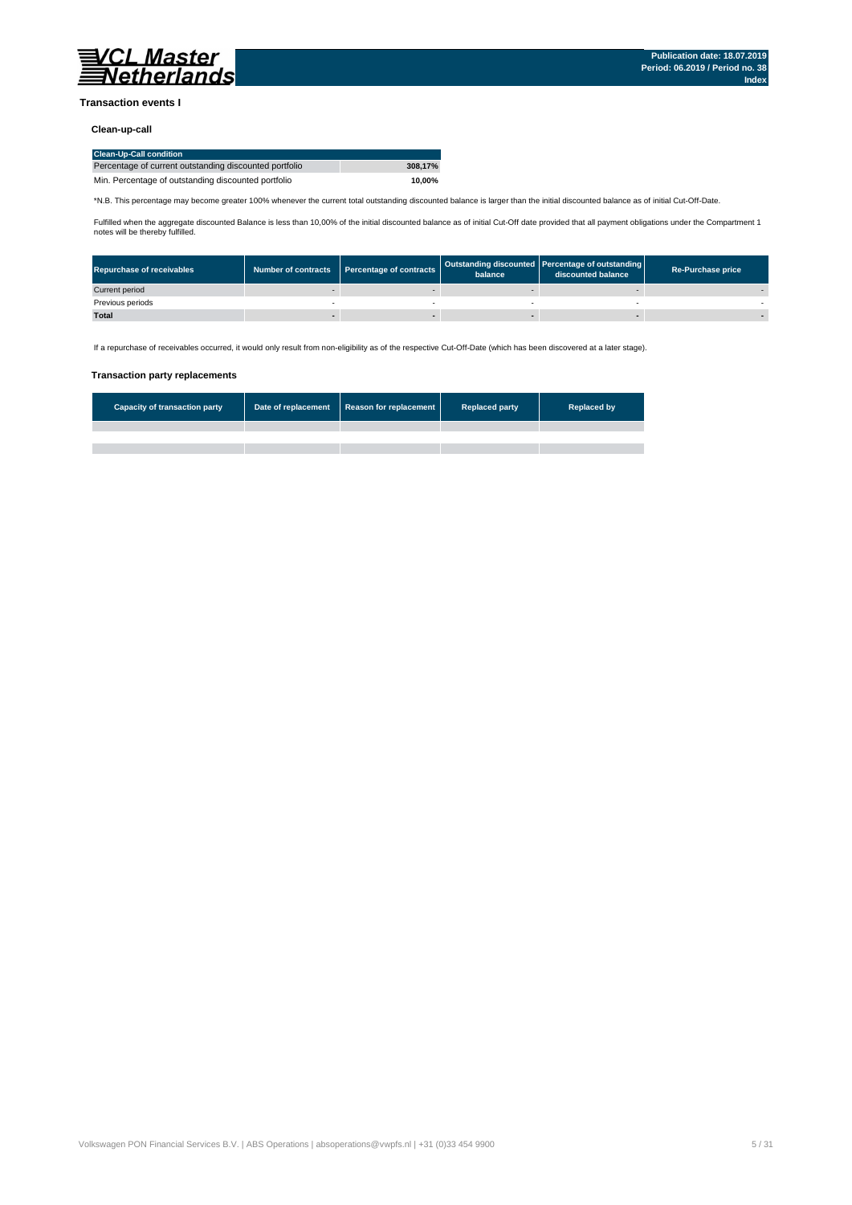# Transaction events I

## Clean-up-call

| Clean-Up-Call condition | |
|---|---|
| Percentage of current outstanding discounted portfolio | **308,17%** |
| Min. Percentage of outstanding discounted portfolio | **10,00%** |

*N.B. This percentage may become greater 100% whenever the current total outstanding discounted balance is larger than the initial discounted balance as of initial Cut-Off-Date.

Fulfilled when the aggregate discounted Balance is less than 10,00% of the initial discounted balance as of initial Cut-Off date provided that all payment obligations under the Compartment 1 notes will be thereby fulfilled.

| Repurchase of receivables | Number of contracts | Percentage of contracts | Outstanding discounted balance | Percentage of outstanding discounted balance | Re-Purchase price |
|---|---|---|---|---|---|
| Current period | - | - | - | - | - |
| Previous periods | - | - | - | - | - |
| **Total** | **-** | **-** | **-** | **-** | **-** |

If a repurchase of receivables occurred, it would only result from non-eligibility as of the respective Cut-Off-Date (which has been discovered at a later stage).

## Transaction party replacements

| Capacity of transaction party | Date of replacement | Reason for replacement | Replaced party | Replaced by |
|---|---|---|---|---|
| | | | | |
| | | | | |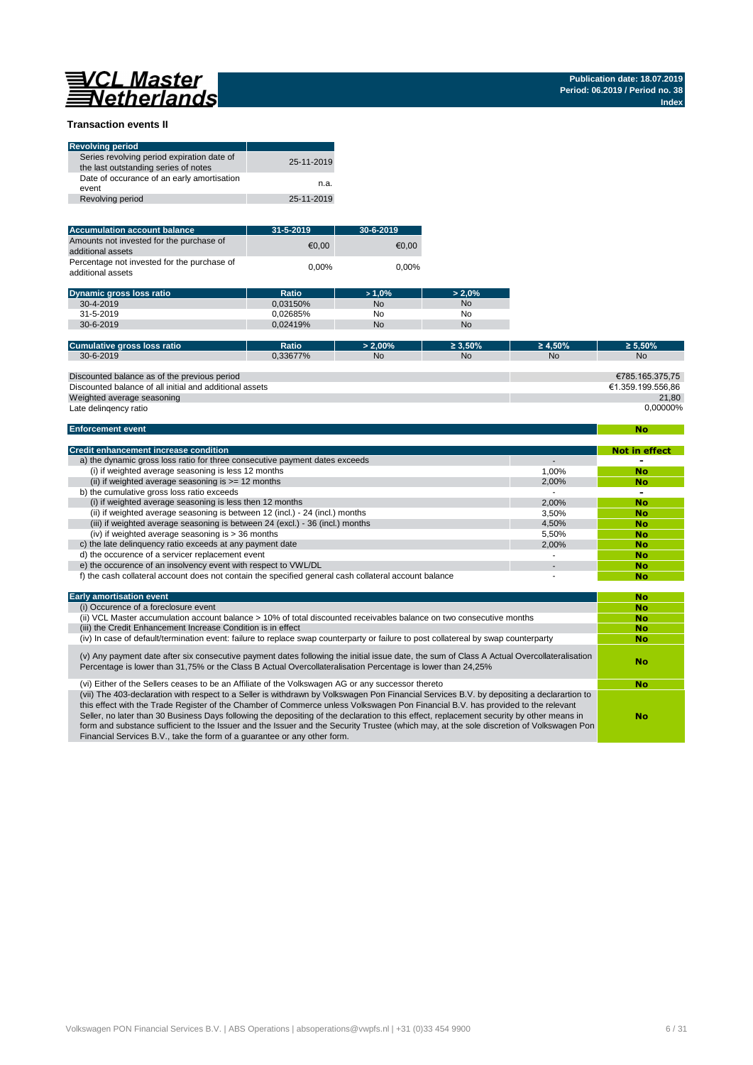VCL Master Netherlands

Publication date: 18.07.2019
Period: 06.2019 / Period no. 38
Index

## Transaction events II

| Revolving period | |
|---|---|
| Series revolving period expiration date of the last outstanding series of notes | 25-11-2019 |
| Date of occurance of an early amortisation event | n.a. |
| Revolving period | 25-11-2019 |

| Accumulation account balance | 31-5-2019 | 30-6-2019 |
|---|---|---|
| Amounts not invested for the purchase of additional assets | €0,00 | €0,00 |
| Percentage not invested for the purchase of additional assets | 0,00% | 0,00% |

| Dynamic gross loss ratio | Ratio | > 1,0% | > 2,0% |
|---|---|---|---|
| 30-4-2019 | 0,03150% | No | No |
| 31-5-2019 | 0,02685% | No | No |
| 30-6-2019 | 0,02419% | No | No |

| Cumulative gross loss ratio | Ratio | > 2,00% | ≥ 3,50% | ≥ 4,50% | ≥ 5,50% |
|---|---|---|---|---|---|
| 30-6-2019 | 0,33677% | No | No | No | No |

| | |
|---|---|
| Discounted balance as of the previous period | €785.165.375,75 |
| Discounted balance of all initial and additional assets | €1.359.199.556,86 |
| Weighted average seasoning | 21,80 |
| Late delinqency ratio | 0,00000% |

| Enforcement event | No |
|---|---|

| Credit enhancement increase condition | | Not in effect |
|---|---|---|
| a) the dynamic gross loss ratio for three consecutive payment dates exceeds | - | - |
| (i) if weighted average seasoning is less 12 months | 1,00% | No |
| (ii) if weighted average seasoning is >= 12 months | 2,00% | No |
| b) the cumulative gross loss ratio exceeds | - | - |
| (i) if weighted average seasoning is less then 12 months | 2,00% | No |
| (ii) if weighted average seasoning is between 12 (incl.) - 24 (incl.) months | 3,50% | No |
| (iii) if weighted average seasoning is between 24 (excl.) - 36 (incl.) months | 4,50% | No |
| (iv) if weighted average seasoning is > 36 months | 5,50% | No |
| c) the late delinquency ratio exceeds at any payment date | 2,00% | No |
| d) the occurence of a servicer replacement event | - | No |
| e) the occurence of an insolvency event with respect to VWL/DL | - | No |
| f) the cash collateral account does not contain the specified general cash collateral account balance | - | No |

| Early amortisation event | No |
|---|---|
| (i) Occurence of a foreclosure event | No |
| (ii) VCL Master accumulation account balance > 10% of total discounted receivables balance on two consecutive months | No |
| (iii) the Credit Enhancement Increase Condition is in effect | No |
| (iv) In case of default/termination event: failure to replace swap counterparty or failure to post collatereal by swap counterparty | No |
| (v) Any payment date after six consecutive payment dates following the initial issue date, the sum of Class A Actual Overcollateralisation Percentage is lower than 31,75% or the Class B Actual Overcollateralisation Percentage is lower than 24,25% | No |
| (vi) Either of the Sellers ceases to be an Affiliate of the Volkswagen AG or any successor thereto | No |
| (vii) The 403-declaration with respect to a Seller is withdrawn by Volkswagen Pon Financial Services B.V. by depositing a declarartion to this effect with the Trade Register of the Chamber of Commerce unless Volkswagen Pon Financial B.V. has provided to the relevant Seller, no later than 30 Business Days following the depositing of the declaration to this effect, replacement security by other means in form and substance sufficient to the Issuer and the Issuer and the Security Trustee (which may, at the sole discretion of Volkswagen Pon Financial Services B.V., take the form of a guarantee or any other form. | No |

Volkswagen PON Financial Services B.V. | ABS Operations | absoperations@vwpfs.nl | +31 (0)33 454 9900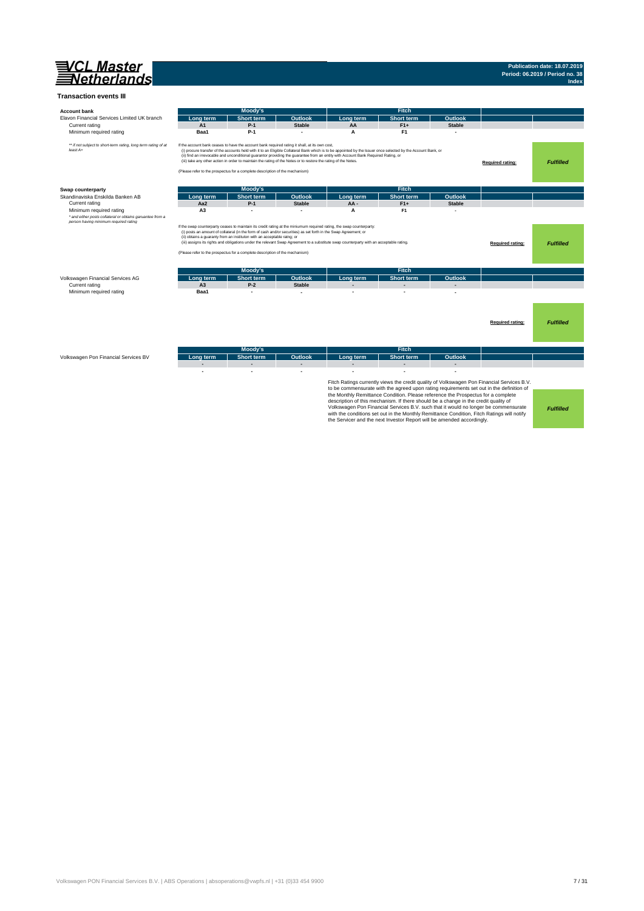**VCL Master Netherlands**

**Publication date: 18.07.2019**
**Period: 06.2019 / Period no. 38**
**Index**

## Transaction events III

**Account bank**

| Elavon Financial Services Limited UK branch | Moody's Long term | Moody's Short term | Moody's Outlook | Fitch Long term | Fitch Short term | Fitch Outlook |
|---|---|---|---|---|---|---|
| Current rating | A1 | P-1 | Stable | AA | F1+ | Stable |
| Minimum required rating | Baa1 | P-1 | - | A | F1 | - |

*** if not subject to short-term rating, long term rating of at least A+*

If the account bank ceases to have the account bank required rating it shall, at its own cost,
(i) procure transfer of the accounts held with it to an Eligible Collateral Bank which is to be appointed by the Issuer once selected by the Account Bank, or
(ii) find an irrevocable and unconditional guarantor providing the guarantee from an entity with Account Bank Required Rating, or
(iii) take any other action in order to maintain the rating of the Notes or to restore the rating of the Notes.

(Please refer to the prospectus for a complete description of the mechanism)

**Required rating:** ***Fulfilled***

**Swap counterparty**

| Skandinaviska Enskilda Banken AB | Moody's Long term | Moody's Short term | Moody's Outlook | Fitch Long term | Fitch Short term | Fitch Outlook |
|---|---|---|---|---|---|---|
| Current rating | Aa2 | P-1 | Stable | AA - | F1+ | Stable |
| Minimum required rating | A3 | - | - | A | F1 | - |

** and either posts collateral or obtains garuantee from a person having minimum required rating*

If the swap counterparty ceases to maintain its credit rating at the miniumum required rating, the swap counterparty:
(i) posts an amount of collateral (in the form of cash and/or securities) as set forth in the Swap Agreement; or
(ii) obtains a guaranty from an instituton with an acceptable ratng; or
(iii) assigns its rights and obligations under the relevant Swap Agreement to a substitute swap counterparty with an acceptable rating.

(Please refer to the prospectus for a complete description of the mechanism)

**Required rating:** ***Fulfilled***

| Volkswagen Financial Services AG | Moody's Long term | Moody's Short term | Moody's Outlook | Fitch Long term | Fitch Short term | Fitch Outlook |
|---|---|---|---|---|---|---|
| Current rating | A3 | P-2 | Stable | - | - | - |
| Minimum required rating | Baa1 | - | - | - | - | - |

**Required rating:** ***Fulfilled***

| Volkswagen Pon Financial Services BV | Moody's Long term | Moody's Short term | Moody's Outlook | Fitch Long term | Fitch Short term | Fitch Outlook |
|---|---|---|---|---|---|---|
| | - | - | - | - | - | - |
| | - | - | - | - | - | - |

Fitch Ratings currently views the credit quality of Volkswagen Pon Financial Services B.V. to be commensurate with the agreed upon rating requirements set out in the definition of the Monthly Remittance Condition. Please reference the Prospectus for a complete description of this mechanism. If there should be a change in the credit quality of Volkswagen Pon Financial Services B.V. such that it would no longer be commensurate with the conditions set out in the Monthly Remittance Condition, Fitch Ratings will notify the Servicer and the next Investor Report will be amended accordingly.

***Fulfilled***

Volkswagen PON Financial Services B.V. | ABS Operations | absoperations@vwpfs.nl | +31 (0)33 454 9900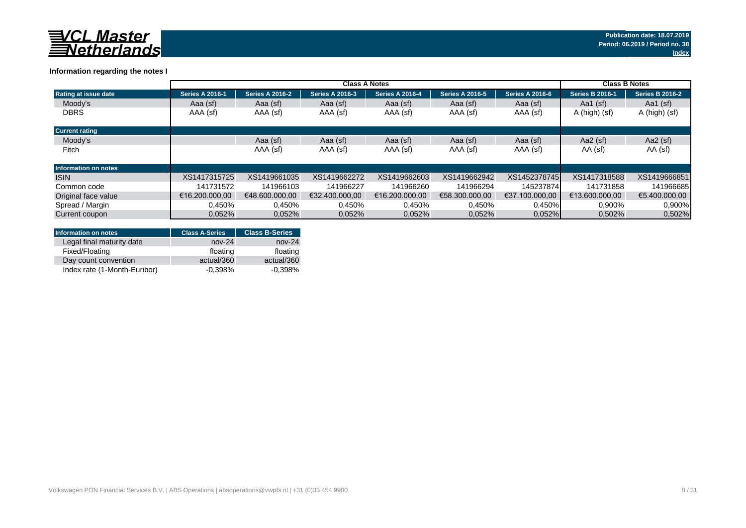VCL Master Netherlands

Publication date: 18.07.2019
Period: 06.2019 / Period no. 38
Index

### Information regarding the notes I

| | Class A Notes | | | | | | Class B Notes | |
|---|---|---|---|---|---|---|---|---|
| **Rating at issue date** | **Series A 2016-1** | **Series A 2016-2** | **Series A 2016-3** | **Series A 2016-4** | **Series A 2016-5** | **Series A 2016-6** | **Series B 2016-1** | **Series B 2016-2** |
| Moody's | Aaa (sf) | Aaa (sf) | Aaa (sf) | Aaa (sf) | Aaa (sf) | Aaa (sf) | Aa1 (sf) | Aa1 (sf) |
| DBRS | AAA (sf) | AAA (sf) | AAA (sf) | AAA (sf) | AAA (sf) | AAA (sf) | A (high) (sf) | A (high) (sf) |
| **Current rating** | | | | | | | | |
| Moody's | | Aaa (sf) | Aaa (sf) | Aaa (sf) | Aaa (sf) | Aaa (sf) | Aa2 (sf) | Aa2 (sf) |
| Fitch | | AAA (sf) | AAA (sf) | AAA (sf) | AAA (sf) | AAA (sf) | AA (sf) | AA (sf) |
| **Information on notes** | | | | | | | | |
| ISIN | XS1417315725 | XS1419661035 | XS1419662272 | XS1419662603 | XS1419662942 | XS1452378745 | XS1417318588 | XS1419666851 |
| Common code | 141731572 | 141966103 | 141966227 | 141966260 | 141966294 | 145237874 | 141731858 | 141966685 |
| Original face value | €16.200.000,00 | €48.600.000,00 | €32.400.000,00 | €16.200.000,00 | €58.300.000,00 | €37.100.000,00 | €13.600.000,00 | €5.400.000,00 |
| Spread / Margin | 0,450% | 0,450% | 0,450% | 0,450% | 0,450% | 0,450% | 0,900% | 0,900% |
| Current coupon | 0,052% | 0,052% | 0,052% | 0,052% | 0,052% | 0,052% | 0,502% | 0,502% |

| Information on notes | Class A-Series | Class B-Series |
|---|---|---|
| Legal final maturity date | nov-24 | nov-24 |
| Fixed/Floating | floating | floating |
| Day count convention | actual/360 | actual/360 |
| Index rate (1-Month-Euribor) | -0,398% | -0,398% |

Volkswagen PON Financial Services B.V. | ABS Operations | absoperations@vwpfs.nl | +31 (0)33 454 9900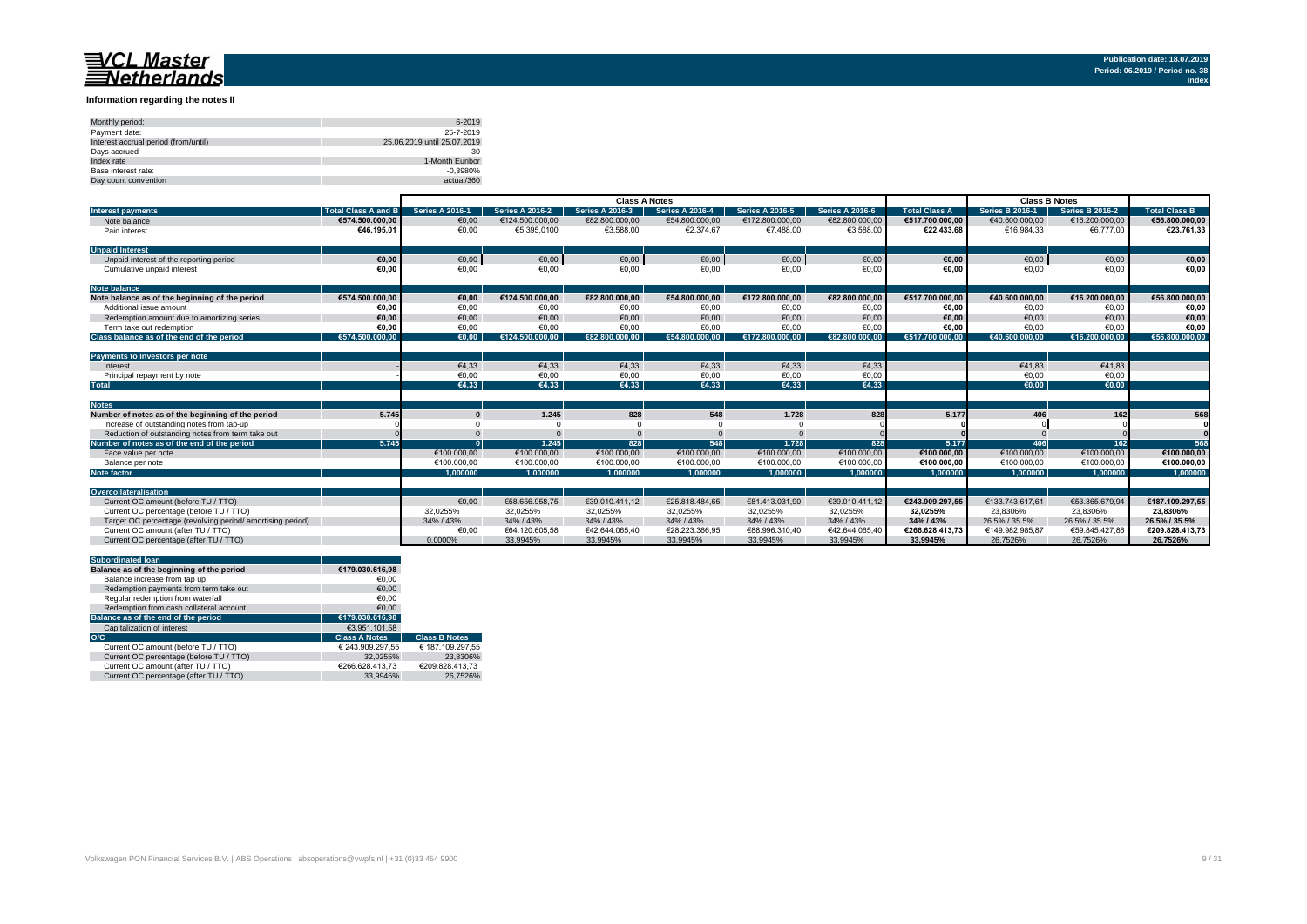VCL Master Netherlands

Publication date: 18.07.2019
Period: 06.2019 / Period no. 38
Index

## Information regarding the notes II

| | |
|---|---|
| Monthly period: | 6-2019 |
| Payment date: | 25-7-2019 |
| Interest accrual period (from/until) | 25.06.2019 until 25.07.2019 |
| Days accrued | 30 |
| Index rate | 1-Month Euribor |
| Base interest rate: | -0,3980% |
| Day count convention | actual/360 |

| | | Class A Notes | | | | | | | Class B Notes | | |
|---|---|---|---|---|---|---|---|---|---|---|---|
| **Interest payments** | **Total Class A and B** | **Series A 2016-1** | **Series A 2016-2** | **Series A 2016-3** | **Series A 2016-4** | **Series A 2016-5** | **Series A 2016-6** | **Total Class A** | **Series B 2016-1** | **Series B 2016-2** | **Total Class B** |
| Note balance | €574.500.000,00 | €0,00 | €124.500.000,00 | €82.800.000,00 | €54.800.000,00 | €172.800.000,00 | €82.800.000,00 | €517.700.000,00 | €40.600.000,00 | €16.200.000,00 | €56.800.000,00 |
| Paid interest | €46.195,01 | €0,00 | €5.395,0100 | €3.588,00 | €2.374,67 | €7.488,00 | €3.588,00 | €22.433,68 | €16.984,33 | €6.777,00 | €23.761,33 |
| **Unpaid Interest** | | | | | | | | | | | |
| Unpaid interest of the reporting period | €0,00 | €0,00 | €0,00 | €0,00 | €0,00 | €0,00 | €0,00 | €0,00 | €0,00 | €0,00 | €0,00 |
| Cumulative unpaid interest | €0,00 | €0,00 | €0,00 | €0,00 | €0,00 | €0,00 | €0,00 | €0,00 | €0,00 | €0,00 | €0,00 |
| **Note balance** | | | | | | | | | | | |
| **Note balance as of the beginning of the period** | €574.500.000,00 | €0,00 | €124.500.000,00 | €82.800.000,00 | €54.800.000,00 | €172.800.000,00 | €82.800.000,00 | €517.700.000,00 | €40.600.000,00 | €16.200.000,00 | €56.800.000,00 |
| Additional issue amount | €0,00 | €0,00 | €0,00 | €0,00 | €0,00 | €0,00 | €0,00 | €0,00 | €0,00 | €0,00 | €0,00 |
| Redemption amount due to amortizing series | €0,00 | €0,00 | €0,00 | €0,00 | €0,00 | €0,00 | €0,00 | €0,00 | €0,00 | €0,00 | €0,00 |
| Term take out redemption | €0,00 | €0,00 | €0,00 | €0,00 | €0,00 | €0,00 | €0,00 | €0,00 | €0,00 | €0,00 | €0,00 |
| **Class balance as of the end of the period** | €574.500.000,00 | €0,00 | €124.500.000,00 | €82.800.000,00 | €54.800.000,00 | €172.800.000,00 | €82.800.000,00 | €517.700.000,00 | €40.600.000,00 | €16.200.000,00 | €56.800.000,00 |
| **Payments to Investors per note** | | | | | | | | | | | |
| Interest | - | €4,33 | €4,33 | €4,33 | €4,33 | €4,33 | €4,33 | | €41,83 | €41,83 | |
| Principal repayment by note | - | €0,00 | €0,00 | €0,00 | €0,00 | €0,00 | €0,00 | | €0,00 | €0,00 | |
| **Total** | | €4,33 | €4,33 | €4,33 | €4,33 | €4,33 | €4,33 | | €0,00 | €0,00 | |
| **Notes** | | | | | | | | | | | |
| **Number of notes as of the beginning of the period** | 5.745 | 0 | 1.245 | 828 | 548 | 1.728 | 828 | 5.177 | 406 | 162 | 568 |
| Increase of outstanding notes from tap-up | 0 | 0 | 0 | 0 | 0 | 0 | 0 | 0 | 0 | 0 | 0 |
| Reduction of outstanding notes from term take out | 0 | 0 | 0 | 0 | 0 | 0 | 0 | 0 | 0 | 0 | 0 |
| **Number of notes as of the end of the period** | 5.745 | 0 | 1.245 | 828 | 548 | 1.728 | 828 | 5.177 | 406 | 162 | 568 |
| Face value per note | | €100.000,00 | €100.000,00 | €100.000,00 | €100.000,00 | €100.000,00 | €100.000,00 | €100.000,00 | €100.000,00 | €100.000,00 | €100.000,00 |
| Balance per note | | €100.000,00 | €100.000,00 | €100.000,00 | €100.000,00 | €100.000,00 | €100.000,00 | €100.000,00 | €100.000,00 | €100.000,00 | €100.000,00 |
| **Note factor** | | 1,000000 | 1,000000 | 1,000000 | 1,000000 | 1,000000 | 1,000000 | 1,000000 | 1,000000 | 1,000000 | 1,000000 |
| **Overcollateralisation** | | | | | | | | | | | |
| Current OC amount (before TU / TTO) | | €0,00 | €58.656.958,75 | €39.010.411,12 | €25.818.484,65 | €81.413.031,90 | €39.010.411,12 | €243.909.297,55 | €133.743.617,61 | €53.365.679,94 | €187.109.297,55 |
| Current OC percentage (before TU / TTO) | | 32,0255% | 32,0255% | 32,0255% | 32,0255% | 32,0255% | 32,0255% | 32,0255% | 23,8306% | 23,8306% | 23,8306% |
| Target OC percentage (revolving period/ amortising period) | | 34% / 43% | 34% / 43% | 34% / 43% | 34% / 43% | 34% / 43% | 34% / 43% | 34% / 43% | 26.5% / 35.5% | 26.5% / 35.5% | 26.5% / 35.5% |
| Current OC amount (after TU / TTO) | | €0,00 | €64.120.605,58 | €42.644.065,40 | €28.223.366,95 | €88.996.310,40 | €42.644.065,40 | €266.628.413,73 | €149.982.985,87 | €59.845.427,86 | €209.828.413,73 |
| Current OC percentage (after TU / TTO) | | 0,0000% | 33,9945% | 33,9945% | 33,9945% | 33,9945% | 33,9945% | 33,9945% | 26,7526% | 26,7526% | 26,7526% |

| **Subordinated loan** | | |
|---|---|---|
| **Balance as of the beginning of the period** | €179.030.616,98 | |
| Balance increase from tap up | €0,00 | |
| Redemption payments from term take out | €0,00 | |
| Regular redemption from waterfall | €0,00 | |
| Redemption from cash collateral account | €0,00 | |
| **Balance as of the end of the period** | €179.030.616,98 | |
| Capitalization of interest | €3.951.101,58 | |
| **O/C** | **Class A Notes** | **Class B Notes** |
| Current OC amount (before TU / TTO) | € 243.909.297,55 | € 187.109.297,55 |
| Current OC percentage (before TU / TTO) | 32,0255% | 23,8306% |
| Current OC amount (after TU / TTO) | €266.628.413,73 | €209.828.413,73 |
| Current OC percentage (after TU / TTO) | 33,9945% | 26,7526% |

Volkswagen PON Financial Services B.V. | ABS Operations | absoperations@vwpfs.nl | +31 (0)33 454 9900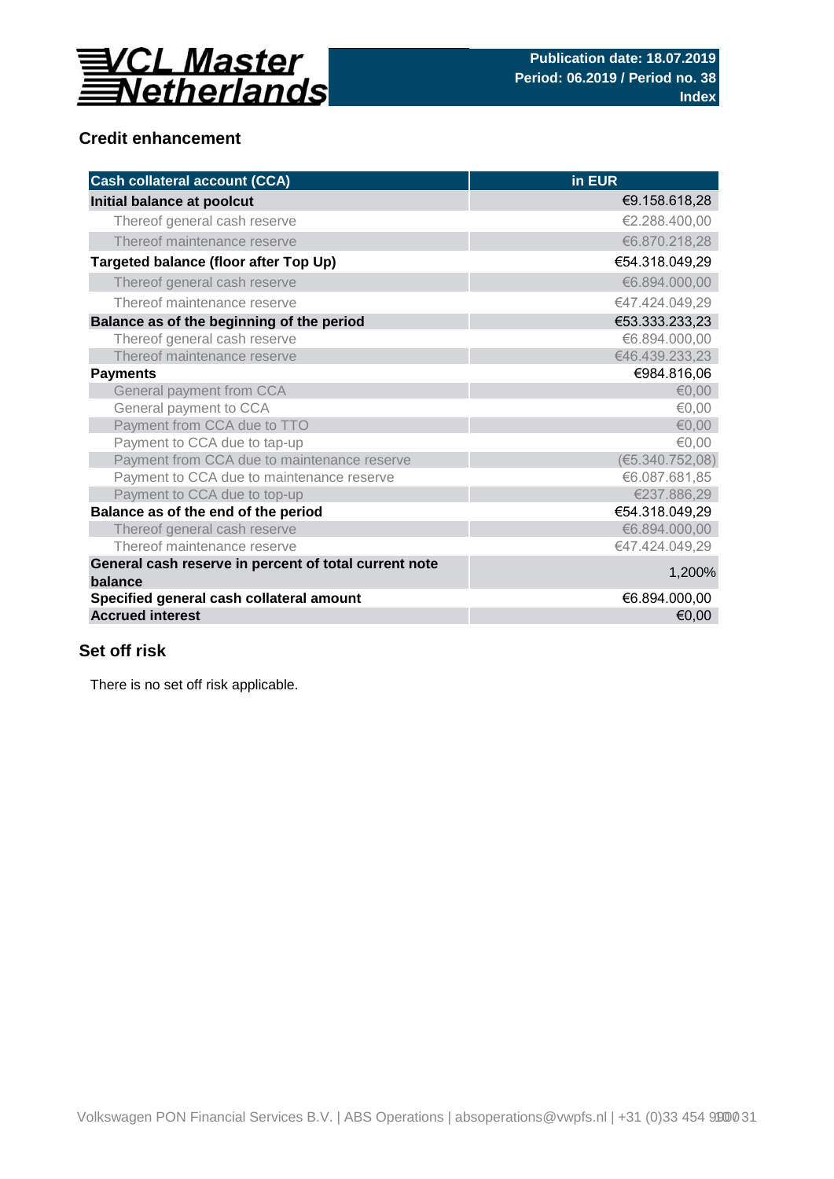VCL Master Netherlands

**Publication date: 18.07.2019**
**Period: 06.2019 / Period no. 38**
**Index**

## Credit enhancement

| Cash collateral account (CCA) | in EUR |
|---|---|
| **Initial balance at poolcut** | €9.158.618,28 |
| Thereof general cash reserve | €2.288.400,00 |
| Thereof maintenance reserve | €6.870.218,28 |
| **Targeted balance (floor after Top Up)** | €54.318.049,29 |
| Thereof general cash reserve | €6.894.000,00 |
| Thereof maintenance reserve | €47.424.049,29 |
| **Balance as of the beginning of the period** | €53.333.233,23 |
| Thereof general cash reserve | €6.894.000,00 |
| Thereof maintenance reserve | €46.439.233,23 |
| **Payments** | €984.816,06 |
| General payment from CCA | €0,00 |
| General payment to CCA | €0,00 |
| Payment from CCA due to TTO | €0,00 |
| Payment to CCA due to tap-up | €0,00 |
| Payment from CCA due to maintenance reserve | (€5.340.752,08) |
| Payment to CCA due to maintenance reserve | €6.087.681,85 |
| Payment to CCA due to top-up | €237.886,29 |
| **Balance as of the end of the period** | €54.318.049,29 |
| Thereof general cash reserve | €6.894.000,00 |
| Thereof maintenance reserve | €47.424.049,29 |
| **General cash reserve in percent of total current note balance** | 1,200% |
| **Specified general cash collateral amount** | €6.894.000,00 |
| **Accrued interest** | €0,00 |

## Set off risk

There is no set off risk applicable.

Volkswagen PON Financial Services B.V. | ABS Operations | absoperations@vwpfs.nl | +31 (0)33 454 9900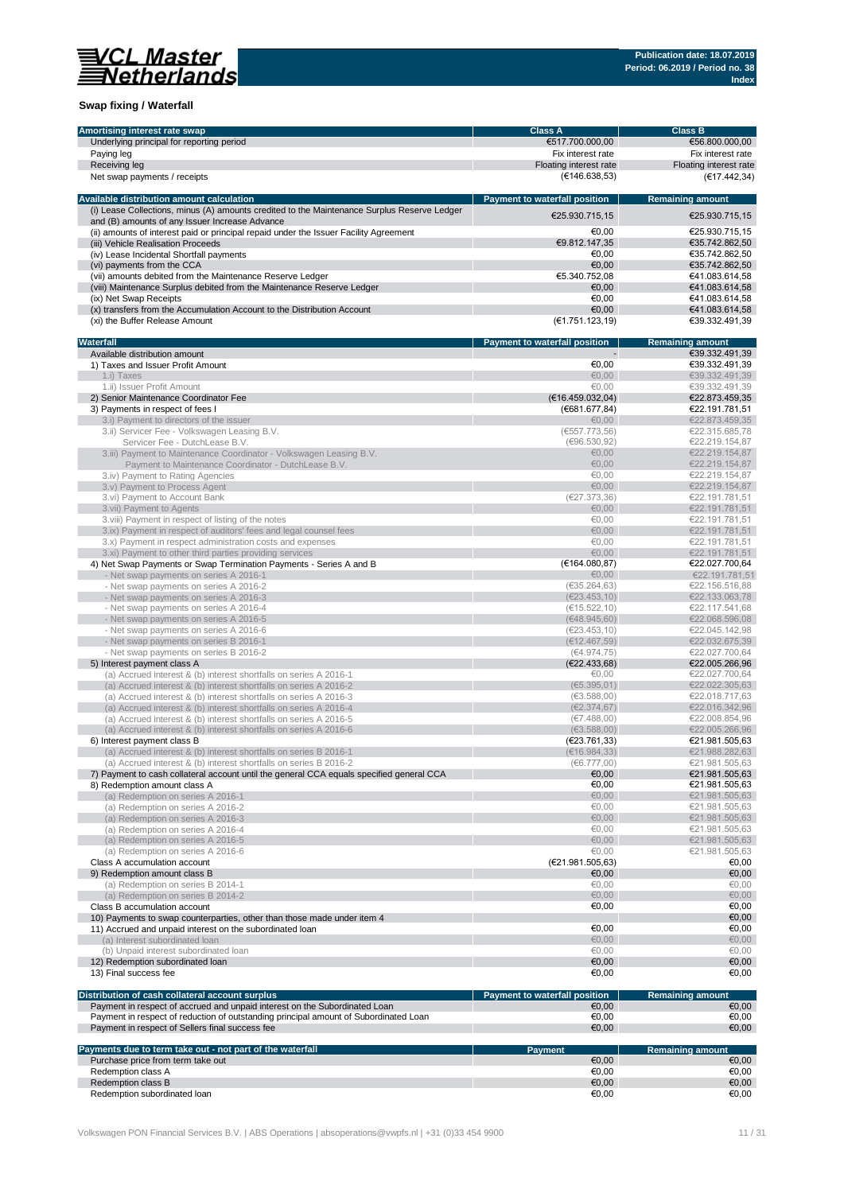## Swap fixing / Waterfall

| Amortising interest rate swap | Class A | Class B |
|---|---|---|
| Underlying principal for reporting period | €517.700.000,00 | €56.800.000,00 |
| Paying leg | Fix interest rate | Fix interest rate |
| Receiving leg | Floating interest rate | Floating interest rate |
| Net swap payments / receipts | (€146.638,53) | (€17.442,34) |

| Available distribution amount calculation | Payment to waterfall position | Remaining amount |
|---|---|---|
| (i) Lease Collections, minus (A) amounts credited to the Maintenance Surplus Reserve Ledger and (B) amounts of any Issuer Increase Advance | €25.930.715,15 | €25.930.715,15 |
| (ii) amounts of interest paid or principal repaid under the Issuer Facility Agreement | €0,00 | €25.930.715,15 |
| (iii) Vehicle Realisation Proceeds | €9.812.147,35 | €35.742.862,50 |
| (iv) Lease Incidental Shortfall payments | €0,00 | €35.742.862,50 |
| (vi) payments from the CCA | €0,00 | €35.742.862,50 |
| (vii) amounts debited from the Maintenance Reserve Ledger | €5.340.752,08 | €41.083.614,58 |
| (viii) Maintenance Surplus debited from the Maintenance Reserve Ledger | €0,00 | €41.083.614,58 |
| (ix) Net Swap Receipts | €0,00 | €41.083.614,58 |
| (x) transfers from the Accumulation Account to the Distribution Account | €0,00 | €41.083.614,58 |
| (xi) the Buffer Release Amount | (€1.751.123,19) | €39.332.491,39 |

| Waterfall | Payment to waterfall position | Remaining amount |
|---|---|---|
| Available distribution amount | - | €39.332.491,39 |
| 1) Taxes and Issuer Profit Amount | €0,00 | €39.332.491,39 |
| 1.i) Taxes | €0,00 | €39.332.491,39 |
| 1.ii) Issuer Profit Amount | €0,00 | €39.332.491,39 |
| 2) Senior Maintenance Coordinator Fee | (€16.459.032,04) | €22.873.459,35 |
| 3) Payments in respect of fees I | (€681.677,84) | €22.191.781,51 |
| 3.i) Payment to directors of the issuer | €0,00 | €22.873.459,35 |
| 3.ii) Servicer Fee - Volkswagen Leasing B.V. | (€557.773,56) | €22.315.685,78 |
| Servicer Fee - DutchLease B.V. | (€96.530,92) | €22.219.154,87 |
| 3.iii) Payment to Maintenance Coordinator - Volkswagen Leasing B.V. | €0,00 | €22.219.154,87 |
| Payment to Maintenance Coordinator - DutchLease B.V. | €0,00 | €22.219.154,87 |
| 3.iv) Payment to Rating Agencies | €0,00 | €22.219.154,87 |
| 3.v) Payment to Process Agent | €0,00 | €22.219.154,87 |
| 3.vi) Payment to Account Bank | (€27.373,36) | €22.191.781,51 |
| 3.vii) Payment to Agents | €0,00 | €22.191.781,51 |
| 3.viii) Payment in respect of listing of the notes | €0,00 | €22.191.781,51 |
| 3.ix) Payment in respect of auditors' fees and legal counsel fees | €0,00 | €22.191.781,51 |
| 3.x) Payment in respect administration costs and expenses | €0,00 | €22.191.781,51 |
| 3.xi) Payment to other third parties providing services | €0,00 | €22.191.781,51 |
| 4) Net Swap Payments or Swap Termination Payments - Series A and B | (€164.080,87) | €22.027.700,64 |
| - Net swap payments on series A 2016-1 | €0,00 | €22.191.781,51 |
| - Net swap payments on series A 2016-2 | (€35.264,63) | €22.156.516,88 |
| - Net swap payments on series A 2016-3 | (€23.453,10) | €22.133.063,78 |
| - Net swap payments on series A 2016-4 | (€15.522,10) | €22.117.541,68 |
| - Net swap payments on series A 2016-5 | (€48.945,60) | €22.068.596,08 |
| - Net swap payments on series A 2016-6 | (€23.453,10) | €22.045.142,98 |
| - Net swap payments on series B 2016-1 | (€12.467,59) | €22.032.675,39 |
| - Net swap payments on series B 2016-2 | (€4.974,75) | €22.027.700,64 |
| 5) Interest payment class A | (€22.433,68) | €22.005.266,96 |
| (a) Accrued interest & (b) interest shortfalls on series A 2016-1 | €0,00 | €22.027.700,64 |
| (a) Accrued interest & (b) interest shortfalls on series A 2016-2 | (€5.395,01) | €22.022.305,63 |
| (a) Accrued interest & (b) interest shortfalls on series A 2016-3 | (€3.588,00) | €22.018.717,63 |
| (a) Accrued interest & (b) interest shortfalls on series A 2016-4 | (€2.374,67) | €22.016.342,96 |
| (a) Accrued interest & (b) interest shortfalls on series A 2016-5 | (€7.488,00) | €22.008.854,96 |
| (a) Accrued interest & (b) interest shortfalls on series A 2016-6 | (€3.588,00) | €22.005.266,96 |
| 6) Interest payment class B | (€23.761,33) | €21.981.505,63 |
| (a) Accrued interest & (b) interest shortfalls on series B 2016-1 | (€16.984,33) | €21.988.282,63 |
| (a) Accrued interest & (b) interest shortfalls on series B 2016-2 | (€6.777,00) | €21.981.505,63 |
| 7) Payment to cash collateral account until the general CCA equals specified general CCA | €0,00 | €21.981.505,63 |
| 8) Redemption amount class A | €0,00 | €21.981.505,63 |
| (a) Redemption on series A 2016-1 | €0,00 | €21.981.505,63 |
| (a) Redemption on series A 2016-2 | €0,00 | €21.981.505,63 |
| (a) Redemption on series A 2016-3 | €0,00 | €21.981.505,63 |
| (a) Redemption on series A 2016-4 | €0,00 | €21.981.505,63 |
| (a) Redemption on series A 2016-5 | €0,00 | €21.981.505,63 |
| (a) Redemption on series A 2016-6 | €0,00 | €21.981.505,63 |
| Class A accumulation account | (€21.981.505,63) | €0,00 |
| 9) Redemption amount class B | €0,00 | €0,00 |
| (a) Redemption on series B 2014-1 | €0,00 | €0,00 |
| (a) Redemption on series B 2014-2 | €0,00 | €0,00 |
| Class B accumulation account | €0,00 | €0,00 |
| 10) Payments to swap counterparties, other than those made under item 4 | | €0,00 |
| 11) Accrued and unpaid interest on the subordinated loan | €0,00 | €0,00 |
| (a) Interest subordinated loan | €0,00 | €0,00 |
| (b) Unpaid interest subordinated loan | €0,00 | €0,00 |
| 12) Redemption subordinated loan | €0,00 | €0,00 |
| 13) Final success fee | €0,00 | €0,00 |

| Distribution of cash collateral account surplus | Payment to waterfall position | Remaining amount |
|---|---|---|
| Payment in respect of accrued and unpaid interest on the Subordinated Loan | €0,00 | €0,00 |
| Payment in respect of reduction of outstanding principal amount of Subordinated Loan | €0,00 | €0,00 |
| Payment in respect of Sellers final success fee | €0,00 | €0,00 |

| Payments due to term take out - not part of the waterfall | Payment | Remaining amount |
|---|---|---|
| Purchase price from term take out | €0,00 | €0,00 |
| Redemption class A | €0,00 | €0,00 |
| Redemption class B | €0,00 | €0,00 |
| Redemption subordinated loan | €0,00 | €0,00 |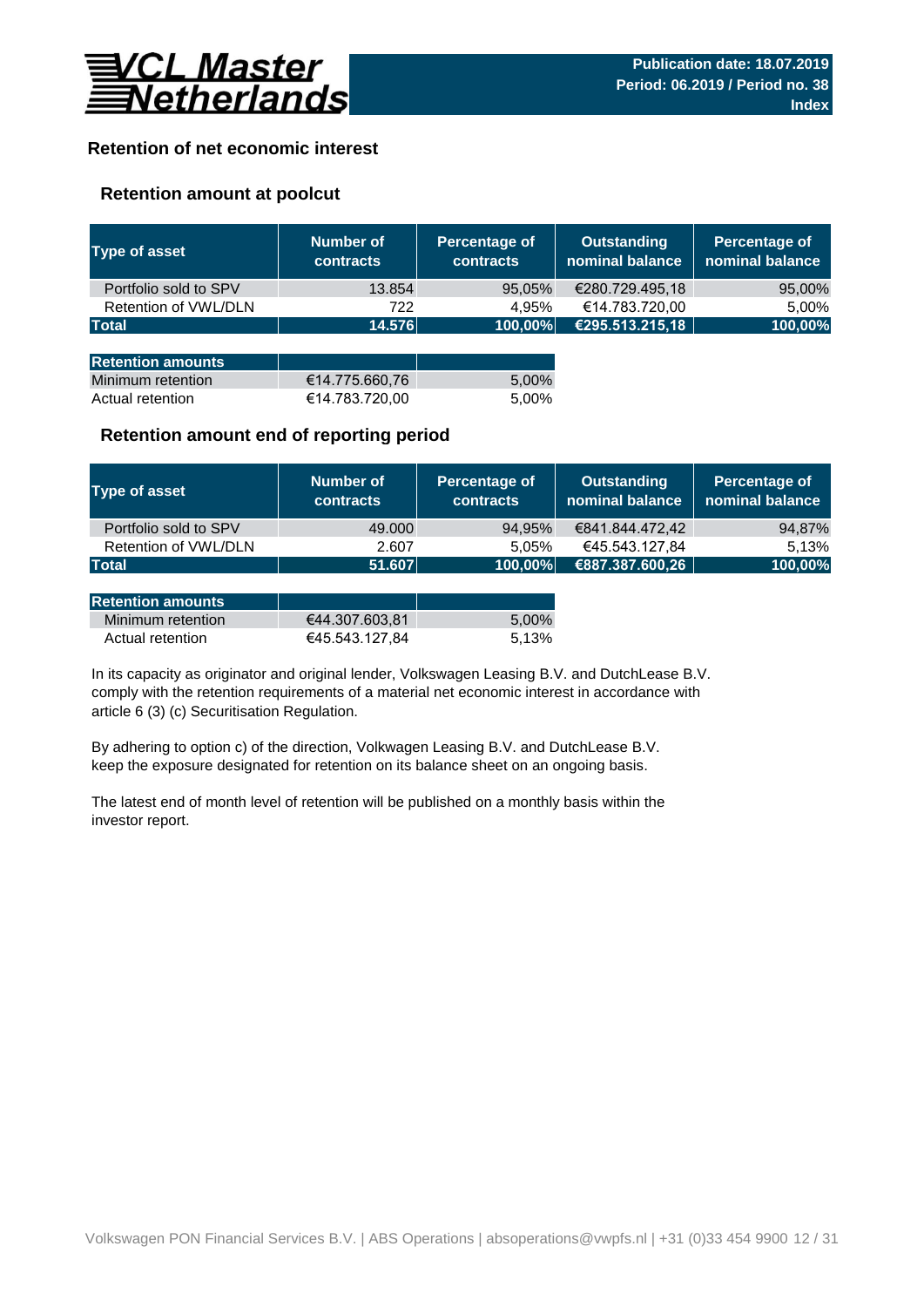VCL Master Netherlands

**Publication date: 18.07.2019**
**Period: 06.2019 / Period no. 38**
**Index**

## Retention of net economic interest

### Retention amount at poolcut

| Type of asset | Number of contracts | Percentage of contracts | Outstanding nominal balance | Percentage of nominal balance |
|---|---|---|---|---|
| Portfolio sold to SPV | 13.854 | 95,05% | €280.729.495,18 | 95,00% |
| Retention of VWL/DLN | 722 | 4,95% | €14.783.720,00 | 5,00% |
| **Total** | **14.576** | **100,00%** | **€295.513.215,18** | **100,00%** |

| Retention amounts | | |
|---|---|---|
| Minimum retention | €14.775.660,76 | 5,00% |
| Actual retention | €14.783.720,00 | 5,00% |

### Retention amount end of reporting period

| Type of asset | Number of contracts | Percentage of contracts | Outstanding nominal balance | Percentage of nominal balance |
|---|---|---|---|---|
| Portfolio sold to SPV | 49.000 | 94,95% | €841.844.472,42 | 94,87% |
| Retention of VWL/DLN | 2.607 | 5,05% | €45.543.127,84 | 5,13% |
| **Total** | **51.607** | **100,00%** | **€887.387.600,26** | **100,00%** |

| Retention amounts | | |
|---|---|---|
| Minimum retention | €44.307.603,81 | 5,00% |
| Actual retention | €45.543.127,84 | 5,13% |

In its capacity as originator and original lender, Volkswagen Leasing B.V. and DutchLease B.V. comply with the retention requirements of a material net economic interest in accordance with article 6 (3) (c) Securitisation Regulation.

By adhering to option c) of the direction, Volkswagen Leasing B.V. and DutchLease B.V. keep the exposure designated for retention on its balance sheet on an ongoing basis.

The latest end of month level of retention will be published on a monthly basis within the investor report.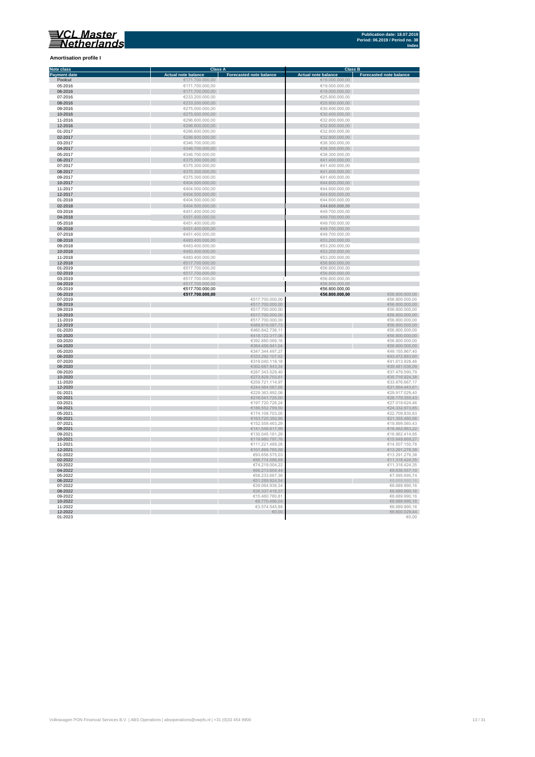**Amortisation profile I**

| Note class | Class A | | Class B | |
|---|---|---|---|---|
| Payment date | Actual note balance | Forecasted note balance | Actual note balance | Forecasted note balance |
| Poolcut | €171.700.000,00 | | €19.000.000,00 | |
| 05-2016 | €171.700.000,00 | | €19.000.000,00 | |
| 06-2016 | €171.700.000,00 | | €19.000.000,00 | |
| 07-2016 | €233.200.000,00 | | €25.800.000,00 | |
| 08-2016 | €233.200.000,00 | | €25.800.000,00 | |
| 09-2016 | €275.000.000,00 | | €30.400.000,00 | |
| 10-2016 | €275.000.000,00 | | €30.400.000,00 | |
| 11-2016 | €296.600.000,00 | | €32.800.000,00 | |
| 12-2016 | €296.600.000,00 | | €32.800.000,00 | |
| 01-2017 | €296.600.000,00 | | €32.800.000,00 | |
| 02-2017 | €296.600.000,00 | | €32.800.000,00 | |
| 03-2017 | €346.700.000,00 | | €38.300.000,00 | |
| 04-2017 | €346.700.000,00 | | €38.300.000,00 | |
| 05-2017 | €346.700.000,00 | | €38.300.000,00 | |
| 06-2017 | €375.300.000,00 | | €41.400.000,00 | |
| 07-2017 | €375.300.000,00 | | €41.400.000,00 | |
| 08-2017 | €375.300.000,00 | | €41.400.000,00 | |
| 09-2017 | €375.300.000,00 | | €41.400.000,00 | |
| 10-2017 | €404.500.000,00 | | €44.600.000,00 | |
| 11-2017 | €404.500.000,00 | | €44.600.000,00 | |
| 12-2017 | €404.500.000,00 | | €44.600.000,00 | |
| 01-2018 | €404.500.000,00 | | €44.600.000,00 | |
| 02-2018 | €404.500.000,00 | | €44.600.000,00 | |
| 03-2018 | €451.400.000,00 | | €49.700.000,00 | |
| 04-2018 | €451.400.000,00 | | €49.700.000,00 | |
| 05-2018 | €451.400.000,00 | | €49.700.000,00 | |
| 06-2018 | €451.400.000,00 | | €49.700.000,00 | |
| 07-2018 | €451.400.000,00 | | €49.700.000,00 | |
| 08-2018 | €483.400.000,00 | | €53.200.000,00 | |
| 09-2018 | €483.400.000,00 | | €53.200.000,00 | |
| 10-2018 | €483.400.000,00 | | €53.200.000,00 | |
| 11-2018 | €483.400.000,00 | | €53.200.000,00 | |
| 12-2018 | €517.700.000,00 | | €56.800.000,00 | |
| 01-2019 | €517.700.000,00 | | €56.800.000,00 | |
| 02-2019 | €517.700.000,00 | | €56.800.000,00 | |
| 03-2019 | €517.700.000,00 | | €56.800.000,00 | |
| 04-2019 | €517.700.000,00 | | €56.800.000,00 | |
| 05-2019 | **€517.700.000,00** | | **€56.800.000,00** | |
| 06-2019 | **€517.700.000,00** | | **€56.800.000,00** | €56.800.000,00 |
| 07-2019 | | €517.700.000,00 | | €56.800.000,00 |
| 08-2019 | | €517.700.000,00 | | €56.800.000,00 |
| 09-2019 | | €517.700.000,00 | | €56.800.000,00 |
| 10-2019 | | €517.700.000,00 | | €56.800.000,00 |
| 11-2019 | | €517.700.000,00 | | €56.800.000,00 |
| 12-2019 | | €489.819.087,73 | | €56.800.000,00 |
| 01-2020 | | €460.842.736,11 | | €56.800.000,00 |
| 02-2020 | | €418.122.317,06 | | €56.800.000,00 |
| 03-2020 | | €392.880.069,16 | | €56.800.000,00 |
| 04-2020 | | €364.456.941,04 | | €56.800.000,00 |
| 05-2020 | | €347.344.497,27 | | €49.155.967,40 |
| 06-2020 | | €333.292.107,62 | | €43.472.883,60 |
| 07-2020 | | €319.040.118,18 | | €41.613.928,46 |
| 08-2020 | | €302.687.943,34 | | €39.481.036,09 |
| 09-2020 | | €287.343.529,40 | | €37.479.590,79 |
| 10-2020 | | €273.829.753,61 | | €35.716.924,38 |
| 11-2020 | | €259.721.114,97 | | €33.876.667,17 |
| 12-2020 | | €244.984.067,66 | | €31.954.443,61 |
| 01-2021 | | €229.363.892,08 | | €29.917.029,40 |
| 02-2021 | | €216.041.725,00 | | €28.179.355,43 |
| 03-2021 | | €197.720.726,24 | | €27.019.624,46 |
| 04-2021 | | €186.552.799,50 | | €24.332.973,85 |
| 05-2021 | | €174.108.703,05 | | €22.709.830,83 |
| 06-2021 | | €163.725.350,98 | | €21.355.480,56 |
| 07-2021 | | €152.559.463,29 | | €19.899.060,43 |
| 08-2021 | | €141.548.617,99 | | €18.462.863,22 |
| 09-2021 | | €130.045.181,29 | | €16.962.414,95 |
| 10-2021 | | €119.980.797,76 | | €15.649.669,27 |
| 11-2021 | | €111.221.489,28 | | €14.507.150,78 |
| 12-2021 | | €101.899.785,58 | | €13.291.276,38 |
| 01-2022 | | €93.656.575,03 | | €13.291.276,38 |
| 02-2022 | | €86.774.586,68 | | €11.318.424,35 |
| 03-2022 | | €74.219.004,22 | | €11.318.424,35 |
| 04-2022 | | €66.213.604,44 | | €8.636.557,10 |
| 05-2022 | | €58.233.667,36 | | €7.595.695,74 |
| 06-2022 | | €51.289.924,54 | | €6.689.990,16 |
| 07-2022 | | €39.064.936,34 | | €6.689.990,16 |
| 08-2022 | | €26.337.416,37 | | €6.689.990,16 |
| 09-2022 | | €15.460.780,81 | | €6.689.990,16 |
| 10-2022 | | €8.770.496,04 | | €6.689.990,16 |
| 11-2022 | | €3.574.545,88 | | €6.689.990,16 |
| 12-2022 | | €0,00 | | €6.600.029,44 |
| 01-2023 | | | | €0,00 |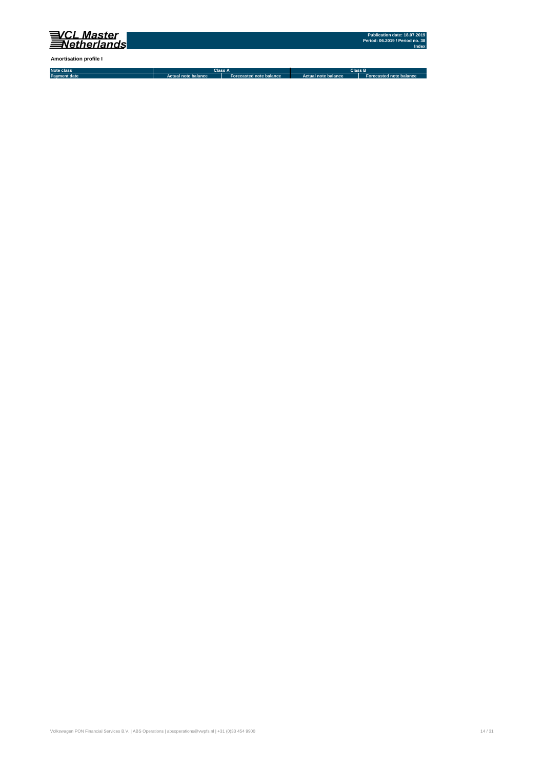**Amortisation profile I**

| Note class | Class A | | Class B | |
|---|---|---|---|---|
| Payment date | Actual note balance | Forecasted note balance | Actual note balance | Forecasted note balance |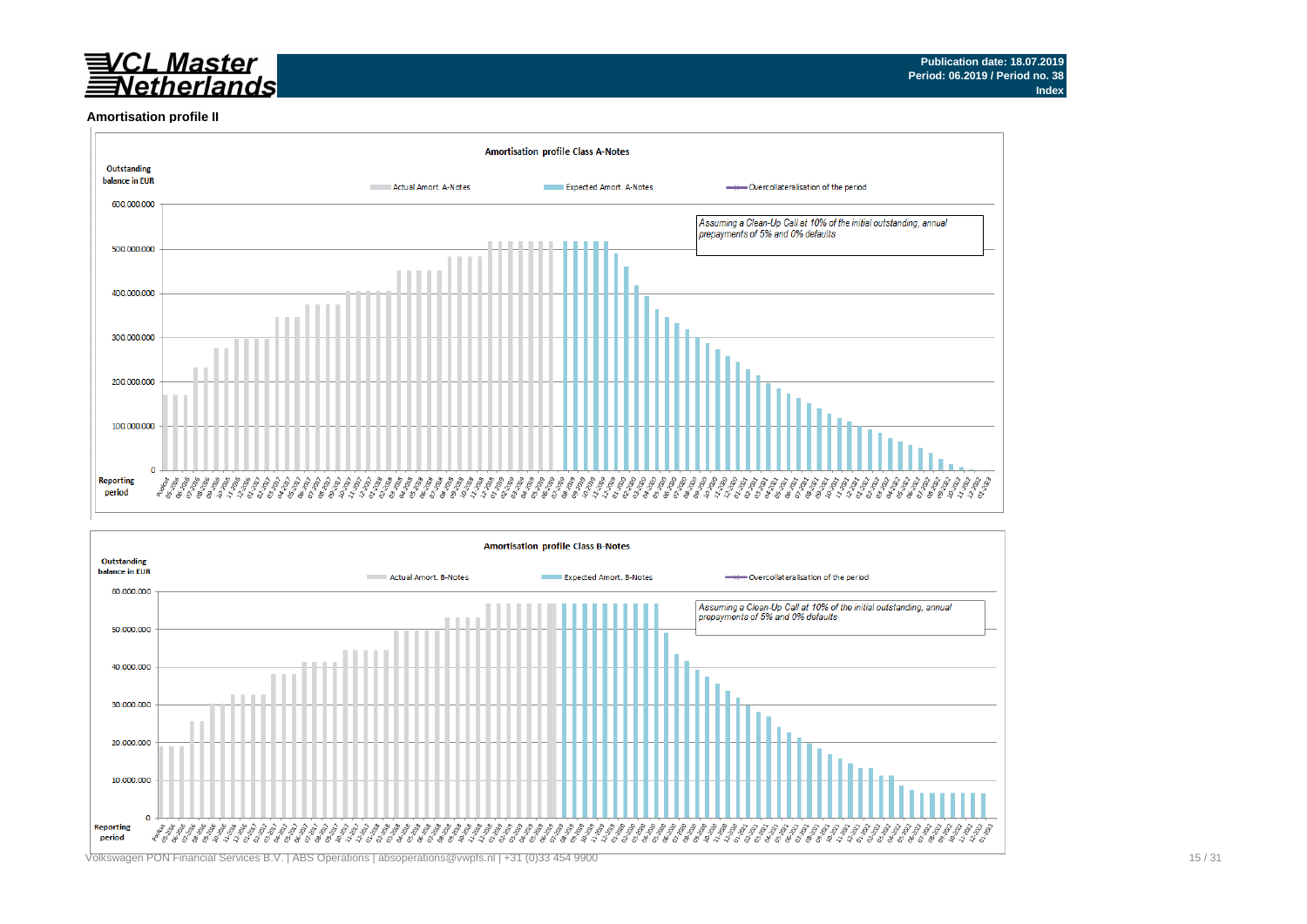Publication date: 18.07.2019
Period: 06.2019 / Period no. 38
Index

## Amortisation profile II

**Amortisation profile Class A-Notes**

Outstanding balance in EUR

Actual Amort. A-Notes | Expected Amort. A-Notes | Overcollateralisation of the period

*Assuming a Clean-Up Call at 10% of the initial outstanding, annual prepayments of 5% and 0% defaults*

Reporting period

**Amortisation profile Class B-Notes**

Outstanding balance in EUR

Actual Amort. B-Notes | Expected Amort. B-Notes | Overcollateralisation of the period

*Assuming a Clean-Up Call at 10% of the initial outstanding, annual prepayments of 5% and 0% defaults*

Reporting period

Volkswagen PON Financial Services B.V. | ABS Operations | absoperations@vwpfs.nl | +31 (0)33 454 9900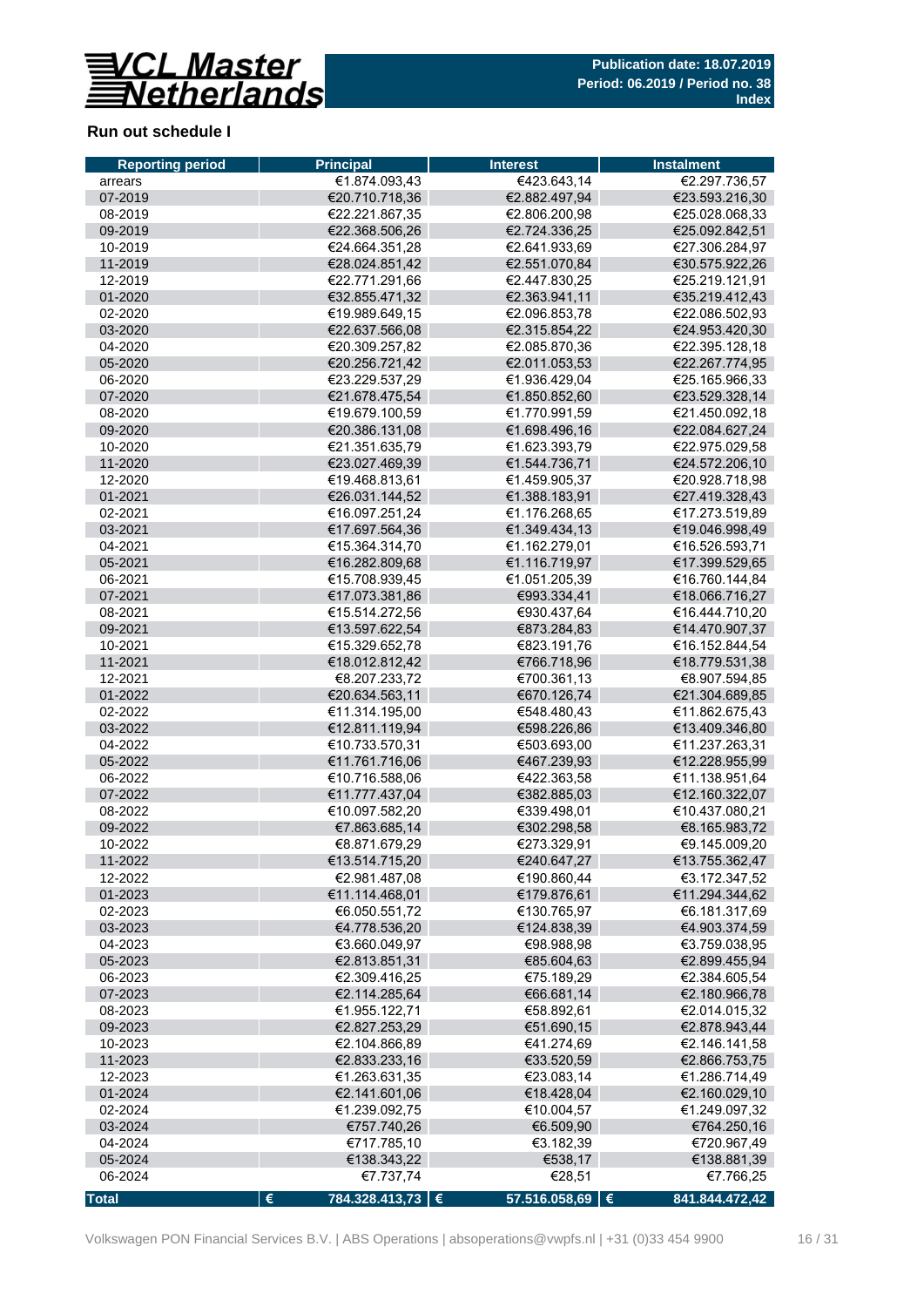**Publication date: 18.07.2019**
**Period: 06.2019 / Period no. 38**
**Index**

## Run out schedule I

| Reporting period | Principal | Interest | Instalment |
|---|---|---|---|
| arrears | €1.874.093,43 | €423.643,14 | €2.297.736,57 |
| 07-2019 | €20.710.718,36 | €2.882.497,94 | €23.593.216,30 |
| 08-2019 | €22.221.867,35 | €2.806.200,98 | €25.028.068,33 |
| 09-2019 | €22.368.506,26 | €2.724.336,25 | €25.092.842,51 |
| 10-2019 | €24.664.351,28 | €2.641.933,69 | €27.306.284,97 |
| 11-2019 | €28.024.851,42 | €2.551.070,84 | €30.575.922,26 |
| 12-2019 | €22.771.291,66 | €2.447.830,25 | €25.219.121,91 |
| 01-2020 | €32.855.471,32 | €2.363.941,11 | €35.219.412,43 |
| 02-2020 | €19.989.649,15 | €2.096.853,78 | €22.086.502,93 |
| 03-2020 | €22.637.566,08 | €2.315.854,22 | €24.953.420,30 |
| 04-2020 | €20.309.257,82 | €2.085.870,36 | €22.395.128,18 |
| 05-2020 | €20.256.721,42 | €2.011.053,53 | €22.267.774,95 |
| 06-2020 | €23.229.537,29 | €1.936.429,04 | €25.165.966,33 |
| 07-2020 | €21.678.475,54 | €1.850.852,60 | €23.529.328,14 |
| 08-2020 | €19.679.100,59 | €1.770.991,59 | €21.450.092,18 |
| 09-2020 | €20.386.131,08 | €1.698.496,16 | €22.084.627,24 |
| 10-2020 | €21.351.635,79 | €1.623.393,79 | €22.975.029,58 |
| 11-2020 | €23.027.469,39 | €1.544.736,71 | €24.572.206,10 |
| 12-2020 | €19.468.813,61 | €1.459.905,37 | €20.928.718,98 |
| 01-2021 | €26.031.144,52 | €1.388.183,91 | €27.419.328,43 |
| 02-2021 | €16.097.251,24 | €1.176.268,65 | €17.273.519,89 |
| 03-2021 | €17.697.564,36 | €1.349.434,13 | €19.046.998,49 |
| 04-2021 | €15.364.314,70 | €1.162.279,01 | €16.526.593,71 |
| 05-2021 | €16.282.809,68 | €1.116.719,97 | €17.399.529,65 |
| 06-2021 | €15.708.939,45 | €1.051.205,39 | €16.760.144,84 |
| 07-2021 | €17.073.381,86 | €993.334,41 | €18.066.716,27 |
| 08-2021 | €15.514.272,56 | €930.437,64 | €16.444.710,20 |
| 09-2021 | €13.597.622,54 | €873.284,83 | €14.470.907,37 |
| 10-2021 | €15.329.652,78 | €823.191,76 | €16.152.844,54 |
| 11-2021 | €18.012.812,42 | €766.718,96 | €18.779.531,38 |
| 12-2021 | €8.207.233,72 | €700.361,13 | €8.907.594,85 |
| 01-2022 | €20.634.563,11 | €670.126,74 | €21.304.689,85 |
| 02-2022 | €11.314.195,00 | €548.480,43 | €11.862.675,43 |
| 03-2022 | €12.811.119,94 | €598.226,86 | €13.409.346,80 |
| 04-2022 | €10.733.570,31 | €503.693,00 | €11.237.263,31 |
| 05-2022 | €11.761.716,06 | €467.239,93 | €12.228.955,99 |
| 06-2022 | €10.716.588,06 | €422.363,58 | €11.138.951,64 |
| 07-2022 | €11.777.437,04 | €382.885,03 | €12.160.322,07 |
| 08-2022 | €10.097.582,20 | €339.498,01 | €10.437.080,21 |
| 09-2022 | €7.863.685,14 | €302.298,58 | €8.165.983,72 |
| 10-2022 | €8.871.679,29 | €273.329,91 | €9.145.009,20 |
| 11-2022 | €13.514.715,20 | €240.647,27 | €13.755.362,47 |
| 12-2022 | €2.981.487,08 | €190.860,44 | €3.172.347,52 |
| 01-2023 | €11.114.468,01 | €179.876,61 | €11.294.344,62 |
| 02-2023 | €6.050.551,72 | €130.765,97 | €6.181.317,69 |
| 03-2023 | €4.778.536,20 | €124.838,39 | €4.903.374,59 |
| 04-2023 | €3.660.049,97 | €98.988,98 | €3.759.038,95 |
| 05-2023 | €2.813.851,31 | €85.604,63 | €2.899.455,94 |
| 06-2023 | €2.309.416,25 | €75.189,29 | €2.384.605,54 |
| 07-2023 | €2.114.285,64 | €66.681,14 | €2.180.966,78 |
| 08-2023 | €1.955.122,71 | €58.892,61 | €2.014.015,32 |
| 09-2023 | €2.827.253,29 | €51.690,15 | €2.878.943,44 |
| 10-2023 | €2.104.866,89 | €41.274,69 | €2.146.141,58 |
| 11-2023 | €2.833.233,16 | €33.520,59 | €2.866.753,75 |
| 12-2023 | €1.263.631,35 | €23.083,14 | €1.286.714,49 |
| 01-2024 | €2.141.601,06 | €18.428,04 | €2.160.029,10 |
| 02-2024 | €1.239.092,75 | €10.004,57 | €1.249.097,32 |
| 03-2024 | €757.740,26 | €6.509,90 | €764.250,16 |
| 04-2024 | €717.785,10 | €3.182,39 | €720.967,49 |
| 05-2024 | €138.343,22 | €538,17 | €138.881,39 |
| 06-2024 | €7.737,74 | €28,51 | €7.766,25 |
| **Total** | **€ 784.328.413,73** | **€ 57.516.058,69** | **€ 841.844.472,42** |

Volkswagen PON Financial Services B.V. | ABS Operations | absoperations@vwpfs.nl | +31 (0)33 454 9900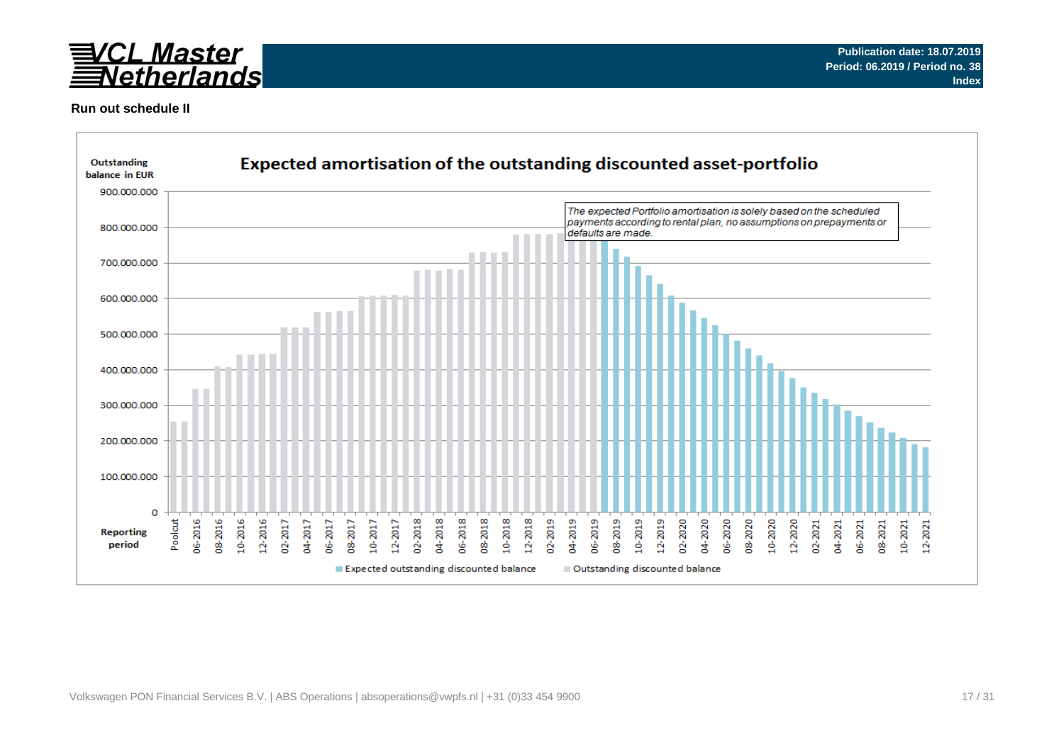Publication date: 18.07.2019
Period: 06.2019 / Period no. 38
Index

**Run out schedule II**

## Expected amortisation of the outstanding discounted asset-portfolio

Outstanding balance in EUR

*The expected Portfolio amortisation is solely based on the scheduled payments according to rental plan, no assumptions on prepayments or defaults are made.*

Reporting period

Expected outstanding discounted balance | Outstanding discounted balance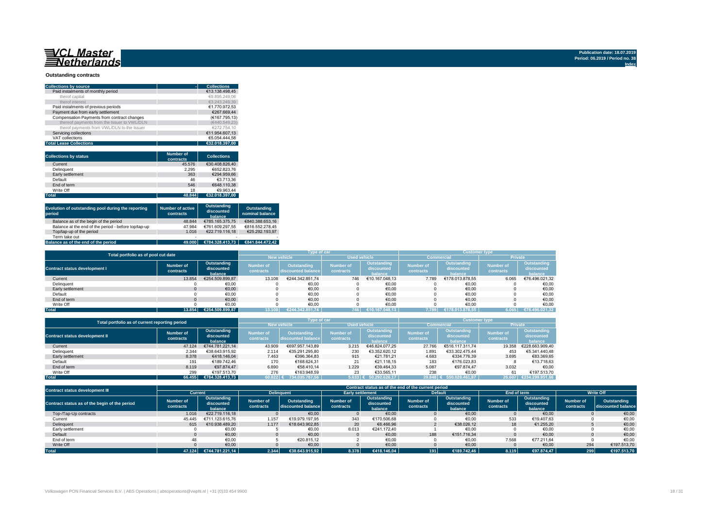**VCL Master Netherlands**

Publication date: 18.07.2019
Period: 06.2019 / Period no. 38
Index

## Outstanding contracts

| Collections by source | Collections |
|---|---|
| Paid instalments of monthly period | €13.138.498,45 |
| therof capital | €9.895.249,06 |
| therof interest | €3.243.249,39 |
| Paid instalments of previous periods | €1.770.972,53 |
| Payment due from early settlement | €267.669,44 |
| Compensation Payments from contract changes | (€167.795,13) |
| thereof payments from the Issuer to VWL/DLN | (€440.549,23) |
| therof payments from VWL/DLN to the Issuer | €272.754,10 |
| Servicing collections | €11.954.607,13 |
| VAT collections | €5.054.444,58 |
| **Total Lease Collections** | **€32.018.397,00** |

| Collections by status | Number of contracts | Collections |
|---|---|---|
| Current | 45.576 | €30.408.826,40 |
| Delinquent | 2.295 | €652.823,76 |
| Early settlement | 363 | €294.959,66 |
| Default | 46 | €3.713,36 |
| End of term | 546 | €648.110,38 |
| Write Off | 18 | €9.963,44 |
| **Total** | **48.844** | **€32.018.397,00** |

| Evolution of outstanding pool during the reporting period | Number of active contracts | Outstanding discounted balance | Outstanding nominal balance |
|---|---|---|---|
| Balance as of the begin of the period | 48.844 | €785.165.375,75 | €840.388.653,16 |
| Balance at the end of the period - before top/tap-up | 47.984 | €761.609.297,55 | €816.552.278,45 |
| Top/tap-up of the period | 1.016 | €22.719.116,18 | €25.292.193,97 |
| Term take out | - | - | - |
| **Balance as of the end of the period** | **49.000** | **€784.328.413,73** | **€841.844.472,42** |

| Total portfolio as of pool cut date | | | Type of car | | | | Customer type | | | |
|---|---|---|---|---|---|---|---|---|---|---|
| | | | New vehicle | | Used vehicle | | Commercial | | Private | |
| Contract status development I | Number of contracts | Outstanding discounted balance | Number of contracts | Outstanding discounted balance | Number of contracts | Outstanding discounted balance | Number of contracts | Outstanding discounted balance | Number of contracts | Outstanding discounted balance |
| Current | 13.854 | €254.509.899,87 | 13.108 | €244.342.851,74 | 746 | €10.167.048,13 | 7.789 | €178.013.878,55 | 6.065 | €76.496.021,32 |
| Delinquent | 0 | €0,00 | 0 | €0,00 | 0 | €0,00 | 0 | €0,00 | 0 | €0,00 |
| Early settlement | 0 | €0,00 | 0 | €0,00 | 0 | €0,00 | 0 | €0,00 | 0 | €0,00 |
| Default | 0 | €0,00 | 0 | €0,00 | 0 | €0,00 | 0 | €0,00 | 0 | €0,00 |
| End of term | 0 | €0,00 | 0 | €0,00 | 0 | €0,00 | 0 | €0,00 | 0 | €0,00 |
| Write Off | 0 | €0,00 | 0 | €0,00 | 0 | €0,00 | 0 | €0,00 | 0 | €0,00 |
| **Total** | **13.854** | **€254.509.899,87** | **13.108** | **€244.342.851,74** | **746** | **€10.167.048,13** | **7.789** | **€178.013.878,55** | **6.065** | **€76.496.021,32** |

| Total portfolio as of current reporting period | | | Type of car | | | | Customer type | | | |
|---|---|---|---|---|---|---|---|---|---|---|
| | | | New vehicle | | Used vehicle | | Commercial | | Private | |
| Contract status development II | Number of contracts | Outstanding discounted balance | Number of contracts | Outstanding discounted balance | Number of contracts | Outstanding discounted balance | Number of contracts | Outstanding discounted balance | Number of contracts | Outstanding discounted balance |
| Current | 47.124 | €744.781.221,14 | 43.909 | €697.957.143,89 | 3.215 | €46.824.077,25 | 27.766 | €516.117.311,74 | 19.358 | €228.663.909,40 |
| Delinquent | 2.344 | €38.643.915,92 | 2.114 | €35.291.295,80 | 230 | €3.352.620,12 | 1.891 | €33.302.475,44 | 453 | €5.341.440,48 |
| Early settlement | 8.378 | €418.146,04 | 7.463 | €396.364,83 | 915 | €21.781,21 | 4.683 | €334.776,39 | 3.695 | €83.369,65 |
| Default | 191 | €189.742,46 | 170 | €168.624,31 | 21 | €21.118,15 | 183 | €176.023,83 | 8 | €13.718,63 |
| End of term | 8.119 | €97.874,47 | 6.890 | €58.410,14 | 1.229 | €39.464,33 | 5.087 | €97.874,47 | 3.032 | €0,00 |
| Write Off | 299 | €197.513,70 | 276 | €163.948,59 | 23 | €33.565,11 | 238 | €0,00 | 61 | €197.513,70 |
| **Total** | **66.455** | **€784.328.413,73** | **60.822** | **€ 734.035.787,56** | **5.633** | **€ 50.292.626,17** | **39.848** | **€ 550.028.461,87** | **26.607** | **€234.299.951,86** |

| Contract status development III | Contract status as of the end of the current period | | | | | | | | | | | |
|---|---|---|---|---|---|---|---|---|---|---|---|---|
| | Current | | Delinquent | | Early settlement | | Default | | End of term | | Write Off | |
| Contract status as of the begin of the period | Number of contracts | Outstanding discounted balance | Number of contracts | Outstanding discounted balance | Number of contracts | Outstanding discounted balance | Number of contracts | Outstanding discounted balance | Number of contracts | Outstanding discounted balance | Number of contracts | Outstanding discounted balance |
| Top-/Tap-Up contracts | 1.016 | €22.719.116,18 | 0 | €0,00 | 0 | €0,00 | 0 | €0,00 | 0 | €0,00 | 0 | €0,00 |
| Current | 45.445 | €711.123.615,76 | 1.157 | €19.979.197,95 | 343 | €170.506,68 | 0 | €0,00 | 533 | €19.407,63 | 0 | €0,00 |
| Delinquent | 615 | €10.938.489,20 | 1.177 | €18.643.902,85 | 20 | €6.466,96 | 2 | €38.026,12 | 18 | €1.255,20 | 5 | €0,00 |
| Early settlement | 0 | €0,00 | 5 | €0,00 | 8.013 | €241.172,40 | 1 | €0,00 | 0 | €0,00 | 0 | €0,00 |
| Default | 0 | €0,00 | 0 | €0,00 | 0 | €0,00 | 188 | €151.716,34 | 0 | €0,00 | 0 | €0,00 |
| End of term | 48 | €0,00 | 5 | €20.815,12 | 2 | €0,00 | 0 | €0,00 | 7.568 | €77.211,64 | 0 | €0,00 |
| Write Off | 0 | €0,00 | 0 | €0,00 | 0 | €0,00 | 0 | €0,00 | 0 | €0,00 | 294 | €197.513,70 |
| **Total** | **47.124** | **€744.781.221,14** | **2.344** | **€38.643.915,92** | **8.378** | **€418.146,04** | **191** | **€189.742,46** | **8.119** | **€97.874,47** | **299** | **€197.513,70** |

Volkswagen PON Financial Services B.V. | ABS Operations | absoperations@vwpfs.nl | +31 (0)33 454 9900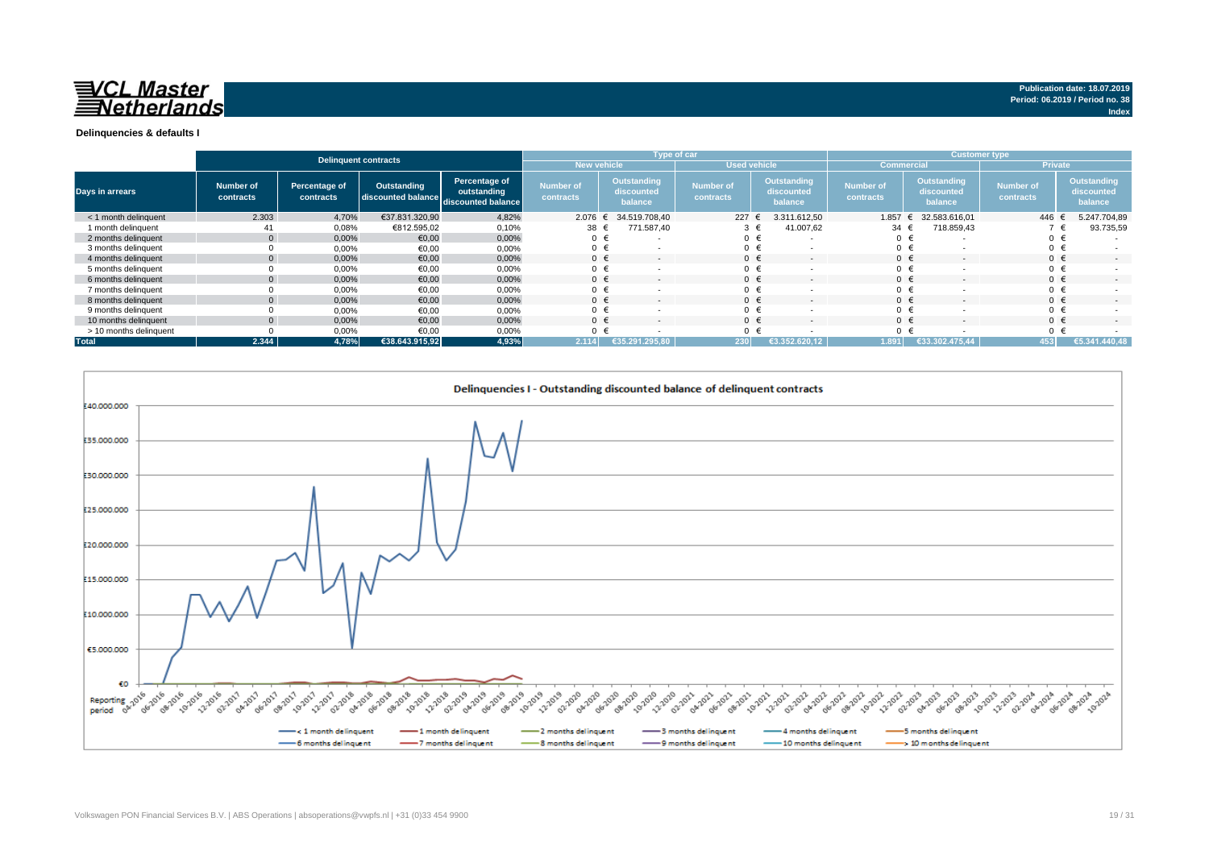**VCL Master Netherlands**

Publication date: 18.07.2019
Period: 06.2019 / Period no. 38
Index

## Delinquencies & defaults I

| Days in arrears | Delinquent contracts | | | | Type of car | | | | Customer type | | | |
|---|---|---|---|---|---|---|---|---|---|---|---|---|
| | | | | | New vehicle | | Used vehicle | | Commercial | | Private | |
| | Number of contracts | Percentage of contracts | Outstanding discounted balance | Percentage of outstanding discounted balance | Number of contracts | Outstanding discounted balance | Number of contracts | Outstanding discounted balance | Number of contracts | Outstanding discounted balance | Number of contracts | Outstanding discounted balance |
| < 1 month delinquent | 2.303 | 4,70% | €37.831.320,90 | 4,82% | 2.076 | € 34.519.708,40 | 227 | € 3.311.612,50 | 1.857 | € 32.583.616,01 | 446 | € 5.247.704,89 |
| 1 month delinquent | 41 | 0,08% | €812.595,02 | 0,10% | 38 | € 771.587,40 | 3 | € 41.007,62 | 34 | € 718.859,43 | 7 | € 93.735,59 |
| 2 months delinquent | 0 | 0,00% | €0,00 | 0,00% | 0 | € - | 0 | € - | 0 | € - | 0 | € - |
| 3 months delinquent | 0 | 0,00% | €0,00 | 0,00% | 0 | € - | 0 | € - | 0 | € - | 0 | € - |
| 4 months delinquent | 0 | 0,00% | €0,00 | 0,00% | 0 | € - | 0 | € - | 0 | € - | 0 | € - |
| 5 months delinquent | 0 | 0,00% | €0,00 | 0,00% | 0 | € - | 0 | € - | 0 | € - | 0 | € - |
| 6 months delinquent | 0 | 0,00% | €0,00 | 0,00% | 0 | € - | 0 | € - | 0 | € - | 0 | € - |
| 7 months delinquent | 0 | 0,00% | €0,00 | 0,00% | 0 | € - | 0 | € - | 0 | € - | 0 | € - |
| 8 months delinquent | 0 | 0,00% | €0,00 | 0,00% | 0 | € - | 0 | € - | 0 | € - | 0 | € - |
| 9 months delinquent | 0 | 0,00% | €0,00 | 0,00% | 0 | € - | 0 | € - | 0 | € - | 0 | € - |
| 10 months delinquent | 0 | 0,00% | €0,00 | 0,00% | 0 | € - | 0 | € - | 0 | € - | 0 | € - |
| > 10 months delinquent | 0 | 0,00% | €0,00 | 0,00% | 0 | € - | 0 | € - | 0 | € - | 0 | € - |
| **Total** | **2.344** | **4,78%** | **€38.643.915,92** | **4,93%** | **2.114** | **€35.291.295,80** | **230** | **€3.352.620,12** | **1.891** | **€33.302.475,44** | **453** | **€5.341.440,48** |

Delinquencies I - Outstanding discounted balance of delinquent contracts

Legend: < 1 month delinquent; 1 month delinquent; 2 months delinquent; 3 months delinquent; 4 months delinquent; 5 months delinquent; 6 months delinquent; 7 months delinquent; 8 months delinquent; 9 months delinquent; 10 months delinquent; > 10 months delinquent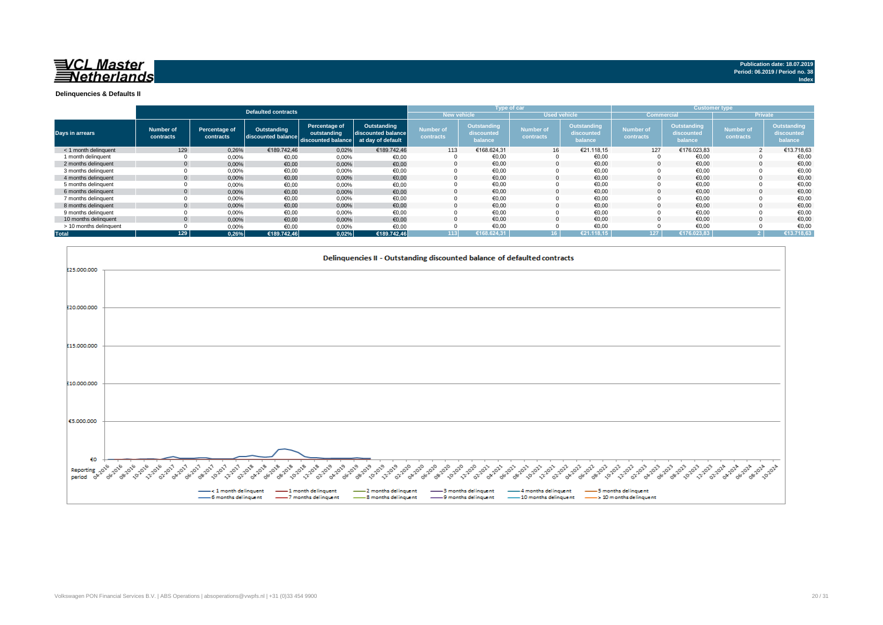# VCL Master Netherlands

**Publication date: 18.07.2019**
**Period: 06.2019 / Period no. 38**
**Index**

## Delinquencies & Defaults II

| Days in arrears | Defaulted contracts | | | | | Type of car | | | | Customer type | | | |
|---|---|---|---|---|---|---|---|---|---|---|---|---|---|
| | | | | | | New vehicle | | Used vehicle | | Commercial | | Private | |
| | Number of contracts | Percentage of contracts | Outstanding discounted balance | Percentage of outstanding discounted balance | Outstanding discounted balance at day of default | Number of contracts | Outstanding discounted balance | Number of contracts | Outstanding discounted balance | Number of contracts | Outstanding discounted balance | Number of contracts | Outstanding discounted balance |
| < 1 month delinquent | 129 | 0,26% | €189.742,46 | 0,02% | €189.742,46 | 113 | €168.624,31 | 16 | €21.118,15 | 127 | €176.023,83 | 2 | €13.718,63 |
| 1 month delinquent | 0 | 0,00% | €0,00 | 0,00% | €0,00 | 0 | €0,00 | 0 | €0,00 | 0 | €0,00 | 0 | €0,00 |
| 2 months delinquent | 0 | 0,00% | €0,00 | 0,00% | €0,00 | 0 | €0,00 | 0 | €0,00 | 0 | €0,00 | 0 | €0,00 |
| 3 months delinquent | 0 | 0,00% | €0,00 | 0,00% | €0,00 | 0 | €0,00 | 0 | €0,00 | 0 | €0,00 | 0 | €0,00 |
| 4 months delinquent | 0 | 0,00% | €0,00 | 0,00% | €0,00 | 0 | €0,00 | 0 | €0,00 | 0 | €0,00 | 0 | €0,00 |
| 5 months delinquent | 0 | 0,00% | €0,00 | 0,00% | €0,00 | 0 | €0,00 | 0 | €0,00 | 0 | €0,00 | 0 | €0,00 |
| 6 months delinquent | 0 | 0,00% | €0,00 | 0,00% | €0,00 | 0 | €0,00 | 0 | €0,00 | 0 | €0,00 | 0 | €0,00 |
| 7 months delinquent | 0 | 0,00% | €0,00 | 0,00% | €0,00 | 0 | €0,00 | 0 | €0,00 | 0 | €0,00 | 0 | €0,00 |
| 8 months delinquent | 0 | 0,00% | €0,00 | 0,00% | €0,00 | 0 | €0,00 | 0 | €0,00 | 0 | €0,00 | 0 | €0,00 |
| 9 months delinquent | 0 | 0,00% | €0,00 | 0,00% | €0,00 | 0 | €0,00 | 0 | €0,00 | 0 | €0,00 | 0 | €0,00 |
| 10 months delinquent | 0 | 0,00% | €0,00 | 0,00% | €0,00 | 0 | €0,00 | 0 | €0,00 | 0 | €0,00 | 0 | €0,00 |
| > 10 months delinquent | 0 | 0,00% | €0,00 | 0,00% | €0,00 | 0 | €0,00 | 0 | €0,00 | 0 | €0,00 | 0 | €0,00 |
| **Total** | **129** | **0,26%** | **€189.742,46** | **0,02%** | **€189.742,46** | **113** | **€168.624,31** | **16** | **€21.118,15** | **127** | **€176.023,83** | **2** | **€13.718,63** |

### Delinquencies II - Outstanding discounted balance of defaulted contracts

Y-axis: €0 – €25.000.000 (steps of €5.000.000). X-axis: Reporting period, 04-2016 to 10-2024.

Legend: < 1 month delinquent, 1 month delinquent, 2 months delinquent, 3 months delinquent, 4 months delinquent, 5 months delinquent, 6 months delinquent, 7 months delinquent, 8 months delinquent, 9 months delinquent, 10 months delinquent, > 10 months delinquent

Volkswagen PON Financial Services B.V. | ABS Operations | absoperations@vwpfs.nl | +31 (0)33 454 9900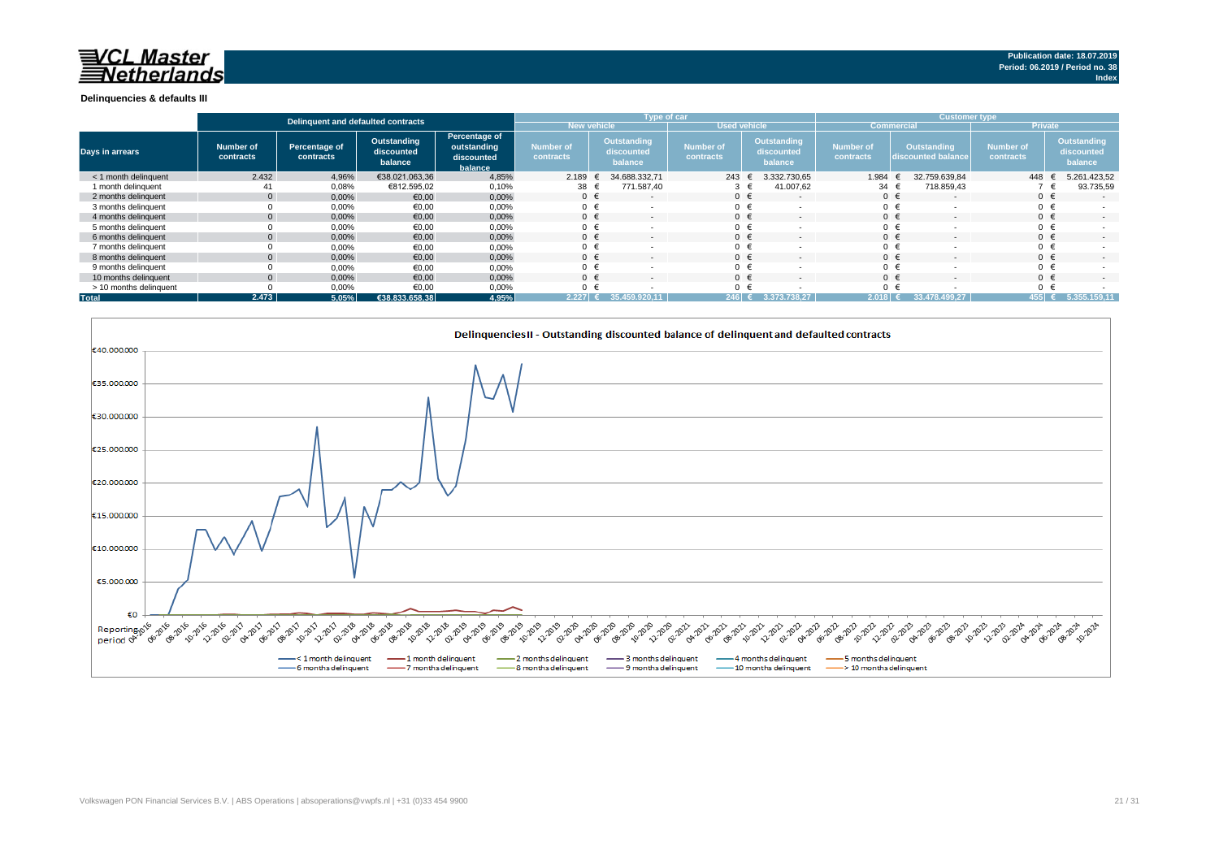**Publication date: 18.07.2019**
**Period: 06.2019 / Period no. 38**
**Index**

### Delinquencies & defaults III

| Days in arrears | Delinquent and defaulted contracts | | | | Type of car | | | | Customer type | | | |
|---|---|---|---|---|---|---|---|---|---|---|---|---|
| | | | | | New vehicle | | Used vehicle | | Commercial | | Private | |
| | Number of contracts | Percentage of contracts | Outstanding discounted balance | Percentage of outstanding discounted balance | Number of contracts | Outstanding discounted balance | Number of contracts | Outstanding discounted balance | Number of contracts | Outstanding discounted balance | Number of contracts | Outstanding discounted balance |
| < 1 month delinquent | 2.432 | 4,96% | €38.021.063,36 | 4,85% | 2.189 | € 34.688.332,71 | 243 | € 3.332.730,65 | 1.984 | € 32.759.639,84 | 448 | € 5.261.423,52 |
| 1 month delinquent | 41 | 0,08% | €812.595,02 | 0,10% | 38 | € 771.587,40 | 3 | € 41.007,62 | 34 | € 718.859,43 | 7 | € 93.735,59 |
| 2 months delinquent | 0 | 0,00% | €0,00 | 0,00% | 0 | € - | 0 | € - | 0 | € - | 0 | € - |
| 3 months delinquent | 0 | 0,00% | €0,00 | 0,00% | 0 | € - | 0 | € - | 0 | € - | 0 | € - |
| 4 months delinquent | 0 | 0,00% | €0,00 | 0,00% | 0 | € - | 0 | € - | 0 | € - | 0 | € - |
| 5 months delinquent | 0 | 0,00% | €0,00 | 0,00% | 0 | € - | 0 | € - | 0 | € - | 0 | € - |
| 6 months delinquent | 0 | 0,00% | €0,00 | 0,00% | 0 | € - | 0 | € - | 0 | € - | 0 | € - |
| 7 months delinquent | 0 | 0,00% | €0,00 | 0,00% | 0 | € - | 0 | € - | 0 | € - | 0 | € - |
| 8 months delinquent | 0 | 0,00% | €0,00 | 0,00% | 0 | € - | 0 | € - | 0 | € - | 0 | € - |
| 9 months delinquent | 0 | 0,00% | €0,00 | 0,00% | 0 | € - | 0 | € - | 0 | € - | 0 | € - |
| 10 months delinquent | 0 | 0,00% | €0,00 | 0,00% | 0 | € - | 0 | € - | 0 | € - | 0 | € - |
| > 10 months delinquent | 0 | 0,00% | €0,00 | 0,00% | 0 | € - | 0 | € - | 0 | € - | 0 | € - |
| **Total** | **2.473** | **5,05%** | **€38.833.658,38** | **4,95%** | **2.227** | **€ 35.459.920,11** | **246** | **€ 3.373.738,27** | **2.018** | **€ 33.478.499,27** | **455** | **€ 5.355.159,11** |

**Delinquencies II - Outstanding discounted balance of delinquent and defaulted contracts**

Y-axis: €0 – €40.000.000; X-axis: Reporting period 04-2016 – 10-2024

Legend: < 1 month delinquent, 1 month delinquent, 2 months delinquent, 3 months delinquent, 4 months delinquent, 5 months delinquent, 6 months delinquent, 7 months delinquent, 8 months delinquent, 9 months delinquent, 10 months delinquent, > 10 months delinquent

Volkswagen PON Financial Services B.V. | ABS Operations | absoperations@vwpfs.nl | +31 (0)33 454 9900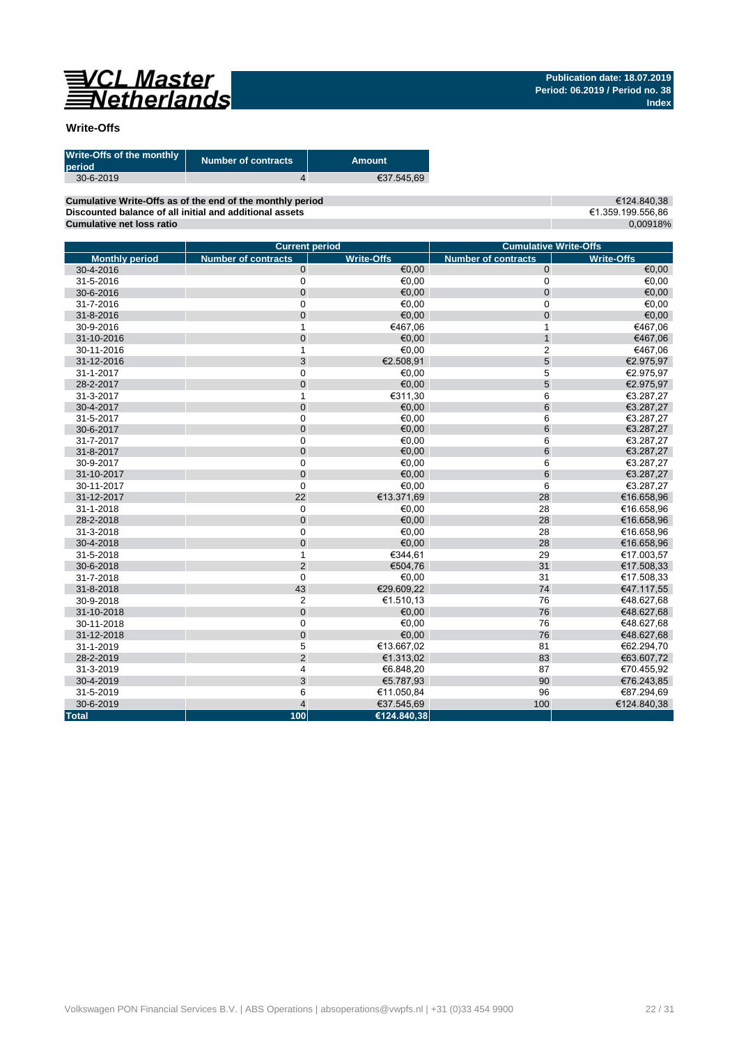VCL Master Netherlands

**Publication date: 18.07.2019**
**Period: 06.2019 / Period no. 38**
**Index**

## Write-Offs

| Write-Offs of the monthly period | Number of contracts | Amount |
|---|---|---|
| 30-6-2019 | 4 | €37.545,69 |

| | |
|---|---|
| **Cumulative Write-Offs as of the end of the monthly period** | €124.840,38 |
| **Discounted balance of all initial and additional assets** | €1.359.199.556,86 |
| **Cumulative net loss ratio** | 0,00918% |

| | Current period | | Cumulative Write-Offs | |
|---|---|---|---|---|
| **Monthly period** | **Number of contracts** | **Write-Offs** | **Number of contracts** | **Write-Offs** |
| 30-4-2016 | 0 | €0,00 | 0 | €0,00 |
| 31-5-2016 | 0 | €0,00 | 0 | €0,00 |
| 30-6-2016 | 0 | €0,00 | 0 | €0,00 |
| 31-7-2016 | 0 | €0,00 | 0 | €0,00 |
| 31-8-2016 | 0 | €0,00 | 0 | €0,00 |
| 30-9-2016 | 1 | €467,06 | 1 | €467,06 |
| 31-10-2016 | 0 | €0,00 | 1 | €467,06 |
| 30-11-2016 | 1 | €0,00 | 2 | €467,06 |
| 31-12-2016 | 3 | €2.508,91 | 5 | €2.975,97 |
| 31-1-2017 | 0 | €0,00 | 5 | €2.975,97 |
| 28-2-2017 | 0 | €0,00 | 5 | €2.975,97 |
| 31-3-2017 | 1 | €311,30 | 6 | €3.287,27 |
| 30-4-2017 | 0 | €0,00 | 6 | €3.287,27 |
| 31-5-2017 | 0 | €0,00 | 6 | €3.287,27 |
| 30-6-2017 | 0 | €0,00 | 6 | €3.287,27 |
| 31-7-2017 | 0 | €0,00 | 6 | €3.287,27 |
| 31-8-2017 | 0 | €0,00 | 6 | €3.287,27 |
| 30-9-2017 | 0 | €0,00 | 6 | €3.287,27 |
| 31-10-2017 | 0 | €0,00 | 6 | €3.287,27 |
| 30-11-2017 | 0 | €0,00 | 6 | €3.287,27 |
| 31-12-2017 | 22 | €13.371,69 | 28 | €16.658,96 |
| 31-1-2018 | 0 | €0,00 | 28 | €16.658,96 |
| 28-2-2018 | 0 | €0,00 | 28 | €16.658,96 |
| 31-3-2018 | 0 | €0,00 | 28 | €16.658,96 |
| 30-4-2018 | 0 | €0,00 | 28 | €16.658,96 |
| 31-5-2018 | 1 | €344,61 | 29 | €17.003,57 |
| 30-6-2018 | 2 | €504,76 | 31 | €17.508,33 |
| 31-7-2018 | 0 | €0,00 | 31 | €17.508,33 |
| 31-8-2018 | 43 | €29.609,22 | 74 | €47.117,55 |
| 30-9-2018 | 2 | €1.510,13 | 76 | €48.627,68 |
| 31-10-2018 | 0 | €0,00 | 76 | €48.627,68 |
| 30-11-2018 | 0 | €0,00 | 76 | €48.627,68 |
| 31-12-2018 | 0 | €0,00 | 76 | €48.627,68 |
| 31-1-2019 | 5 | €13.667,02 | 81 | €62.294,70 |
| 28-2-2019 | 2 | €1.313,02 | 83 | €63.607,72 |
| 31-3-2019 | 4 | €6.848,20 | 87 | €70.455,92 |
| 30-4-2019 | 3 | €5.787,93 | 90 | €76.243,85 |
| 31-5-2019 | 6 | €11.050,84 | 96 | €87.294,69 |
| 30-6-2019 | 4 | €37.545,69 | 100 | €124.840,38 |
| **Total** | **100** | **€124.840,38** | | |

Volkswagen PON Financial Services B.V. | ABS Operations | absoperations@vwpfs.nl | +31 (0)33 454 9900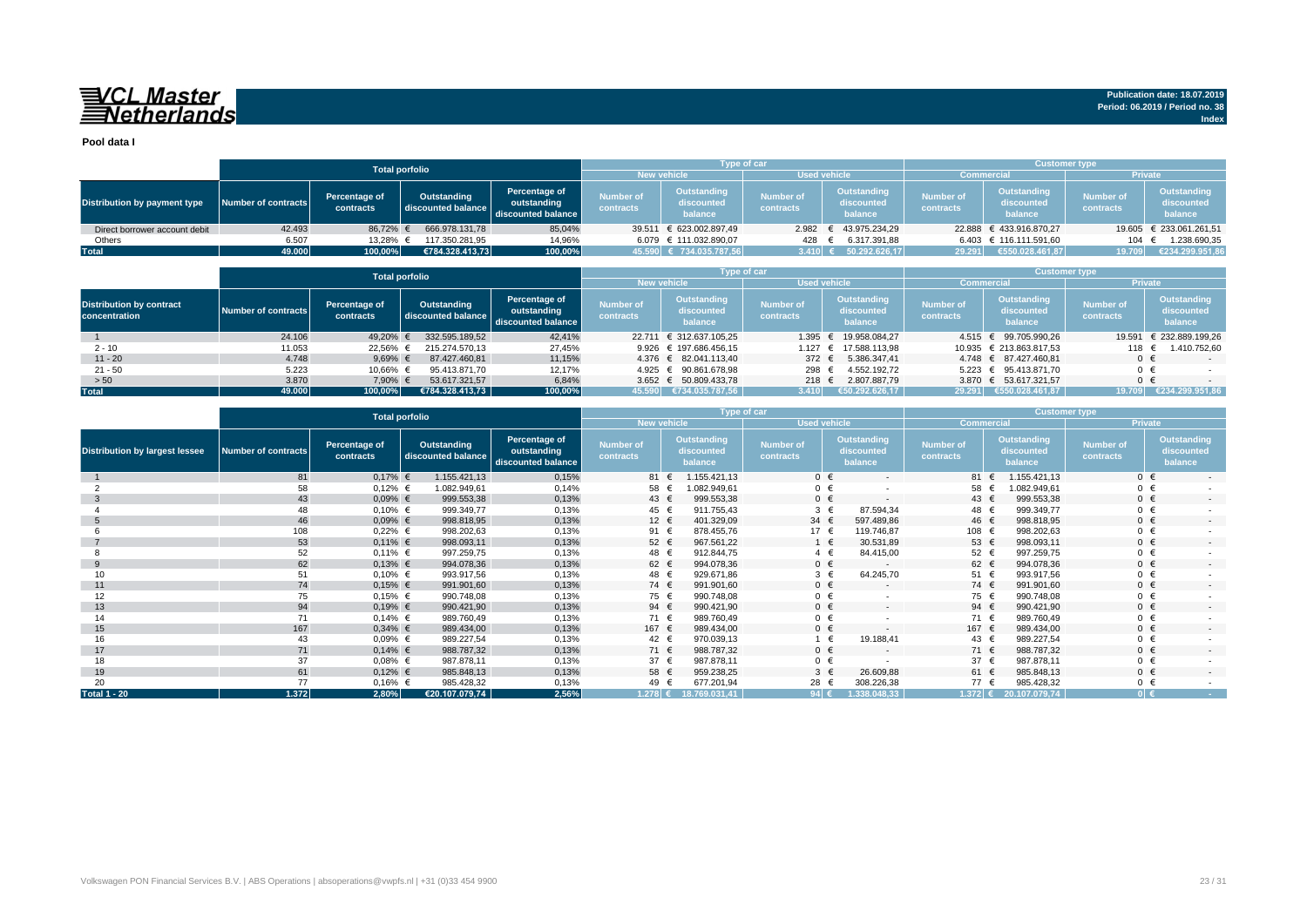# VCL Master Netherlands

**Publication date: 18.07.2019**
**Period: 06.2019 / Period no. 38**
**Index**

## Pool data I

| Distribution by payment type | Total porfolio | | | | Type of car | | | | Customer type | | | |
|---|---|---|---|---|---|---|---|---|---|---|---|---|
| | | | | | New vehicle | | Used vehicle | | Commercial | | Private | |
| | Number of contracts | Percentage of contracts | Outstanding discounted balance | Percentage of outstanding discounted balance | Number of contracts | Outstanding discounted balance | Number of contracts | Outstanding discounted balance | Number of contracts | Outstanding discounted balance | Number of contracts | Outstanding discounted balance |
| Direct borrower account debit | 42.493 | 86,72% | € 666.978.131,78 | 85,04% | 39.511 | € 623.002.897,49 | 2.982 | € 43.975.234,29 | 22.888 | € 433.916.870,27 | 19.605 | € 233.061.261,51 |
| Others | 6.507 | 13,28% | € 117.350.281,95 | 14,96% | 6.079 | € 111.032.890,07 | 428 | € 6.317.391,88 | 6.403 | € 116.111.591,60 | 104 | € 1.238.690,35 |
| **Total** | **49.000** | **100,00%** | **€784.328.413,73** | **100,00%** | **45.590** | **€ 734.035.787,56** | **3.410** | **€ 50.292.626,17** | **29.291** | **€550.028.461,87** | **19.709** | **€234.299.951,86** |

| Distribution by contract concentration | Total porfolio | | | | Type of car | | | | Customer type | | | |
|---|---|---|---|---|---|---|---|---|---|---|---|---|
| | | | | | New vehicle | | Used vehicle | | Commercial | | Private | |
| | Number of contracts | Percentage of contracts | Outstanding discounted balance | Percentage of outstanding discounted balance | Number of contracts | Outstanding discounted balance | Number of contracts | Outstanding discounted balance | Number of contracts | Outstanding discounted balance | Number of contracts | Outstanding discounted balance |
| 1 | 24.106 | 49,20% | € 332.595.189,52 | 42,41% | 22.711 | € 312.637.105,25 | 1.395 | € 19.958.084,27 | 4.515 | € 99.705.990,26 | 19.591 | € 232.889.199,26 |
| 2 - 10 | 11.053 | 22,56% | € 215.274.570,13 | 27,45% | 9.926 | € 197.686.456,15 | 1.127 | € 17.588.113,98 | 10.935 | € 213.863.817,53 | 118 | € 1.410.752,60 |
| 11 - 20 | 4.748 | 9,69% | € 87.427.460,81 | 11,15% | 4.376 | € 82.041.113,40 | 372 | € 5.386.347,41 | 4.748 | € 87.427.460,81 | 0 | € - |
| 21 - 50 | 5.223 | 10,66% | € 95.413.871,70 | 12,17% | 4.925 | € 90.861.678,98 | 298 | € 4.552.192,72 | 5.223 | € 95.413.871,70 | 0 | € - |
| > 50 | 3.870 | 7,90% | € 53.617.321,57 | 6,84% | 3.652 | € 50.809.433,78 | 218 | € 2.807.887,79 | 3.870 | € 53.617.321,57 | 0 | € - |
| **Total** | **49.000** | **100,00%** | **€784.328.413,73** | **100,00%** | **45.590** | **€734.035.787,56** | **3.410** | **€50.292.626,17** | **29.291** | **€550.028.461,87** | **19.709** | **€234.299.951,86** |

| Distribution by largest lessee | Total porfolio | | | | Type of car | | | | Customer type | | | |
|---|---|---|---|---|---|---|---|---|---|---|---|---|
| | | | | | New vehicle | | Used vehicle | | Commercial | | Private | |
| | Number of contracts | Percentage of contracts | Outstanding discounted balance | Percentage of outstanding discounted balance | Number of contracts | Outstanding discounted balance | Number of contracts | Outstanding discounted balance | Number of contracts | Outstanding discounted balance | Number of contracts | Outstanding discounted balance |
| 1 | 81 | 0,17% | € 1.155.421,13 | 0,15% | 81 | € 1.155.421,13 | 0 | € - | 81 | € 1.155.421,13 | 0 | € - |
| 2 | 58 | 0,12% | € 1.082.949,61 | 0,14% | 58 | € 1.082.949,61 | 0 | € - | 58 | € 1.082.949,61 | 0 | € - |
| 3 | 43 | 0,09% | € 999.553,38 | 0,13% | 43 | € 999.553,38 | 0 | € - | 43 | € 999.553,38 | 0 | € - |
| 4 | 48 | 0,10% | € 999.349,77 | 0,13% | 45 | € 911.755,43 | 3 | € 87.594,34 | 48 | € 999.349,77 | 0 | € - |
| 5 | 46 | 0,09% | € 998.818,95 | 0,13% | 12 | € 401.329,09 | 34 | € 597.489,86 | 46 | € 998.818,95 | 0 | € - |
| 6 | 108 | 0,22% | € 998.202,63 | 0,13% | 91 | € 878.455,76 | 17 | € 119.746,87 | 108 | € 998.202,63 | 0 | € - |
| 7 | 53 | 0,11% | € 998.093,11 | 0,13% | 52 | € 967.561,22 | 1 | € 30.531,89 | 53 | € 998.093,11 | 0 | € - |
| 8 | 52 | 0,11% | € 997.259,75 | 0,13% | 48 | € 912.844,75 | 4 | € 84.415,00 | 52 | € 997.259,75 | 0 | € - |
| 9 | 62 | 0,13% | € 994.078,36 | 0,13% | 62 | € 994.078,36 | 0 | € - | 62 | € 994.078,36 | 0 | € - |
| 10 | 51 | 0,10% | € 993.917,56 | 0,13% | 48 | € 929.671,86 | 3 | € 64.245,70 | 51 | € 993.917,56 | 0 | € - |
| 11 | 74 | 0,15% | € 991.901,60 | 0,13% | 74 | € 991.901,60 | 0 | € - | 74 | € 991.901,60 | 0 | € - |
| 12 | 75 | 0,15% | € 990.748,08 | 0,13% | 75 | € 990.748,08 | 0 | € - | 75 | € 990.748,08 | 0 | € - |
| 13 | 94 | 0,19% | € 990.421,90 | 0,13% | 94 | € 990.421,90 | 0 | € - | 94 | € 990.421,90 | 0 | € - |
| 14 | 71 | 0,14% | € 989.760,49 | 0,13% | 71 | € 989.760,49 | 0 | € - | 71 | € 989.760,49 | 0 | € - |
| 15 | 167 | 0,34% | € 989.434,00 | 0,13% | 167 | € 989.434,00 | 0 | € - | 167 | € 989.434,00 | 0 | € - |
| 16 | 43 | 0,09% | € 989.227,54 | 0,13% | 42 | € 970.039,13 | 1 | € 19.188,41 | 43 | € 989.227,54 | 0 | € - |
| 17 | 71 | 0,14% | € 988.787,32 | 0,13% | 71 | € 988.787,32 | 0 | € - | 71 | € 988.787,32 | 0 | € - |
| 18 | 37 | 0,08% | € 987.878,11 | 0,13% | 37 | € 987.878,11 | 0 | € - | 37 | € 987.878,11 | 0 | € - |
| 19 | 61 | 0,12% | € 985.848,13 | 0,13% | 58 | € 959.238,25 | 3 | € 26.609,88 | 61 | € 985.848,13 | 0 | € - |
| 20 | 77 | 0,16% | € 985.428,32 | 0,13% | 49 | € 677.201,94 | 28 | € 308.226,38 | 77 | € 985.428,32 | 0 | € - |
| **Total 1 - 20** | **1.372** | **2,80%** | **€20.107.079,74** | **2,56%** | **1.278** | **€ 18.769.031,41** | **94** | **€ 1.338.048,33** | **1.372** | **€ 20.107.079,74** | **0** | **€ -** |

Volkswagen PON Financial Services B.V. | ABS Operations | absoperations@vwpfs.nl | +31 (0)33 454 9900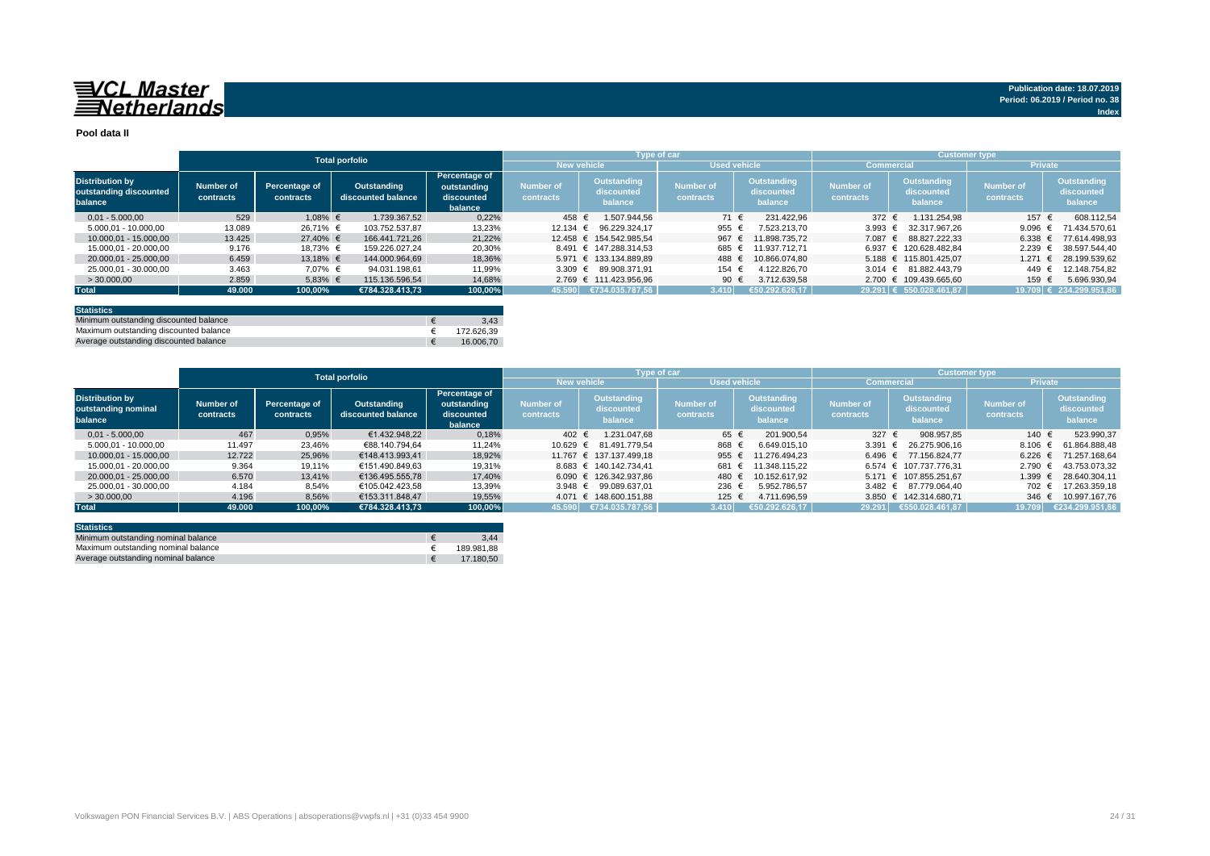**VCL Master Netherlands**

Publication date: 18.07.2019
Period: 06.2019 / Period no. 38
Index

## Pool data II

| Distribution by outstanding discounted balance | Total porfolio | | | | Type of car | | | | Customer type | | | |
|---|---|---|---|---|---|---|---|---|---|---|---|---|
| | | | | | New vehicle | | Used vehicle | | Commercial | | Private | |
| | Number of contracts | Percentage of contracts | Outstanding discounted balance | Percentage of outstanding discounted balance | Number of contracts | Outstanding discounted balance | Number of contracts | Outstanding discounted balance | Number of contracts | Outstanding discounted balance | Number of contracts | Outstanding discounted balance |
| 0,01 - 5.000,00 | 529 | 1,08% | € 1.739.367,52 | 0,22% | 458 | € 1.507.944,56 | 71 | € 231.422,96 | 372 | € 1.131.254,98 | 157 | € 608.112,54 |
| 5.000,01 - 10.000,00 | 13.089 | 26,71% | € 103.752.537,87 | 13,23% | 12.134 | € 96.229.324,17 | 955 | € 7.523.213,70 | 3.993 | € 32.317.967,26 | 9.096 | € 71.434.570,61 |
| 10.000,01 - 15.000,00 | 13.425 | 27,40% | € 166.441.721,26 | 21,22% | 12.458 | € 154.542.985,54 | 967 | € 11.898.735,72 | 7.087 | € 88.827.222,33 | 6.338 | € 77.614.498,93 |
| 15.000,01 - 20.000,00 | 9.176 | 18,73% | € 159.226.027,24 | 20,30% | 8.491 | € 147.288.314,53 | 685 | € 11.937.712,71 | 6.937 | € 120.628.482,84 | 2.239 | € 38.597.544,40 |
| 20.000,01 - 25.000,00 | 6.459 | 13,18% | € 144.000.964,69 | 18,36% | 5.971 | € 133.134.889,89 | 488 | € 10.866.074,80 | 5.188 | € 115.801.425,07 | 1.271 | € 28.199.539,62 |
| 25.000,01 - 30.000,00 | 3.463 | 7,07% | € 94.031.198,61 | 11,99% | 3.309 | € 89.908.371,91 | 154 | € 4.122.826,70 | 3.014 | € 81.882.443,79 | 449 | € 12.148.754,82 |
| > 30.000,00 | 2.859 | 5,83% | € 115.136.596,54 | 14,68% | 2.769 | € 111.423.956,96 | 90 | € 3.712.639,58 | 2.700 | € 109.439.665,60 | 159 | € 5.696.930,94 |
| **Total** | **49.000** | **100,00%** | **€784.328.413,73** | **100,00%** | **45.590** | **€734.035.787,56** | **3.410** | **€50.292.626,17** | **29.291** | **€ 550.028.461,87** | **19.709** | **€ 234.299.951,86** |

| Statistics | |
|---|---|
| Minimum outstanding discounted balance | € 3,43 |
| Maximum outstanding discounted balance | € 172.626,39 |
| Average outstanding discounted balance | € 16.006,70 |

| Distribution by outstanding nominal balance | Total porfolio | | | | Type of car | | | | Customer type | | | |
|---|---|---|---|---|---|---|---|---|---|---|---|---|
| | | | | | New vehicle | | Used vehicle | | Commercial | | Private | |
| | Number of contracts | Percentage of contracts | Outstanding discounted balance | Percentage of outstanding discounted balance | Number of contracts | Outstanding discounted balance | Number of contracts | Outstanding discounted balance | Number of contracts | Outstanding discounted balance | Number of contracts | Outstanding discounted balance |
| 0,01 - 5.000,00 | 467 | 0,95% | €1.432.948,22 | 0,18% | 402 | € 1.231.047,68 | 65 | € 201.900,54 | 327 | € 908.957,85 | 140 | € 523.990,37 |
| 5.000,01 - 10.000,00 | 11.497 | 23,46% | €88.140.794,64 | 11,24% | 10.629 | € 81.491.779,54 | 868 | € 6.649.015,10 | 3.391 | € 26.275.906,16 | 8.106 | € 61.864.888,48 |
| 10.000,01 - 15.000,00 | 12.722 | 25,96% | €148.413.993,41 | 18,92% | 11.767 | € 137.137.499,18 | 955 | € 11.276.494,23 | 6.496 | € 77.156.824,77 | 6.226 | € 71.257.168,64 |
| 15.000,01 - 20.000,00 | 9.364 | 19,11% | €151.490.849,63 | 19,31% | 8.683 | € 140.142.734,41 | 681 | € 11.348.115,22 | 6.574 | € 107.737.776,31 | 2.790 | € 43.753.073,32 |
| 20.000,01 - 25.000,00 | 6.570 | 13,41% | €136.495.555,78 | 17,40% | 6.090 | € 126.342.937,86 | 480 | € 10.152.617,92 | 5.171 | € 107.855.251,67 | 1.399 | € 28.640.304,11 |
| 25.000,01 - 30.000,00 | 4.184 | 8,54% | €105.042.423,58 | 13,39% | 3.948 | € 99.089.637,01 | 236 | € 5.952.786,57 | 3.482 | € 87.779.064,40 | 702 | € 17.263.359,18 |
| > 30.000,00 | 4.196 | 8,56% | €153.311.848,47 | 19,55% | 4.071 | € 148.600.151,88 | 125 | € 4.711.696,59 | 3.850 | € 142.314.680,71 | 346 | € 10.997.167,76 |
| **Total** | **49.000** | **100,00%** | **€784.328.413,73** | **100,00%** | **45.590** | **€734.035.787,56** | **3.410** | **€50.292.626,17** | **29.291** | **€550.028.461,87** | **19.709** | **€234.299.951,86** |

| Statistics | |
|---|---|
| Minimum outstanding nominal balance | € 3,44 |
| Maximum outstanding nominal balance | € 189.981,88 |
| Average outstanding nominal balance | € 17.180,50 |

Volkswagen PON Financial Services B.V. | ABS Operations | absoperations@vwpfs.nl | +31 (0)33 454 9900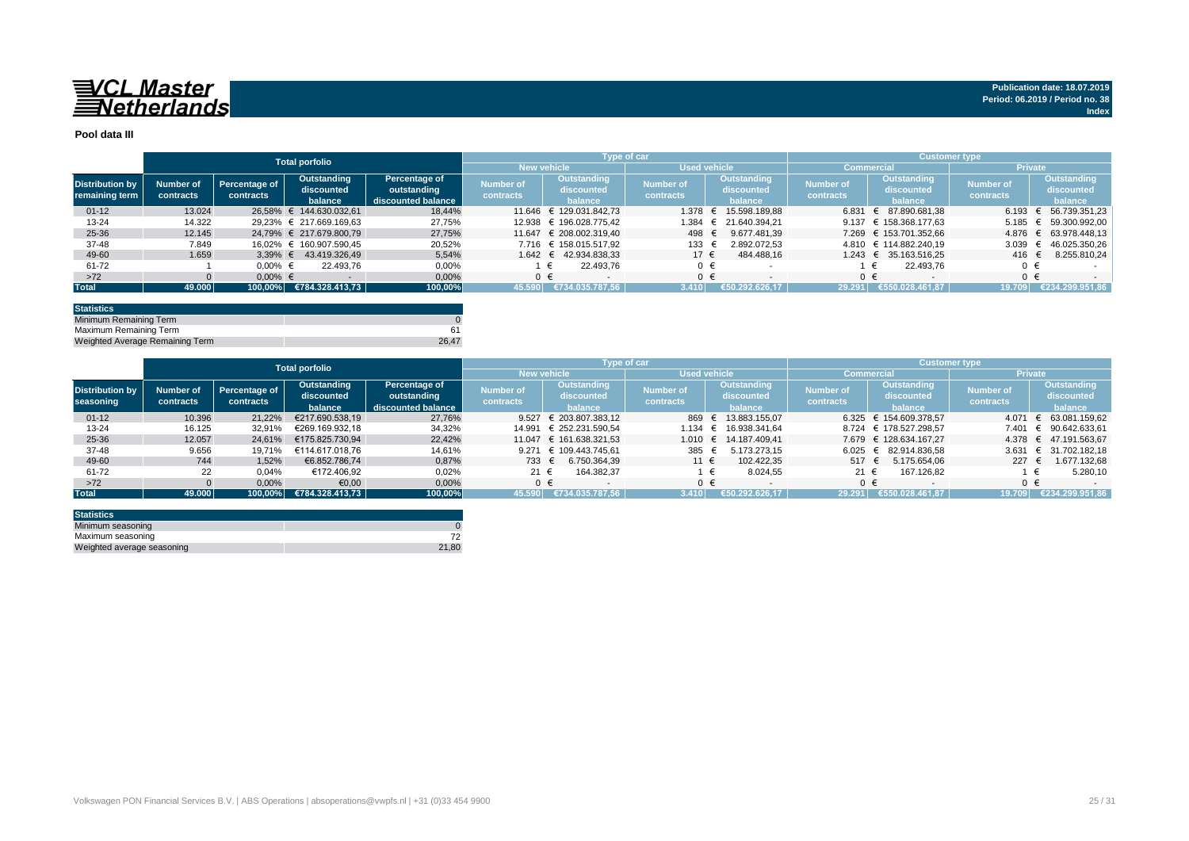**Publication date: 18.07.2019**
**Period: 06.2019 / Period no. 38**
**Index**

## Pool data III

| Distribution by remaining term | Total porfolio | | | | Type of car | | | | Customer type | | | |
|---|---|---|---|---|---|---|---|---|---|---|---|---|
| | | | | | New vehicle | | Used vehicle | | Commercial | | Private | |
| | Number of contracts | Percentage of contracts | Outstanding discounted balance | Percentage of outstanding discounted balance | Number of contracts | Outstanding discounted balance | Number of contracts | Outstanding discounted balance | Number of contracts | Outstanding discounted balance | Number of contracts | Outstanding discounted balance |
| 01-12 | 13.024 | 26,58% | € 144.630.032,61 | 18,44% | 11.646 | € 129.031.842,73 | 1.378 | € 15.598.189,88 | 6.831 | € 87.890.681,38 | 6.193 | € 56.739.351,23 |
| 13-24 | 14.322 | 29,23% | € 217.669.169,63 | 27,75% | 12.938 | € 196.028.775,42 | 1.384 | € 21.640.394,21 | 9.137 | € 158.368.177,63 | 5.185 | € 59.300.992,00 |
| 25-36 | 12.145 | 24,79% | € 217.679.800,79 | 27,75% | 11.647 | € 208.002.319,40 | 498 | € 9.677.481,39 | 7.269 | € 153.701.352,66 | 4.876 | € 63.978.448,13 |
| 37-48 | 7.849 | 16,02% | € 160.907.590,45 | 20,52% | 7.716 | € 158.015.517,92 | 133 | € 2.892.072,53 | 4.810 | € 114.882.240,19 | 3.039 | € 46.025.350,26 |
| 49-60 | 1.659 | 3,39% | € 43.419.326,49 | 5,54% | 1.642 | € 42.934.838,33 | 17 | € 484.488,16 | 1.243 | € 35.163.516,25 | 416 | € 8.255.810,24 |
| 61-72 | 1 | 0,00% | € 22.493,76 | 0,00% | 1 | € 22.493,76 | 0 | € - | 1 | € 22.493,76 | 0 | € - |
| >72 | 0 | 0,00% | € - | 0,00% | 0 | € - | 0 | € - | 0 | € - | 0 | € - |
| **Total** | **49.000** | **100,00%** | **€784.328.413,73** | **100,00%** | **45.590** | **€734.035.787,56** | **3.410** | **€50.292.626,17** | **29.291** | **€550.028.461,87** | **19.709** | **€234.299.951,86** |

| Statistics | |
|---|---|
| Minimum Remaining Term | 0 |
| Maximum Remaining Term | 61 |
| Weighted Average Remaining Term | 26,47 |

| Distribution by seasoning | Total porfolio | | | | Type of car | | | | Customer type | | | |
|---|---|---|---|---|---|---|---|---|---|---|---|---|
| | | | | | New vehicle | | Used vehicle | | Commercial | | Private | |
| | Number of contracts | Percentage of contracts | Outstanding discounted balance | Percentage of outstanding discounted balance | Number of contracts | Outstanding discounted balance | Number of contracts | Outstanding discounted balance | Number of contracts | Outstanding discounted balance | Number of contracts | Outstanding discounted balance |
| 01-12 | 10.396 | 21,22% | €217.690.538,19 | 27,76% | 9.527 | € 203.807.383,12 | 869 | € 13.883.155,07 | 6.325 | € 154.609.378,57 | 4.071 | € 63.081.159,62 |
| 13-24 | 16.125 | 32,91% | €269.169.932,18 | 34,32% | 14.991 | € 252.231.590,54 | 1.134 | € 16.938.341,64 | 8.724 | € 178.527.298,57 | 7.401 | € 90.642.633,61 |
| 25-36 | 12.057 | 24,61% | €175.825.730,94 | 22,42% | 11.047 | € 161.638.321,53 | 1.010 | € 14.187.409,41 | 7.679 | € 128.634.167,27 | 4.378 | € 47.191.563,67 |
| 37-48 | 9.656 | 19,71% | €114.617.018,76 | 14,61% | 9.271 | € 109.443.745,61 | 385 | € 5.173.273,15 | 6.025 | € 82.914.836,58 | 3.631 | € 31.702.182,18 |
| 49-60 | 744 | 1,52% | €6.852.786,74 | 0,87% | 733 | € 6.750.364,39 | 11 | € 102.422,35 | 517 | € 5.175.654,06 | 227 | € 1.677.132,68 |
| 61-72 | 22 | 0,04% | €172.406,92 | 0,02% | 21 | € 164.382,37 | 1 | € 8.024,55 | 21 | € 167.126,82 | 1 | € 5.280,10 |
| >72 | 0 | 0,00% | €0,00 | 0,00% | 0 | € - | 0 | € - | 0 | € - | 0 | € - |
| **Total** | **49.000** | **100,00%** | **€784.328.413,73** | **100,00%** | **45.590** | **€734.035.787,56** | **3.410** | **€50.292.626,17** | **29.291** | **€550.028.461,87** | **19.709** | **€234.299.951,86** |

| Statistics | |
|---|---|
| Minimum seasoning | 0 |
| Maximum seasoning | 72 |
| Weighted average seasoning | 21,80 |

Volkswagen PON Financial Services B.V. | ABS Operations | absoperations@vwpfs.nl | +31 (0)33 454 9900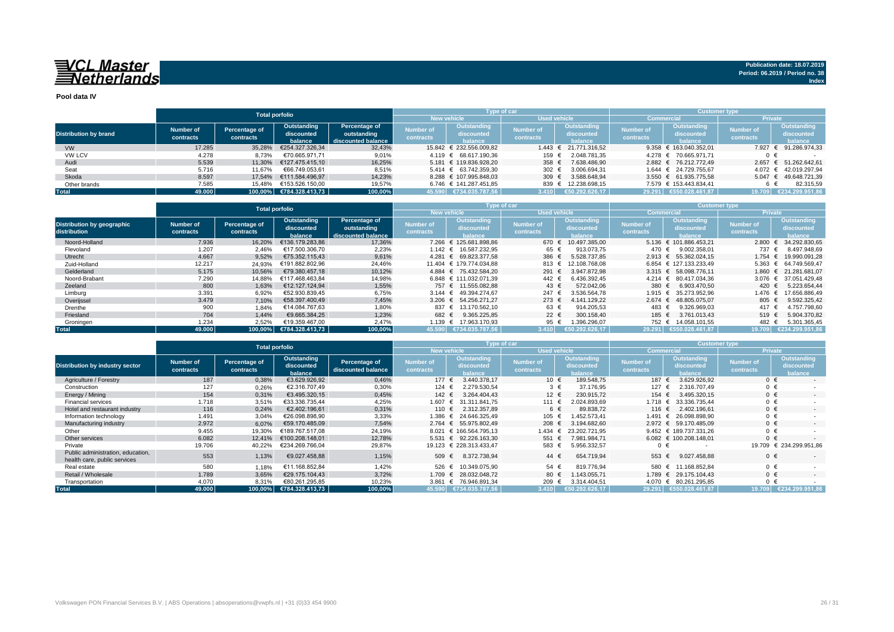**VCL Master Netherlands**

Publication date: 18.07.2019
Period: 06.2019 / Period no. 38
Index

**Pool data IV**

| Distribution by brand | Total porfolio | | | | Type of car | | | | Customer type | | | |
|---|---|---|---|---|---|---|---|---|---|---|---|---|
| | | | | | New vehicle | | Used vehicle | | Commercial | | Private | |
| | Number of contracts | Percentage of contracts | Outstanding discounted balance | Percentage of outstanding discounted balance | Number of contracts | Outstanding discounted balance | Number of contracts | Outstanding discounted balance | Number of contracts | Outstanding discounted balance | Number of contracts | Outstanding discounted balance |
| VW | 17.285 | 35,28% | €254.327.326,34 | 32,43% | 15.842 | € 232.556.009,82 | 1.443 | € 21.771.316,52 | 9.358 | € 163.040.352,01 | 7.927 | € 91.286.974,33 |
| VW LCV | 4.278 | 8,73% | €70.665.971,71 | 9,01% | 4.119 | € 68.617.190,36 | 159 | € 2.048.781,35 | 4.278 | € 70.665.971,71 | 0 | € - |
| Audi | 5.539 | 11,30% | €127.475.415,10 | 16,25% | 5.181 | € 119.836.928,20 | 358 | € 7.638.486,90 | 2.882 | € 76.212.772,49 | 2.657 | € 51.262.642,61 |
| Seat | 5.716 | 11,67% | €66.749.053,61 | 8,51% | 5.414 | € 63.742.359,30 | 302 | € 3.006.694,31 | 1.644 | € 24.729.755,67 | 4.072 | € 42.019.297,94 |
| Skoda | 8.597 | 17,54% | €111.584.496,97 | 14,23% | 8.288 | € 107.995.848,03 | 309 | € 3.588.648,94 | 3.550 | € 61.935.775,58 | 5.047 | € 49.648.721,39 |
| Other brands | 7.585 | 15,48% | €153.526.150,00 | 19,57% | 6.746 | € 141.287.451,85 | 839 | € 12.238.698,15 | 7.579 | € 153.443.834,41 | 6 | € 82.315,59 |
| **Total** | **49.000** | **100,00%** | **€784.328.413,73** | **100,00%** | **45.590** | **€734.035.787,56** | **3.410** | **€50.292.626,17** | **29.291** | **€550.028.461,87** | **19.709** | **€234.299.951,86** |

| Distribution by geographic distribution | Total porfolio | | | | Type of car | | | | Customer type | | | |
|---|---|---|---|---|---|---|---|---|---|---|---|---|
| | | | | | New vehicle | | Used vehicle | | Commercial | | Private | |
| | Number of contracts | Percentage of contracts | Outstanding discounted balance | Percentage of outstanding discounted balance | Number of contracts | Outstanding discounted balance | Number of contracts | Outstanding discounted balance | Number of contracts | Outstanding discounted balance | Number of contracts | Outstanding discounted balance |
| Noord-Holland | 7.936 | 16,20% | €136.179.283,86 | 17,36% | 7.266 | € 125.681.898,86 | 670 | € 10.497.385,00 | 5.136 | € 101.886.453,21 | 2.800 | € 34.292.830,65 |
| Flevoland | 1.207 | 2,46% | €17.500.306,70 | 2,23% | 1.142 | € 16.587.232,95 | 65 | € 913.073,75 | 470 | € 9.002.358,01 | 737 | € 8.497.948,69 |
| Utrecht | 4.667 | 9,52% | €75.352.115,43 | 9,61% | 4.281 | € 69.823.377,58 | 386 | € 5.528.737,85 | 2.913 | € 55.362.024,15 | 1.754 | € 19.990.091,28 |
| Zuid-Holland | 12.217 | 24,93% | €191.882.802,96 | 24,46% | 11.404 | € 179.774.034,88 | 813 | € 12.108.768,08 | 6.854 | € 127.133.233,49 | 5.363 | € 64.749.569,47 |
| Gelderland | 5.175 | 10,56% | €79.380.457,18 | 10,12% | 4.884 | € 75.432.584,20 | 291 | € 3.947.872,98 | 3.315 | € 58.098.776,11 | 1.860 | € 21.281.681,07 |
| Noord-Brabant | 7.290 | 14,88% | €117.468.463,84 | 14,98% | 6.848 | € 111.032.071,39 | 442 | € 6.436.392,45 | 4.214 | € 80.417.034,36 | 3.076 | € 37.051.429,48 |
| Zeeland | 800 | 1,63% | €12.127.124,94 | 1,55% | 757 | € 11.555.082,88 | 43 | € 572.042,06 | 380 | € 6.903.470,50 | 420 | € 5.223.654,44 |
| Limburg | 3.391 | 6,92% | €52.930.839,45 | 6,75% | 3.144 | € 49.394.274,67 | 247 | € 3.536.564,78 | 1.915 | € 35.273.952,96 | 1.476 | € 17.656.886,49 |
| Overijssel | 3.479 | 7,10% | €58.397.400,49 | 7,45% | 3.206 | € 54.256.271,27 | 273 | € 4.141.129,22 | 2.674 | € 48.805.075,07 | 805 | € 9.592.325,42 |
| Drenthe | 900 | 1,84% | €14.084.767,63 | 1,80% | 837 | € 13.170.562,10 | 63 | € 914.205,53 | 483 | € 9.326.969,03 | 417 | € 4.757.798,60 |
| Friesland | 704 | 1,44% | €9.665.384,25 | 1,23% | 682 | € 9.365.225,85 | 22 | € 300.158,40 | 185 | € 3.761.013,43 | 519 | € 5.904.370,82 |
| Groningen | 1.234 | 2,52% | €19.359.467,00 | 2,47% | 1.139 | € 17.963.170,93 | 95 | € 1.396.296,07 | 752 | € 14.058.101,55 | 482 | € 5.301.365,45 |
| **Total** | **49.000** | **100,00%** | **€784.328.413,73** | **100,00%** | **45.590** | **€734.035.787,56** | **3.410** | **€50.292.626,17** | **29.291** | **€550.028.461,87** | **19.709** | **€234.299.951,86** |

| Distribution by industry sector | Total porfolio | | | | Type of car | | | | Customer type | | | |
|---|---|---|---|---|---|---|---|---|---|---|---|---|
| | | | | | New vehicle | | Used vehicle | | Commercial | | Private | |
| | Number of contracts | Percentage of contracts | Outstanding discounted balance | Percentage of discounted balance | Number of contracts | Outstanding discounted balance | Number of contracts | Outstanding discounted balance | Number of contracts | Outstanding discounted balance | Number of contracts | Outstanding discounted balance |
| Agriculture / Forestry | 187 | 0,38% | €3.629.926,92 | 0,46% | 177 | € 3.440.378,17 | 10 | € 189.548,75 | 187 | € 3.629.926,92 | 0 | € - |
| Construction | 127 | 0,26% | €2.316.707,49 | 0,30% | 124 | € 2.279.530,54 | 3 | € 37.176,95 | 127 | € 2.316.707,49 | 0 | € - |
| Energy / Mining | 154 | 0,31% | €3.495.320,15 | 0,45% | 142 | € 3.264.404,43 | 12 | € 230.915,72 | 154 | € 3.495.320,15 | 0 | € - |
| Financial services | 1.718 | 3,51% | €33.336.735,44 | 4,25% | 1.607 | € 31.311.841,75 | 111 | € 2.024.893,69 | 1.718 | € 33.336.735,44 | 0 | € - |
| Hotel and restaurant industry | 116 | 0,24% | €2.402.196,61 | 0,31% | 110 | € 2.312.357,89 | 6 | € 89.838,72 | 116 | € 2.402.196,61 | 0 | € - |
| Manufacturing industry | 2.972 | 6,07% | €59.170.485,09 | 7,54% | 2.764 | € 55.975.802,49 | 208 | € 3.194.682,60 | 2.972 | € 59.170.485,09 | 0 | € - |
| Other | 9.455 | 19,30% | €189.767.517,08 | 24,19% | 8.021 | € 166.564.795,13 | 1.434 | € 23.202.721,95 | 9.452 | € 189.737.331,26 | 0 | € - |
| Other services | 6.082 | 12,41% | €100.208.148,01 | 12,78% | 5.531 | € 92.226.163,30 | 551 | € 7.981.984,71 | 6.082 | € 100.208.148,01 | 0 | € - |
| Private | 19.706 | 40,22% | €234.269.766,04 | 29,87% | 19.123 | € 228.313.433,47 | 583 | € 5.956.332,57 | 0 | € - | 19.709 | € 234.299.951,86 |
| Public administration, education, health care, public services | 553 | 1,13% | €9.027.458,88 | 1,15% | 509 | € 8.372.738,94 | 44 | € 654.719,94 | 553 | € 9.027.458,88 | 0 | € - |
| Real estate | 580 | 1,18% | €11.168.852,84 | 1,42% | 526 | € 10.349.075,90 | 54 | € 819.776,94 | 580 | € 11.168.852,84 | 0 | € - |
| Information technology | 1.491 | 3,04% | €26.098.898,90 | 3,33% | 1.386 | € 24.646.325,49 | 105 | € 1.452.573,41 | 1.491 | € 26.098.898,90 | 0 | € - |
| Retail / Wholesale | 1.789 | 3,65% | €29.175.104,43 | 3,72% | 1.709 | € 28.032.048,72 | 80 | € 1.143.055,71 | 1.789 | € 29.175.104,43 | 0 | € - |
| Transportation | 4.070 | 8,31% | €80.261.295,85 | 10,23% | 3.861 | € 76.946.891,34 | 209 | € 3.314.404,51 | 4.070 | € 80.261.295,85 | 0 | € - |
| **Total** | **49.000** | **100,00%** | **€784.328.413,73** | **100,00%** | **45.590** | **€734.035.787,56** | **3.410** | **€50.292.626,17** | **29.291** | **€550.028.461,87** | **19.709** | **€234.299.951,86** |

Volkswagen PON Financial Services B.V. | ABS Operations | absoperations@vwpfs.nl | +31 (0)33 454 9900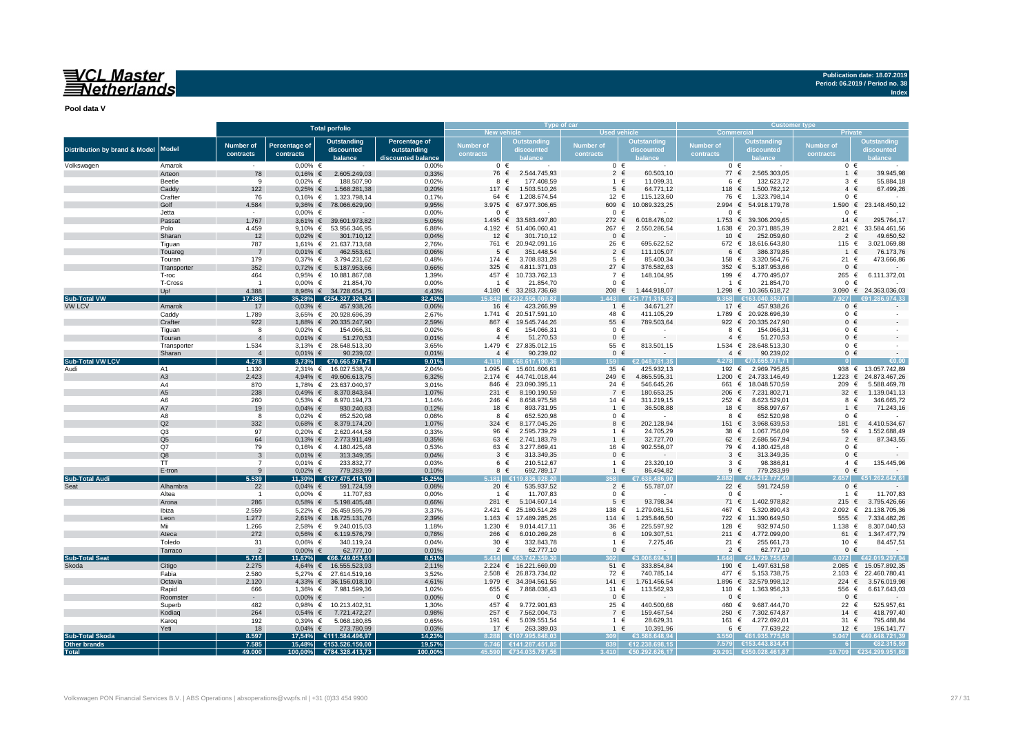**VCL Master Netherlands**

Publication date: 18.07.2019
Period: 06.2019 / Period no. 38
Index

**Pool data V**

| Distribution by brand & Model | Model | Total porfolio | | | | Type of car | | | | Customer type | | | |
|---|---|---|---|---|---|---|---|---|---|---|---|---|---|
| | | | | | | New vehicle | | Used vehicle | | Commercial | | Private | |
| | | Number of contracts | Percentage of contracts | Outstanding discounted balance | Percentage of outstanding discounted balance | Number of contracts | Outstanding discounted balance | Number of contracts | Outstanding discounted balance | Number of contracts | Outstanding discounted balance | Number of contracts | Outstanding discounted balance |
| Volkswagen | Amarok | - | 0,00% | € - | 0,00% | 0 | € - | 0 | € - | 0 | € - | 0 | € - |
| | Arteon | 78 | 0,16% | € 2.605.249,03 | 0,33% | 76 | € 2.544.745,93 | 2 | € 60.503,10 | 77 | € 2.565.303,05 | 1 | € 39.945,98 |
| | Beetle | 9 | 0,02% | € 188.507,90 | 0,02% | 8 | € 177.408,59 | 1 | € 11.099,31 | 6 | € 132.623,72 | 3 | € 55.884,18 |
| | Caddy | 122 | 0,25% | € 1.568.281,38 | 0,20% | 117 | € 1.503.510,26 | 5 | € 64.771,12 | 118 | € 1.500.782,12 | 4 | € 67.499,26 |
| | Crafter | 76 | 0,16% | € 1.323.798,14 | 0,17% | 64 | € 1.208.674,54 | 12 | € 115.123,60 | 76 | € 1.323.798,14 | 0 | € - |
| | Golf | 4.584 | 9,36% | € 78.066.629,90 | 9,95% | 3.975 | € 67.977.306,65 | 609 | € 10.089.323,25 | 2.994 | € 54.918.179,78 | 1.590 | € 23.148.450,12 |
| | Jetta | - | 0,00% | € - | 0,00% | 0 | € - | 0 | € - | 0 | € - | 0 | € - |
| | Passat | 1.767 | 3,61% | € 39.601.973,82 | 5,05% | 1.495 | € 33.583.497,80 | 272 | € 6.018.476,02 | 1.753 | € 39.306.209,65 | 14 | € 295.764,17 |
| | Polo | 4.459 | 9,10% | € 53.956.346,95 | 6,88% | 4.192 | € 51.406.060,41 | 267 | € 2.550.286,54 | 1.638 | € 20.371.885,39 | 2.821 | € 33.584.461,56 |
| | Sharan | 12 | 0,02% | € 301.710,12 | 0,04% | 12 | € 301.710,12 | 0 | € - | 10 | € 252.059,60 | 2 | € 49.650,52 |
| | Tiguan | 787 | 1,61% | € 21.637.713,68 | 2,76% | 761 | € 20.942.091,16 | 26 | € 695.622,52 | 672 | € 18.616.643,80 | 115 | € 3.021.069,88 |
| | Touareg | 7 | 0,01% | € 462.553,61 | 0,06% | 5 | € 351.448,54 | 2 | € 111.105,07 | 6 | € 386.379,85 | 1 | € 76.173,76 |
| | Touran | 179 | 0,37% | € 3.794.231,62 | 0,48% | 174 | € 3.708.831,28 | 5 | € 85.400,34 | 158 | € 3.320.564,76 | 21 | € 473.666,86 |
| | Transporter | 352 | 0,72% | € 5.187.953,66 | 0,66% | 325 | € 4.811.371,03 | 27 | € 376.582,63 | 352 | € 5.187.953,66 | 0 | € - |
| | T-roc | 464 | 0,95% | € 10.881.867,08 | 1,39% | 457 | € 10.733.762,13 | 7 | € 148.104,95 | 199 | € 4.770.495,07 | 265 | € 6.111.372,01 |
| | T-Cross | 1 | 0,00% | € 21.854,70 | 0,00% | 1 | € 21.854,70 | 0 | € - | 1 | € 21.854,70 | 0 | € - |
| | Up! | 4.388 | 8,96% | € 34.728.654,75 | 4,43% | 4.180 | € 33.283.736,68 | 208 | € 1.444.918,07 | 1.298 | € 10.365.618,72 | 3.090 | € 24.363.036,03 |
| **Sub-Total VW** | | **17.285** | **35,28%** | **€254.327.326,34** | **32,43%** | **15.842** | **€232.556.009,82** | **1.443** | **€21.771.316,52** | **9.358** | **€163.040.352,01** | **7.927** | **€91.286.974,33** |
| VW LCV | Amarok | 17 | 0,03% | € 457.938,26 | 0,06% | 16 | € 423.266,99 | 1 | € 34.671,27 | 17 | € 457.938,26 | 0 | € - |
| | Caddy | 1.789 | 3,65% | € 20.928.696,39 | 2,67% | 1.741 | € 20.517.591,10 | 48 | € 411.105,29 | 1.789 | € 20.928.696,39 | 0 | € - |
| | Crafter | 922 | 1,88% | € 20.335.247,90 | 2,59% | 867 | € 19.545.744,26 | 55 | € 789.503,64 | 922 | € 20.335.247,90 | 0 | € - |
| | Tiguan | 8 | 0,02% | € 154.066,31 | 0,02% | 8 | € 154.066,31 | 0 | € - | 8 | € 154.066,31 | 0 | € - |
| | Touran | 4 | 0,01% | € 51.270,53 | 0,01% | 4 | € 51.270,53 | 0 | € - | 4 | € 51.270,53 | 0 | € - |
| | Transporter | 1.534 | 3,13% | € 28.648.513,30 | 3,65% | 1.479 | € 27.835.012,15 | 55 | € 813.501,15 | 1.534 | € 28.648.513,30 | 0 | € - |
| | Sharan | 4 | 0,01% | € 90.239,02 | 0,01% | 4 | € 90.239,02 | 0 | € - | 4 | € 90.239,02 | 0 | € - |
| **Sub-Total VW LCV** | | **4.278** | **8,73%** | **€70.665.971,71** | **9,01%** | **4.119** | **€68.617.190,36** | **159** | **€2.048.781,35** | **4.278** | **€70.665.971,71** | **0** | **€0,00** |
| Audi | A1 | 1.130 | 2,31% | € 16.027.538,74 | 2,04% | 1.095 | € 15.601.606,61 | 35 | € 425.932,13 | 192 | € 2.969.795,85 | 938 | € 13.057.742,89 |
| | A3 | 2.423 | 4,94% | € 49.606.613,75 | 6,32% | 2.174 | € 44.741.018,44 | 249 | € 4.865.595,31 | 1.200 | € 24.733.146,49 | 1.223 | € 24.873.467,26 |
| | A4 | 870 | 1,78% | € 23.637.040,37 | 3,01% | 846 | € 23.090.395,11 | 24 | € 546.645,26 | 661 | € 18.048.570,59 | 209 | € 5.588.469,78 |
| | A5 | 238 | 0,49% | € 8.370.843,84 | 1,07% | 231 | € 8.190.190,59 | 7 | € 180.653,25 | 206 | € 7.231.802,71 | 32 | € 1.139.041,13 |
| | A6 | 260 | 0,53% | € 8.970.194,73 | 1,14% | 246 | € 8.658.975,58 | 14 | € 311.219,15 | 252 | € 8.623.529,01 | 8 | € 346.665,72 |
| | A7 | 19 | 0,04% | € 930.240,83 | 0,12% | 18 | € 893.731,95 | 1 | € 36.508,88 | 18 | € 858.997,67 | 1 | € 71.243,16 |
| | A8 | 8 | 0,02% | € 652.520,98 | 0,08% | 8 | € 652.520,98 | 0 | € - | 8 | € 652.520,98 | 0 | € - |
| | Q2 | 332 | 0,68% | € 8.379.174,20 | 1,07% | 324 | € 8.177.045,26 | 8 | € 202.128,94 | 151 | € 3.968.639,53 | 181 | € 4.410.534,67 |
| | Q3 | 97 | 0,20% | € 2.620.444,58 | 0,33% | 96 | € 2.595.739,29 | 1 | € 24.705,29 | 38 | € 1.067.756,09 | 59 | € 1.552.688,49 |
| | Q5 | 64 | 0,13% | € 2.773.911,49 | 0,35% | 63 | € 2.741.183,79 | 1 | € 32.727,70 | 62 | € 2.686.567,94 | 2 | € 87.343,55 |
| | Q7 | 79 | 0,16% | € 4.180.425,48 | 0,53% | 63 | € 3.277.869,41 | 16 | € 902.556,07 | 79 | € 4.180.425,48 | 0 | € - |
| | Q8 | 3 | 0,01% | € 313.349,35 | 0,04% | 3 | € 313.349,35 | 0 | € - | 3 | € 313.349,35 | 0 | € - |
| | TT | 7 | 0,01% | € 233.832,77 | 0,03% | 6 | € 210.512,67 | 1 | € 23.320,10 | 3 | € 98.386,81 | 4 | € 135.445,96 |
| | E-tron | 9 | 0,02% | € 779.283,99 | 0,10% | 8 | € 692.789,17 | 1 | € 86.494,82 | 9 | € 779.283,99 | 0 | € - |
| **Sub-Total Audi** | | **5.539** | **11,30%** | **€127.475.415,10** | **16,25%** | **5.181** | **€119.836.928,20** | **358** | **€7.638.486,90** | **2.882** | **€76.212.772,49** | **2.657** | **€51.262.642,61** |
| Seat | Alhambra | 22 | 0,04% | € 591.724,59 | 0,08% | 20 | € 535.937,52 | 2 | € 55.787,07 | 22 | € 591.724,59 | 0 | € - |
| | Altea | 1 | 0,00% | € 11.707,83 | 0,00% | 1 | € 11.707,83 | 0 | € - | 0 | € - | 1 | € 11.707,83 |
| | Arona | 286 | 0,58% | € 5.198.405,48 | 0,66% | 281 | € 5.104.607,14 | 5 | € 93.798,34 | 71 | € 1.402.978,82 | 215 | € 3.795.426,66 |
| | Ibiza | 2.559 | 5,22% | € 26.459.595,79 | 3,37% | 2.421 | € 25.180.514,28 | 138 | € 1.279.081,51 | 467 | € 5.320.890,43 | 2.092 | € 21.138.705,36 |
| | Leon | 1.277 | 2,61% | € 18.725.131,76 | 2,39% | 1.163 | € 17.489.285,26 | 114 | € 1.235.846,50 | 722 | € 11.390.649,50 | 555 | € 7.334.482,26 |
| | Mii | 1.266 | 2,58% | € 9.240.015,03 | 1,18% | 1.230 | € 9.014.417,11 | 36 | € 225.597,92 | 128 | € 932.974,50 | 1.138 | € 8.307.040,53 |
| | Ateca | 272 | 0,56% | € 6.119.576,79 | 0,78% | 266 | € 6.010.269,28 | 6 | € 109.307,51 | 211 | € 4.772.099,00 | 61 | € 1.347.477,79 |
| | Toledo | 31 | 0,06% | € 340.119,24 | 0,04% | 30 | € 332.843,78 | 1 | € 7.275,46 | 21 | € 255.661,73 | 10 | € 84.457,51 |
| | Tarraco | 2 | 0,00% | € 62.777,10 | 0,01% | 2 | € 62.777,10 | 0 | € - | 2 | € 62.777,10 | 0 | € - |
| **Sub-Total Seat** | | **5.716** | **11,67%** | **€66.749.053,61** | **8,51%** | **5.414** | **€63.742.359,30** | **302** | **€3.006.694,31** | **1.644** | **€24.729.755,67** | **4.072** | **€42.019.297,94** |
| Skoda | Citigo | 2.275 | 4,64% | € 16.555.523,93 | 2,11% | 2.224 | € 16.221.669,09 | 51 | € 333.854,84 | 190 | € 1.497.631,58 | 2.085 | € 15.057.892,35 |
| | Fabia | 2.580 | 5,27% | € 27.614.519,16 | 3,52% | 2.508 | € 26.873.734,02 | 72 | € 740.785,14 | 477 | € 5.153.738,75 | 2.103 | € 22.460.780,41 |
| | Octavia | 2.120 | 4,33% | € 36.156.018,10 | 4,61% | 1.979 | € 34.394.561,56 | 141 | € 1.761.456,54 | 1.896 | € 32.579.998,12 | 224 | € 3.576.019,98 |
| | Rapid | 666 | 1,36% | € 7.981.599,36 | 1,02% | 655 | € 7.868.036,43 | 11 | € 113.562,93 | 110 | € 1.363.956,33 | 556 | € 6.617.643,03 |
| | Roomster | - | 0,00% | € - | 0,00% | 0 | € - | 0 | € - | 0 | € - | 0 | € - |
| | Superb | 482 | 0,98% | € 10.213.402,31 | 1,30% | 457 | € 9.772.901,63 | 25 | € 440.500,68 | 460 | € 9.687.444,70 | 22 | € 525.957,61 |
| | Kodiaq | 264 | 0,54% | € 7.721.472,27 | 0,98% | 257 | € 7.562.004,73 | 7 | € 159.467,54 | 250 | € 7.302.674,87 | 14 | € 418.797,40 |
| | Karoq | 192 | 0,39% | € 5.068.180,85 | 0,65% | 191 | € 5.039.551,54 | 1 | € 28.629,31 | 161 | € 4.272.692,01 | 31 | € 795.488,84 |
| | Yeti | 18 | 0,04% | € 273.780,99 | 0,03% | 17 | € 263.389,03 | 1 | € 10.391,96 | 6 | € 77.639,22 | 12 | € 196.141,77 |
| **Sub-Total Skoda** | | **8.597** | **17,54%** | **€111.584.496,97** | **14,23%** | **8.288** | **€107.995.848,03** | **309** | **€3.588.648,94** | **3.550** | **€61.935.775,58** | **5.047** | **€49.648.721,39** |
| **Other brands** | | **7.585** | **15,48%** | **€153.526.150,00** | **19,57%** | **6.746** | **€141.287.451,85** | **839** | **€12.238.698,15** | **7.579** | **€153.443.834,41** | **6** | **€82.315,59** |
| **Total** | | **49.000** | **100,00%** | **€784.328.413,73** | **100,00%** | **45.590** | **€734.035.787,56** | **3.410** | **€50.292.626,17** | **29.291** | **€550.028.461,87** | **19.709** | **€234.299.951,86** |

Volkswagen PON Financial Services B.V. | ABS Operations | absoperations@vwpfs.nl | +31 (0)33 454 9900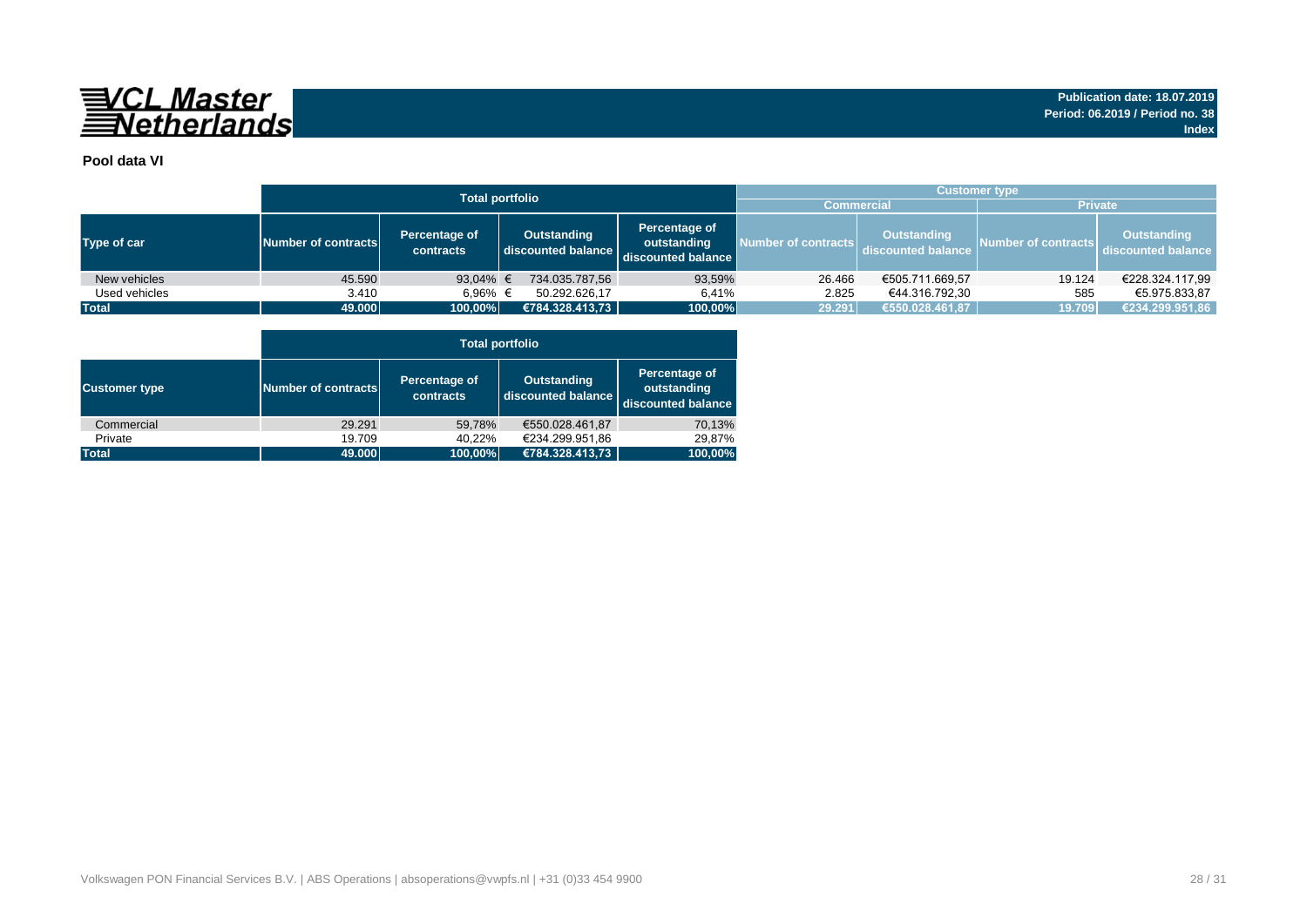**VCL Master Netherlands**

**Publication date: 18.07.2019**
**Period: 06.2019 / Period no. 38**
**Index**

**Pool data VI**

| | Total portfolio | | | | Customer type | | | |
|---|---|---|---|---|---|---|---|---|
| | | | | | Commercial | | Private | |
| Type of car | Number of contracts | Percentage of contracts | Outstanding discounted balance | Percentage of outstanding discounted balance | Number of contracts | Outstanding discounted balance | Number of contracts | Outstanding discounted balance |
| New vehicles | 45.590 | 93,04% | € 734.035.787,56 | 93,59% | 26.466 | €505.711.669,57 | 19.124 | €228.324.117,99 |
| Used vehicles | 3.410 | 6,96% | € 50.292.626,17 | 6,41% | 2.825 | €44.316.792,30 | 585 | €5.975.833,87 |
| **Total** | **49.000** | **100,00%** | **€784.328.413,73** | **100,00%** | **29.291** | **€550.028.461,87** | **19.709** | **€234.299.951,86** |

| | Total portfolio | | | |
|---|---|---|---|---|
| Customer type | Number of contracts | Percentage of contracts | Outstanding discounted balance | Percentage of outstanding discounted balance |
| Commercial | 29.291 | 59,78% | €550.028.461,87 | 70,13% |
| Private | 19.709 | 40,22% | €234.299.951,86 | 29,87% |
| **Total** | **49.000** | **100,00%** | **€784.328.413,73** | **100,00%** |

Volkswagen PON Financial Services B.V. | ABS Operations | absoperations@vwpfs.nl | +31 (0)33 454 9900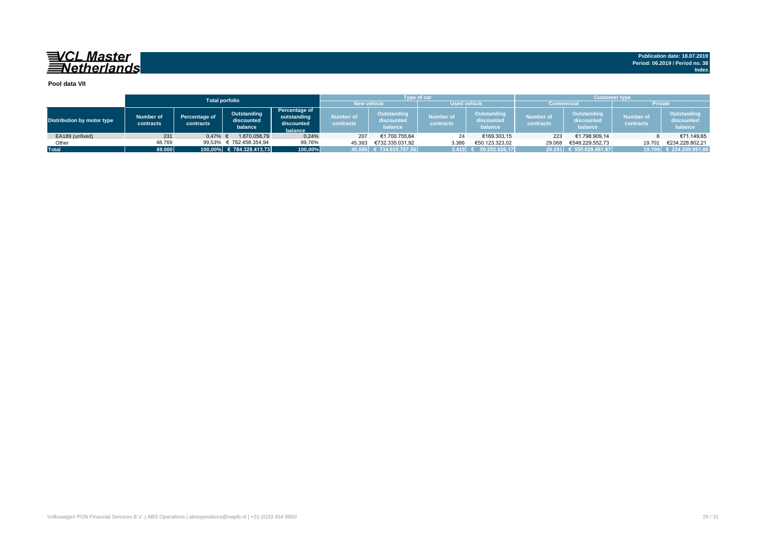**VCL Master Netherlands**

**Publication date: 18.07.2019**
**Period: 06.2019 / Period no. 38**
**Index**

**Pool data VII**

| | Total porfolio | | | | Type of car | | | | Customer type | | | |
|---|---|---|---|---|---|---|---|---|---|---|---|---|
| | | | | | New vehicle | | Used vehicle | | Commercial | | Private | |
| Distribution by motor type | Number of contracts | Percentage of contracts | Outstanding discounted balance | Percentage of outstanding discounted balance | Number of contracts | Outstanding discounted balance | Number of contracts | Outstanding discounted balance | Number of contracts | Outstanding discounted balance | Number of contracts | Outstanding discounted balance |
| EA189 (unfixed) | 231 | 0,47% | € 1.870.058,79 | 0,24% | 207 | €1.700.755,64 | 24 | €169.303,15 | 223 | €1.798.909,14 | 8 | €71.149,65 |
| Other | 48.769 | 99,53% | € 782.458.354,94 | 99,76% | 45.383 | €732.335.031,92 | 3.386 | €50.123.323,02 | 29.068 | €548.229.552,73 | 19.701 | €234.228.802,21 |
| **Total** | **49.000** | **100,00%** | **€ 784.328.413,73** | **100,00%** | **45.590** | **€ 734.035.787,56** | **3.410** | **€ 50.292.626,17** | **29.291** | **€ 550.028.461,87** | **19.709** | **€ 234.299.951,86** |

Volkswagen PON Financial Services B.V. | ABS Operations | absoperations@vwpfs.nl | +31 (0)33 454 9900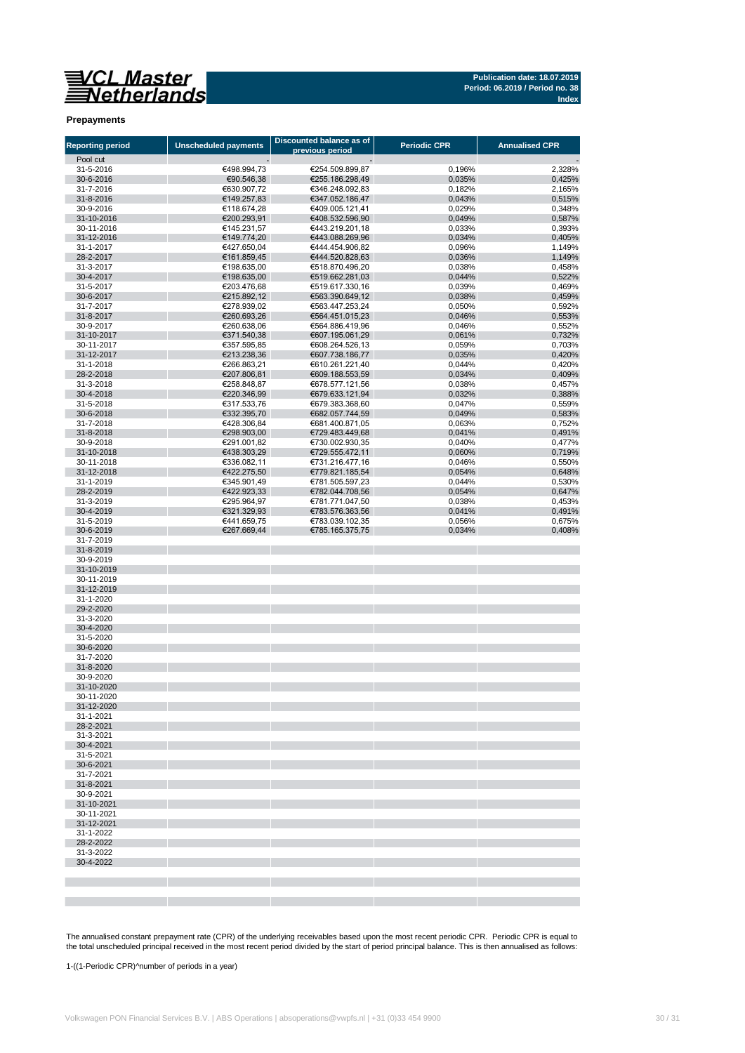**Publication date: 18.07.2019**
**Period: 06.2019 / Period no. 38**
**Index**

## Prepayments

| Reporting period | Unscheduled payments | Discounted balance as of previous period | Periodic CPR | Annualised CPR |
|---|---|---|---|---|
| Pool cut | - | - | | - |
| 31-5-2016 | €498.994,73 | €254.509.899,87 | 0,196% | 2,328% |
| 30-6-2016 | €90.546,38 | €255.186.298,49 | 0,035% | 0,425% |
| 31-7-2016 | €630.907,72 | €346.248.092,83 | 0,182% | 2,165% |
| 31-8-2016 | €149.257,83 | €347.052.186,47 | 0,043% | 0,515% |
| 30-9-2016 | €118.674,28 | €409.005.121,41 | 0,029% | 0,348% |
| 31-10-2016 | €200.293,91 | €408.532.596,90 | 0,049% | 0,587% |
| 30-11-2016 | €145.231,57 | €443.219.201,18 | 0,033% | 0,393% |
| 31-12-2016 | €149.774,20 | €443.088.269,96 | 0,034% | 0,405% |
| 31-1-2017 | €427.650,04 | €444.454.906,82 | 0,096% | 1,149% |
| 28-2-2017 | €161.859,45 | €444.520.828,63 | 0,036% | 1,149% |
| 31-3-2017 | €198.635,00 | €518.870.496,20 | 0,038% | 0,458% |
| 30-4-2017 | €198.635,00 | €519.662.281,03 | 0,044% | 0,522% |
| 31-5-2017 | €203.476,68 | €519.617.330,16 | 0,039% | 0,469% |
| 30-6-2017 | €215.892,12 | €563.390.649,12 | 0,038% | 0,459% |
| 31-7-2017 | €278.939,02 | €563.447.253,24 | 0,050% | 0,592% |
| 31-8-2017 | €260.693,26 | €564.451.015,23 | 0,046% | 0,553% |
| 30-9-2017 | €260.638,06 | €564.886.419,96 | 0,046% | 0,552% |
| 31-10-2017 | €371.540,38 | €607.195.061,29 | 0,061% | 0,732% |
| 30-11-2017 | €357.595,85 | €608.264.526,13 | 0,059% | 0,703% |
| 31-12-2017 | €213.238,36 | €607.738.186,77 | 0,035% | 0,420% |
| 31-1-2018 | €266.863,21 | €610.261.221,40 | 0,044% | 0,420% |
| 28-2-2018 | €207.806,81 | €609.188.553,59 | 0,034% | 0,409% |
| 31-3-2018 | €258.848,87 | €678.577.121,56 | 0,038% | 0,457% |
| 30-4-2018 | €220.346,99 | €679.633.121,94 | 0,032% | 0,388% |
| 31-5-2018 | €317.533,76 | €679.383.368,60 | 0,047% | 0,559% |
| 30-6-2018 | €332.395,70 | €682.057.744,59 | 0,049% | 0,583% |
| 31-7-2018 | €428.306,84 | €681.400.871,05 | 0,063% | 0,752% |
| 31-8-2018 | €298.903,00 | €729.483.449,68 | 0,041% | 0,491% |
| 30-9-2018 | €291.001,82 | €730.002.930,35 | 0,040% | 0,477% |
| 31-10-2018 | €438.303,29 | €729.555.472,11 | 0,060% | 0,719% |
| 30-11-2018 | €336.082,11 | €731.216.477,16 | 0,046% | 0,550% |
| 31-12-2018 | €422.275,50 | €779.821.185,54 | 0,054% | 0,648% |
| 31-1-2019 | €345.901,49 | €781.505.597,23 | 0,044% | 0,530% |
| 28-2-2019 | €422.923,33 | €782.044.708,56 | 0,054% | 0,647% |
| 31-3-2019 | €295.964,97 | €781.771.047,50 | 0,038% | 0,453% |
| 30-4-2019 | €321.329,93 | €783.576.363,56 | 0,041% | 0,491% |
| 31-5-2019 | €441.659,75 | €783.039.102,35 | 0,056% | 0,675% |
| 30-6-2019 | €267.669,44 | €785.165.375,75 | 0,034% | 0,408% |
| 31-7-2019 | | | | |
| 31-8-2019 | | | | |
| 30-9-2019 | | | | |
| 31-10-2019 | | | | |
| 30-11-2019 | | | | |
| 31-12-2019 | | | | |
| 31-1-2020 | | | | |
| 29-2-2020 | | | | |
| 31-3-2020 | | | | |
| 30-4-2020 | | | | |
| 31-5-2020 | | | | |
| 30-6-2020 | | | | |
| 31-7-2020 | | | | |
| 31-8-2020 | | | | |
| 30-9-2020 | | | | |
| 31-10-2020 | | | | |
| 30-11-2020 | | | | |
| 31-12-2020 | | | | |
| 31-1-2021 | | | | |
| 28-2-2021 | | | | |
| 31-3-2021 | | | | |
| 30-4-2021 | | | | |
| 31-5-2021 | | | | |
| 30-6-2021 | | | | |
| 31-7-2021 | | | | |
| 31-8-2021 | | | | |
| 30-9-2021 | | | | |
| 31-10-2021 | | | | |
| 30-11-2021 | | | | |
| 31-12-2021 | | | | |
| 31-1-2022 | | | | |
| 28-2-2022 | | | | |
| 31-3-2022 | | | | |
| 30-4-2022 | | | | |

The annualised constant prepayment rate (CPR) of the underlying receivables based upon the most recent periodic CPR. Periodic CPR is equal to the total unscheduled principal received in the most recent period divided by the start of period principal balance. This is then annualised as follows:

1-((1-Periodic CPR)^number of periods in a year)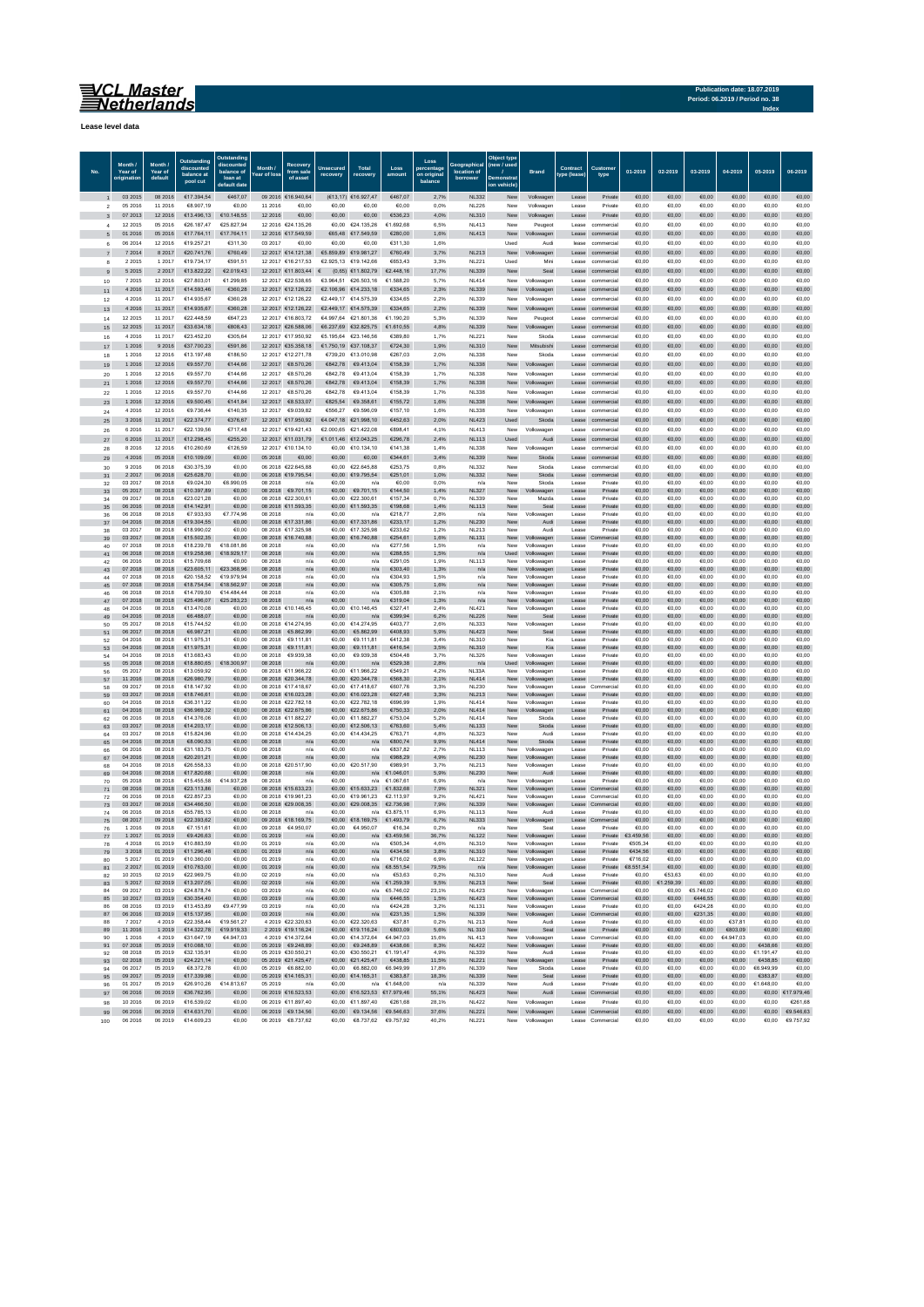**VCL Master Netherlands**

**Publication date: 18.07.2019**
**Period: 06.2019 / Period no. 38**
**Index**

**Lease level data**

| No. | Month / Year of origination | Month / Year of default | Outstanding discounted balance at pool cut | Outstanding discounted balance of loan at default date | Month / Year of loss | Recovery from sale of asset | Unsecured recovery | Total recovery | Loss amount | Loss percentage on original balance | Geographical location of borrower | Object type (new / used / Demonstration vehicle) | Brand | Contract type (lease) | Customer type | 01-2019 | 02-2019 | 03-2019 | 04-2019 | 05-2019 | 06-2019 |
|---|---|---|---|---|---|---|---|---|---|---|---|---|---|---|---|---|---|---|---|---|---|
| 1 | 03 2015 | 08 2016 | €17.394,54 | €467,07 | 09 2016 | €16.940,64 | (€13,17) | €16.927,47 | €467,07 | 2,7% | NL332 | New | Volkswagen | Lease | Private | €0,00 | €0,00 | €0,00 | €0,00 | €0,00 | €0,00 |
| 2 | 05 2016 | 11 2016 | €8.907,19 | €0,00 | 11 2016 | €0,00 | €0,00 | €0,00 | €0,00 | 0,0% | NL226 | New | Volkswagen | Lease | Private | €0,00 | €0,00 | €0,00 | €0,00 | €0,00 | €0,00 |
| 3 | 07 2013 | 12 2016 | €13.496,13 | €10.148,55 | 12 2016 | €0,00 | €0,00 | €0,00 | €536,23 | 4,0% | NL310 | New | Volkswagen | Lease | Private | €0,00 | €0,00 | €0,00 | €0,00 | €0,00 | €0,00 |
| 4 | 12 2015 | 05 2016 | €26.187,47 | €25.827,94 | 12 2016 | €24.135,26 | €0,00 | €24.135,26 | €1.692,68 | 6,5% | NL413 | New | Peugeot | Lease | commercial | €0,00 | €0,00 | €0,00 | €0,00 | €0,00 | €0,00 |
| 5 | 01 2016 | 05 2016 | €17.764,11 | €17.764,11 | 12 2016 | €17.549,59 | €65,48 | €17.549,59 | €280,00 | 1,6% | NL413 | New | Volkswagen | Lease | commercial | €0,00 | €0,00 | €0,00 | €0,00 | €0,00 | €0,00 |
| 6 | 06 2014 | 12 2016 | €19.257,21 | €311,30 | 03 2017 | €0,00 | €0,00 | €0,00 | €311,30 | 1,6% | | Used | Audi | lease | commercial | €0,00 | €0,00 | €0,00 | €0,00 | €0,00 | €0,00 |
| 7 | 7 2014 | 8 2017 | €20.741,76 | €760,49 | 12 2017 | €14.121,38 | €5.859,89 | €19.981,27 | €760,49 | 3,7% | NL213 | New | Volkswagen | Lease | commercial | €0,00 | €0,00 | €0,00 | €0,00 | €0,00 | €0,00 |
| 8 | 2 2015 | 1 2017 | €19.734,17 | €591,51 | 12 2017 | €16.217,53 | €2.925,13 | €19.142,66 | €653,43 | 3,3% | NL221 | Used | Mini | Lease | commercial | €0,00 | €0,00 | €0,00 | €0,00 | €0,00 | €0,00 |
| 9 | 5 2015 | 2 2017 | €13.822,22 | €2.019,43 | 12 2017 | €11.803,44 | € (0,65) | €11.802,79 | €2.448,16 | 17,7% | NL339 | New | Seat | Lease | commercial | €0,00 | €0,00 | €0,00 | €0,00 | €0,00 | €0,00 |
| 10 | 7 2015 | 12 2016 | €27.803,01 | €1.299,85 | 12 2017 | €22.538,65 | €3.964,51 | €26.503,16 | €1.588,20 | 5,7% | NL414 | New | Volkswagen | Lease | commercial | €0,00 | €0,00 | €0,00 | €0,00 | €0,00 | €0,00 |
| 11 | 4 2016 | 11 2017 | €14.593,48 | €360,28 | 12 2017 | €12.126,22 | €2.106,96 | €14.233,19 | €334,65 | 2,3% | NL339 | New | Volkswagen | Lease | commercial | €0,00 | €0,00 | €0,00 | €0,00 | €0,00 | €0,00 |
| 12 | 4 2016 | 11 2017 | €14.935,67 | €360,28 | 12 2017 | €12.126,22 | €2.449,17 | €14.575,39 | €334,65 | 2,2% | NL339 | New | Volkswagen | Lease | commercial | €0,00 | €0,00 | €0,00 | €0,00 | €0,00 | €0,00 |
| 13 | 4 2016 | 11 2017 | €14.935,67 | €360,28 | 12 2017 | €12.126,22 | €2.449,17 | €14.575,39 | €334,65 | 2,2% | NL339 | New | Volkswagen | Lease | commercial | €0,00 | €0,00 | €0,00 | €0,00 | €0,00 | €0,00 |
| 14 | 12 2015 | 11 2017 | €22.448,59 | €847,23 | 12 2017 | €16.803,72 | €4.997,64 | €21.801,36 | €1.190,20 | 5,3% | NL339 | New | Peugeot | Lease | commercial | €0,00 | €0,00 | €0,00 | €0,00 | €0,00 | €0,00 |
| 15 | 12 2015 | 11 2017 | €33.634,18 | €808,43 | 12 2017 | €26.588,06 | €6.237,69 | €32.825,75 | €1.610,55 | 4,8% | NL339 | New | Volkswagen | Lease | commercial | €0,00 | €0,00 | €0,00 | €0,00 | €0,00 | €0,00 |
| 16 | 4 2016 | 11 2017 | €23.452,20 | €305,64 | 12 2017 | €17.950,92 | €5.195,64 | €23.146,56 | €389,80 | 1,7% | NL221 | New | Skoda | Lease | commercial | €0,00 | €0,00 | €0,00 | €0,00 | €0,00 | €0,00 |
| 17 | 1 2016 | 9 2016 | €37.700,23 | €591,86 | 12 2017 | €35.358,18 | €1.750,19 | €37.108,37 | €724,30 | 1,9% | NL310 | New | Mitsubishi | Lease | commercial | €0,00 | €0,00 | €0,00 | €0,00 | €0,00 | €0,00 |
| 18 | 1 2016 | 12 2016 | €13.197,48 | €186,50 | 12 2017 | €12.271,78 | €739,20 | €13.010,98 | €267,03 | 2,0% | NL338 | New | Skoda | Lease | commercial | €0,00 | €0,00 | €0,00 | €0,00 | €0,00 | €0,00 |
| 19 | 1 2016 | 12 2016 | €9.557,70 | €144,66 | 12 2017 | €8.570,26 | €842,78 | €9.413,04 | €158,39 | 1,7% | NL338 | New | Volkswagen | Lease | commercial | €0,00 | €0,00 | €0,00 | €0,00 | €0,00 | €0,00 |
| 20 | 1 2016 | 12 2016 | €9.557,70 | €144,66 | 12 2017 | €8.570,26 | €842,78 | €9.413,04 | €158,39 | 1,7% | NL338 | New | Volkswagen | Lease | commercial | €0,00 | €0,00 | €0,00 | €0,00 | €0,00 | €0,00 |
| 21 | 1 2016 | 12 2016 | €9.557,70 | €144,66 | 12 2017 | €8.570,26 | €842,78 | €9.413,04 | €158,39 | 1,7% | NL338 | New | Volkswagen | Lease | commercial | €0,00 | €0,00 | €0,00 | €0,00 | €0,00 | €0,00 |
| 22 | 1 2016 | 12 2016 | €9.557,70 | €144,66 | 12 2017 | €8.570,26 | €842,78 | €9.413,04 | €158,39 | 1,7% | NL338 | New | Volkswagen | Lease | commercial | €0,00 | €0,00 | €0,00 | €0,00 | €0,00 | €0,00 |
| 23 | 1 2016 | 12 2016 | €9.500,45 | €141,84 | 12 2017 | €8.533,07 | €825,54 | €9.358,61 | €155,72 | 1,6% | NL338 | New | Volkswagen | Lease | commercial | €0,00 | €0,00 | €0,00 | €0,00 | €0,00 | €0,00 |
| 24 | 4 2016 | 12 2016 | €9.736,44 | €140,35 | 12 2017 | €9.039,82 | €556,27 | €9.596,09 | €157,10 | 1,6% | NL338 | New | Volkswagen | Lease | commercial | €0,00 | €0,00 | €0,00 | €0,00 | €0,00 | €0,00 |
| 25 | 3 2016 | 11 2017 | €22.374,77 | €376,67 | 12 2017 | €17.950,92 | €4.047,18 | €21.998,10 | €452,63 | 2,0% | NL423 | Used | Skoda | Lease | commercial | €0,00 | €0,00 | €0,00 | €0,00 | €0,00 | €0,00 |
| 26 | 6 2016 | 11 2017 | €22.139,58 | €717,48 | 12 2017 | €19.421,43 | €2.000,65 | €21.422,08 | €898,41 | 4,1% | NL413 | New | Volkswagen | Lease | commercial | €0,00 | €0,00 | €0,00 | €0,00 | €0,00 | €0,00 |
| 27 | 6 2016 | 11 2017 | €12.298,45 | €255,20 | 12 2017 | €11.031,79 | €1.011,46 | €12.043,25 | €296,78 | 2,4% | NL113 | Used | Audi | Lease | commercial | €0,00 | €0,00 | €0,00 | €0,00 | €0,00 | €0,00 |
| 28 | 8 2016 | 12 2016 | €10.260,69 | €126,59 | 12 2017 | €10.134,10 | €0,00 | €10.134,10 | €141,38 | 1,4% | NL338 | New | Volkswagen | Lease | commercial | €0,00 | €0,00 | €0,00 | €0,00 | €0,00 | €0,00 |
| 29 | 4 2016 | 05 2018 | €10.109,09 | €0,00 | 05 2018 | €0,00 | €0,00 | €0,00 | €344,61 | 3,4% | NL339 | New | Skoda | Lease | commercial | €0,00 | €0,00 | €0,00 | €0,00 | €0,00 | €0,00 |
| 30 | 9 2016 | 06 2018 | €30.375,39 | €0,00 | 06 2018 | €22.645,88 | €0,00 | €22.645,88 | €253,75 | 0,8% | NL332 | New | Skoda | Lease | commercial | €0,00 | €0,00 | €0,00 | €0,00 | €0,00 | €0,00 |
| 31 | 2 2017 | 06 2018 | €25.628,70 | €0,00 | 06 2018 | €19.795,54 | €0,00 | €19.795,54 | €251,01 | 1,0% | NL332 | New | Skoda | Lease | commercial | €0,00 | €0,00 | €0,00 | €0,00 | €0,00 | €0,00 |
| 32 | 03 2017 | 08 2018 | €9.024,30 | €6.990,05 | 08 2018 | n/a | €0,00 | n/a | €0,00 | 0,0% | n/a | New | Skoda | Lease | Private | €0,00 | €0,00 | €0,00 | €0,00 | €0,00 | €0,00 |
| 33 | 05 2017 | 08 2018 | €10.397,89 | €0,00 | 08 2018 | €9.701,15 | €0,00 | €9.701,15 | €144,50 | 1,4% | NL327 | New | Volkswagen | Lease | Private | €0,00 | €0,00 | €0,00 | €0,00 | €0,00 | €0,00 |
| 34 | 09 2017 | 08 2018 | €23.021,28 | €0,00 | 08 2018 | €22.300,61 | €0,00 | €22.300,61 | €157,34 | 0,7% | NL339 | New | Mazda | Lease | Private | €0,00 | €0,00 | €0,00 | €0,00 | €0,00 | €0,00 |
| 35 | 06 2016 | 08 2018 | €14.142,91 | €0,00 | 08 2018 | €11.593,35 | €0,00 | €11.593,35 | €198,68 | 1,4% | NL113 | New | Seat | Lease | Private | €0,00 | €0,00 | €0,00 | €0,00 | €0,00 | €0,00 |
| 36 | 08 2018 | 08 2018 | €7.933,93 | €7.774,96 | 08 2018 | n/a | €0,00 | n/a | €218,77 | 2,8% | n/a | New | Volkswagen | Lease | Private | €0,00 | €0,00 | €0,00 | €0,00 | €0,00 | €0,00 |
| 37 | 04 2016 | 08 2018 | €19.304,55 | €0,00 | 08 2018 | €17.331,86 | €0,00 | €17.331,86 | €233,17 | 1,2% | NL230 | New | Audi | Lease | Private | €0,00 | €0,00 | €0,00 | €0,00 | €0,00 | €0,00 |
| 38 | 03 2017 | 08 2018 | €18.990,02 | €0,00 | 08 2018 | €17.325,98 | €0,00 | €17.325,98 | €233,62 | 1,2% | NL213 | New | Audi | Lease | Private | €0,00 | €0,00 | €0,00 | €0,00 | €0,00 | €0,00 |
| 39 | 03 2017 | 08 2018 | €15.502,35 | €0,00 | 08 2018 | €16.740,88 | €0,00 | €16.740,88 | €254,61 | 1,6% | NL131 | New | Volkswagen | Lease | Commercial | €0,00 | €0,00 | €0,00 | €0,00 | €0,00 | €0,00 |
| 40 | 07 2018 | 08 2018 | €18.239,78 | €18.081,86 | 08 2018 | n/a | €0,00 | n/a | €277,56 | 1,5% | n/a | New | Volkswagen | Lease | Private | €0,00 | €0,00 | €0,00 | €0,00 | €0,00 | €0,00 |
| 41 | 06 2018 | 08 2018 | €19.258,98 | €18.929,17 | 08 2018 | n/a | €0,00 | n/a | €288,55 | 1,5% | n/a | Used | Volkswagen | Lease | Private | €0,00 | €0,00 | €0,00 | €0,00 | €0,00 | €0,00 |
| 42 | 06 2016 | 08 2018 | €15.709,68 | €0,00 | 08 2018 | n/a | €0,00 | n/a | €291,05 | 1,9% | NL113 | New | Volkswagen | Lease | Private | €0,00 | €0,00 | €0,00 | €0,00 | €0,00 | €0,00 |
| 43 | 07 2018 | 08 2018 | €23.605,11 | €23.368,96 | 08 2018 | n/a | €0,00 | n/a | €303,40 | 1,3% | n/a | New | Volkswagen | Lease | Private | €0,00 | €0,00 | €0,00 | €0,00 | €0,00 | €0,00 |
| 44 | 07 2018 | 08 2018 | €20.158,52 | €19.979,94 | 08 2018 | n/a | €0,00 | n/a | €304,93 | 1,5% | n/a | New | Volkswagen | Lease | Private | €0,00 | €0,00 | €0,00 | €0,00 | €0,00 | €0,00 |
| 45 | 07 2018 | 08 2018 | €18.754,54 | €18.562,97 | 08 2018 | n/a | €0,00 | n/a | €305,75 | 1,6% | n/a | New | Volkswagen | Lease | Private | €0,00 | €0,00 | €0,00 | €0,00 | €0,00 | €0,00 |
| 46 | 06 2018 | 08 2018 | €14.709,50 | €14.484,44 | 08 2018 | n/a | €0,00 | n/a | €305,88 | 2,1% | n/a | New | Volkswagen | Lease | Private | €0,00 | €0,00 | €0,00 | €0,00 | €0,00 | €0,00 |
| 47 | 07 2018 | 08 2018 | €25.496,07 | €25.283,23 | 08 2018 | n/a | €0,00 | n/a | €319,04 | 1,3% | n/a | New | Volkswagen | Lease | Private | €0,00 | €0,00 | €0,00 | €0,00 | €0,00 | €0,00 |
| 48 | 04 2016 | 08 2018 | €13.470,08 | €0,00 | 08 2018 | €10.146,45 | €0,00 | €10.146,45 | €327,41 | 2,4% | NL421 | New | Volkswagen | Lease | Private | €0,00 | €0,00 | €0,00 | €0,00 | €0,00 | €0,00 |
| 49 | 04 2016 | 08 2018 | €6.488,07 | €0,00 | 08 2018 | n/a | €0,00 | n/a | €399,94 | 6,2% | NL226 | New | Seat | Lease | Private | €0,00 | €0,00 | €0,00 | €0,00 | €0,00 | €0,00 |
| 50 | 05 2017 | 08 2018 | €15.744,52 | €0,00 | 08 2018 | €14.274,95 | €0,00 | €14.274,95 | €403,77 | 2,6% | NL333 | New | Volkswagen | Lease | Private | €0,00 | €0,00 | €0,00 | €0,00 | €0,00 | €0,00 |
| 51 | 06 2017 | 08 2018 | €6.987,21 | €0,00 | 08 2018 | €5.862,99 | €0,00 | €5.862,99 | €408,93 | 5,9% | NL423 | New | Seat | Lease | Private | €0,00 | €0,00 | €0,00 | €0,00 | €0,00 | €0,00 |
| 52 | 04 2016 | 08 2018 | €11.975,31 | €0,00 | 08 2018 | €9.111,81 | €0,00 | €9.111,81 | €412,38 | 3,4% | NL310 | New | Kia | Lease | Private | €0,00 | €0,00 | €0,00 | €0,00 | €0,00 | €0,00 |
| 53 | 04 2016 | 08 2018 | €11.975,31 | €0,00 | 08 2018 | €9.111,81 | €0,00 | €9.111,81 | €416,54 | 3,5% | NL310 | New | Kia | Lease | Private | €0,00 | €0,00 | €0,00 | €0,00 | €0,00 | €0,00 |
| 54 | 04 2016 | 08 2018 | €13.683,43 | €0,00 | 08 2018 | €9.939,38 | €0,00 | €9.939,38 | €504,48 | 3,7% | NL326 | New | Volkswagen | Lease | Private | €0,00 | €0,00 | €0,00 | €0,00 | €0,00 | €0,00 |
| 55 | 05 2018 | 08 2018 | €18.880,65 | €18.300,97 | 08 2018 | n/a | €0,00 | n/a | €529,38 | 2,8% | n/a | Used | Volkswagen | Lease | Private | €0,00 | €0,00 | €0,00 | €0,00 | €0,00 | €0,00 |
| 56 | 05 2017 | 08 2018 | €13.059,92 | €0,00 | 08 2018 | €11.966,22 | €0,00 | €11.966,22 | €549,21 | 4,2% | NL33A | New | Volkswagen | Lease | Private | €0,00 | €0,00 | €0,00 | €0,00 | €0,00 | €0,00 |
| 57 | 11 2016 | 08 2018 | €26.980,79 | €0,00 | 08 2018 | €20.344,78 | €0,00 | €20.344,78 | €568,30 | 2,1% | NL414 | New | Volkswagen | Lease | Private | €0,00 | €0,00 | €0,00 | €0,00 | €0,00 | €0,00 |
| 58 | 09 2017 | 08 2018 | €18.147,92 | €0,00 | 08 2018 | €17.418,67 | €0,00 | €17.418,67 | €607,78 | 3,3% | NL230 | New | Volkswagen | Lease | Commercial | €0,00 | €0,00 | €0,00 | €0,00 | €0,00 | €0,00 |
| 59 | 03 2017 | 08 2018 | €18.746,61 | €0,00 | 08 2018 | €16.023,28 | €0,00 | €16.023,28 | €627,48 | 3,3% | NL213 | New | Volkswagen | Lease | Private | €0,00 | €0,00 | €0,00 | €0,00 | €0,00 | €0,00 |
| 60 | 04 2016 | 08 2018 | €36.311,22 | €0,00 | 08 2018 | €22.782,18 | €0,00 | €22.782,18 | €696,99 | 1,9% | NL414 | New | Volkswagen | Lease | Private | €0,00 | €0,00 | €0,00 | €0,00 | €0,00 | €0,00 |
| 61 | 04 2016 | 08 2018 | €36.969,32 | €0,00 | 08 2018 | €22.675,86 | €0,00 | €22.675,86 | €750,33 | 2,0% | NL414 | New | Volkswagen | Lease | Private | €0,00 | €0,00 | €0,00 | €0,00 | €0,00 | €0,00 |
| 62 | 06 2016 | 08 2018 | €14.376,06 | €0,00 | 08 2018 | €11.882,27 | €0,00 | €11.882,27 | €753,04 | 5,2% | NL414 | New | Skoda | Lease | Private | €0,00 | €0,00 | €0,00 | €0,00 | €0,00 | €0,00 |
| 63 | 03 2017 | 08 2018 | €14.203,17 | €0,00 | 08 2018 | €12.506,13 | €0,00 | €12.506,13 | €763,60 | 5,4% | NL133 | New | Skoda | Lease | Private | €0,00 | €0,00 | €0,00 | €0,00 | €0,00 | €0,00 |
| 64 | 03 2017 | 08 2018 | €15.824,96 | €0,00 | 08 2018 | €14.434,25 | €0,00 | €14.434,25 | €763,71 | 4,8% | NL323 | New | Audi | Lease | Private | €0,00 | €0,00 | €0,00 | €0,00 | €0,00 | €0,00 |
| 65 | 04 2016 | 08 2018 | €8.090,53 | €0,00 | 08 2018 | n/a | €0,00 | n/a | €800,74 | 9,9% | NL414 | New | Skoda | Lease | Private | €0,00 | €0,00 | €0,00 | €0,00 | €0,00 | €0,00 |
| 66 | 06 2016 | 08 2018 | €31.183,75 | €0,00 | 08 2018 | n/a | €0,00 | n/a | €837,82 | 2,7% | NL113 | New | Volkswagen | Lease | Private | €0,00 | €0,00 | €0,00 | €0,00 | €0,00 | €0,00 |
| 67 | 04 2016 | 08 2018 | €20.201,21 | €0,00 | 08 2018 | n/a | €0,00 | n/a | €989,29 | 4,9% | NL230 | New | Volkswagen | Lease | Private | €0,00 | €0,00 | €0,00 | €0,00 | €0,00 | €0,00 |
| 68 | 04 2016 | 08 2018 | €26.558,33 | €0,00 | 08 2018 | €20.517,90 | €0,00 | €20.517,90 | €989,91 | 3,7% | NL213 | New | Volkswagen | Lease | Private | €0,00 | €0,00 | €0,00 | €0,00 | €0,00 | €0,00 |
| 69 | 04 2016 | 08 2018 | €17.820,68 | €0,00 | 08 2018 | n/a | €0,00 | n/a | €1.046,01 | 5,9% | NL230 | New | Audi | Lease | Private | €0,00 | €0,00 | €0,00 | €0,00 | €0,00 | €0,00 |
| 70 | 05 2018 | 08 2018 | €15.455,58 | €14.937,28 | 08 2018 | n/a | €0,00 | n/a | €1.067,61 | 6,9% | n/a | New | Volkswagen | Lease | Private | €0,00 | €0,00 | €0,00 | €0,00 | €0,00 | €0,00 |
| 71 | 08 2016 | 08 2018 | €23.113,86 | €0,00 | 08 2018 | €15.633,23 | €0,00 | €15.633,23 | €1.832,68 | 7,9% | NL321 | New | Volkswagen | Lease | Commercial | €0,00 | €0,00 | €0,00 | €0,00 | €0,00 | €0,00 |
| 72 | 06 2016 | 08 2018 | €22.857,23 | €0,00 | 08 2018 | €19.961,23 | €0,00 | €19.961,23 | €2.113,97 | 9,2% | NL421 | New | Volkswagen | Lease | Commercial | €0,00 | €0,00 | €0,00 | €0,00 | €0,00 | €0,00 |
| 73 | 03 2017 | 08 2018 | €34.466,50 | €0,00 | 08 2018 | €29.008,35 | €0,00 | €29.008,35 | €2.736,98 | 7,9% | NL339 | New | Volkswagen | Lease | Commercial | €0,00 | €0,00 | €0,00 | €0,00 | €0,00 | €0,00 |
| 74 | 06 2016 | 08 2018 | €55.785,13 | €0,00 | 08 2018 | n/a | €0,00 | n/a | €3.875,11 | 6,9% | NL113 | New | Audi | Lease | Private | €0,00 | €0,00 | €0,00 | €0,00 | €0,00 | €0,00 |
| 75 | 08 2017 | 09 2018 | €22.393,62 | €0,00 | 09 2018 | €18.169,75 | €0,00 | €18.169,75 | €1.493,79 | 6,7% | NL333 | New | Volkswagen | Lease | Commercial | €0,00 | €0,00 | €0,00 | €0,00 | €0,00 | €0,00 |
| 76 | 1 2016 | 09 2018 | €7.151,61 | €0,00 | 09 2018 | €4.950,07 | €0,00 | €4.950,07 | €16,34 | 0,2% | n/a | New | Seat | Lease | Private | €0,00 | €0,00 | €0,00 | €0,00 | €0,00 | €0,00 |
| 77 | 1 2017 | 01 2019 | €9.426,63 | €0,00 | 01 2019 | n/a | €0,00 | n/a | €3.459,56 | 36,7% | NL122 | New | Volkswagen | Lease | Private | €3.459,56 | €0,00 | €0,00 | €0,00 | €0,00 | €0,00 |
| 78 | 4 2018 | 01 2019 | €10.883,59 | €0,00 | 01 2019 | n/a | €0,00 | n/a | €505,34 | 4,6% | NL310 | New | Volkswagen | Lease | Private | €505,34 | €0,00 | €0,00 | €0,00 | €0,00 | €0,00 |
| 79 | 3 2018 | 01 2019 | €11.296,48 | €0,00 | 01 2019 | n/a | €0,00 | n/a | €434,56 | 3,8% | NL310 | New | Volkswagen | Lease | Private | €434,56 | €0,00 | €0,00 | €0,00 | €0,00 | €0,00 |
| 80 | 5 2017 | 01 2019 | €10.380,00 | €0,00 | 01 2019 | n/a | €0,00 | n/a | €716,02 | 6,9% | NL122 | New | Volkswagen | Lease | Private | €716,02 | €0,00 | €0,00 | €0,00 | €0,00 | €0,00 |
| 81 | 2 2017 | 01 2019 | €10.763,00 | €0,00 | 01 2019 | n/a | €0,00 | n/a | €8.551,54 | 79,5% | n/a | New | Volkswagen | Lease | Private | €8.551,54 | €0,00 | €0,00 | €0,00 | €0,00 | €0,00 |
| 82 | 10 2015 | 02 2019 | €22.969,75 | €0,00 | 02 2019 | n/a | €0,00 | n/a | €53,63 | 0,2% | NL310 | New | Audi | Lease | Private | €0,00 | €53,63 | €0,00 | €0,00 | €0,00 | €0,00 |
| 83 | 5 2017 | 02 2019 | €13.207,05 | €0,00 | 02 2019 | n/a | €0,00 | n/a | €1.259,39 | 9,5% | NL213 | New | Seat | Lease | Private | €0,00 | €1.259,39 | €0,00 | €0,00 | €0,00 | €0,00 |
| 84 | 09 2017 | 03 2019 | €24.878,74 | €0,00 | 03 2019 | n/a | €0,00 | n/a | €5.746,02 | 23,1% | NL423 | New | Volkswagen | Lease | Commercial | €0,00 | €0,00 | €5.746,02 | €0,00 | €0,00 | €0,00 |
| 85 | 10 2017 | 03 2019 | €30.354,40 | €0,00 | 03 2019 | n/a | €0,00 | n/a | €446,55 | 1,5% | NL423 | New | Volkswagen | Lease | Commercial | €0,00 | €0,00 | €0,00 | €446,55 | €0,00 | €0,00 |
| 86 | 08 2016 | 03 2019 | €13.453,89 | €9.477,99 | 03 2019 | n/a | €0,00 | n/a | €424,28 | 3,2% | NL131 | New | Volkswagen | Lease | Private | €0,00 | €0,00 | €0,00 | €424,28 | €0,00 | €0,00 |
| 87 | 06 2018 | 03 2019 | €15.137,95 | €0,00 | 03 2019 | n/a | €0,00 | n/a | €231,35 | 1,5% | NL339 | New | Volkswagen | Lease | Commercial | €0,00 | €0,00 | €0,00 | €231,35 | €0,00 | €0,00 |
| 88 | 7 2017 | 4 2019 | €22.358,44 | €19.561,27 | 4 2019 | €22.320,63 | €0,00 | €22.320,63 | €37,81 | 0,2% | NL 213 | New | Audi | Lease | Private | €0,00 | €0,00 | €0,00 | €37,81 | €0,00 | €0,00 |
| 89 | 11 2016 | 1 2019 | €14.322,78 | €19.919,33 | 2 2019 | €19.116,24 | €0,00 | €19.116,24 | €803,09 | 5,6% | NL 310 | New | Seat | Lease | Private | €0,00 | €0,00 | €0,00 | €803,09 | €0,00 | €0,00 |
| 90 | 1 2016 | 4 2019 | €31.647,19 | €4.947,03 | 4 2019 | €14.372,64 | €0,00 | €14.372,64 | €4.947,03 | 15,6% | NL413 | New | Volkswagen | Lease | commercial | €0,00 | €0,00 | €0,00 | €4.947,03 | €0,00 | €0,00 |
| 91 | 07 2018 | 05 2019 | €10.088,10 | €0,00 | 05 2019 | €9.248,89 | €0,00 | €9.248,89 | €438,66 | 8,3% | NL422 | New | Volkswagen | Lease | Private | €0,00 | €0,00 | €0,00 | €0,00 | €438,66 | €0,00 |
| 92 | 08 2018 | 05 2019 | €32.135,91 | €0,00 | 05 2019 | €30.550,21 | €0,00 | €30.550,21 | €1.191,47 | 4,9% | NL339 | New | Audi | Lease | Private | €0,00 | €0,00 | €0,00 | €0,00 | €1.191,47 | €0,00 |
| 93 | 02 2018 | 05 2019 | €24.221,14 | €0,00 | 05 2019 | €21.425,47 | €0,00 | €21.425,47 | €438,85 | 11,5% | NL221 | New | Volkswagen | Lease | Private | €0,00 | €0,00 | €0,00 | €0,00 | €438,85 | €0,00 |
| 94 | 06 2017 | 05 2019 | €8.372,78 | €0,00 | 05 2019 | €6.882,00 | €0,00 | €6.882,00 | €6.949,99 | 17,8% | NL339 | New | Skoda | Lease | Private | €0,00 | €0,00 | €0,00 | €0,00 | €6.949,99 | €0,00 |
| 95 | 09 2017 | 05 2019 | €17.339,98 | €0,00 | 05 2019 | €14.165,31 | €0,00 | €14.165,31 | €383,87 | 18,3% | NL339 | New | Seat | Lease | Private | €0,00 | €0,00 | €0,00 | €0,00 | €383,87 | €0,00 |
| 96 | 01 2017 | 05 2019 | €26.910,26 | €14.813,67 | 05 2019 | n/a | €0,00 | n/a | €1.648,00 | n/a | NL339 | New | Audi | Lease | Private | €0,00 | €0,00 | €0,00 | €0,00 | €1.648,00 | €0,00 |
| 97 | 06 2016 | 06 2019 | €36.762,95 | €0,00 | 06 2019 | €16.523,53 | €0,00 | €16.523,53 | €17.979,46 | 55,1% | NL423 | New | Audi | Lease | Commercial | €0,00 | €0,00 | €0,00 | €0,00 | €0,00 | €17.979,46 |
| 98 | 10 2016 | 06 2019 | €16.539,02 | €0,00 | 06 2019 | €11.897,40 | €0,00 | €11.897,40 | €261,68 | 28,1% | NL422 | New | Volkswagen | Lease | Private | €0,00 | €0,00 | €0,00 | €0,00 | €0,00 | €261,68 |
| 99 | 06 2016 | 06 2019 | €14.631,70 | €0,00 | 06 2019 | €9.134,56 | €0,00 | €9.134,56 | €9.546,63 | 37,6% | NL221 | New | Volkswagen | Lease | Commercial | €0,00 | €0,00 | €0,00 | €0,00 | €0,00 | €9.546,63 |
| 100 | 06 2016 | 06 2019 | €14.609,23 | €0,00 | 06 2019 | €8.737,62 | €0,00 | €8.737,62 | €9.757,92 | 40,2% | NL221 | New | Volkswagen | Lease | Commercial | €0,00 | €0,00 | €0,00 | €0,00 | €0,00 | €9.757,92 |